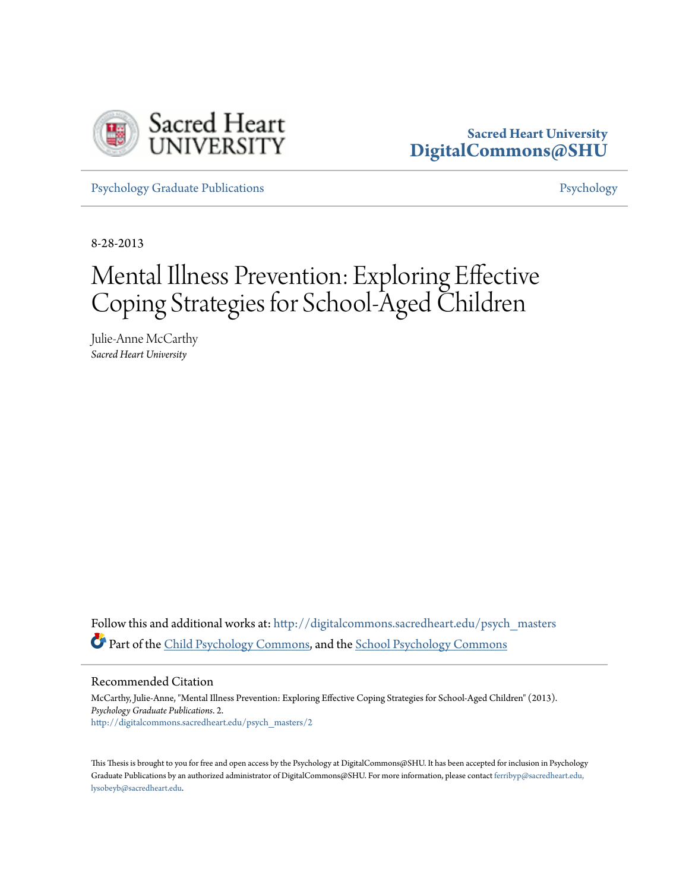Sacred Heart University
**DigitalCommons@SHU**

Psychology Graduate Publications | Psychology

8-28-2013

# Mental Illness Prevention: Exploring Effective Coping Strategies for School-Aged Children

Julie-Anne McCarthy
*Sacred Heart University*

Follow this and additional works at: http://digitalcommons.sacredheart.edu/psych_masters
Part of the Child Psychology Commons, and the School Psychology Commons

## Recommended Citation

McCarthy, Julie-Anne, "Mental Illness Prevention: Exploring Effective Coping Strategies for School-Aged Children" (2013). *Psychology Graduate Publications*. 2.
http://digitalcommons.sacredheart.edu/psych_masters/2

This Thesis is brought to you for free and open access by the Psychology at DigitalCommons@SHU. It has been accepted for inclusion in Psychology Graduate Publications by an authorized administrator of DigitalCommons@SHU. For more information, please contact ferribyp@sacredheart.edu, lysobeyb@sacredheart.edu.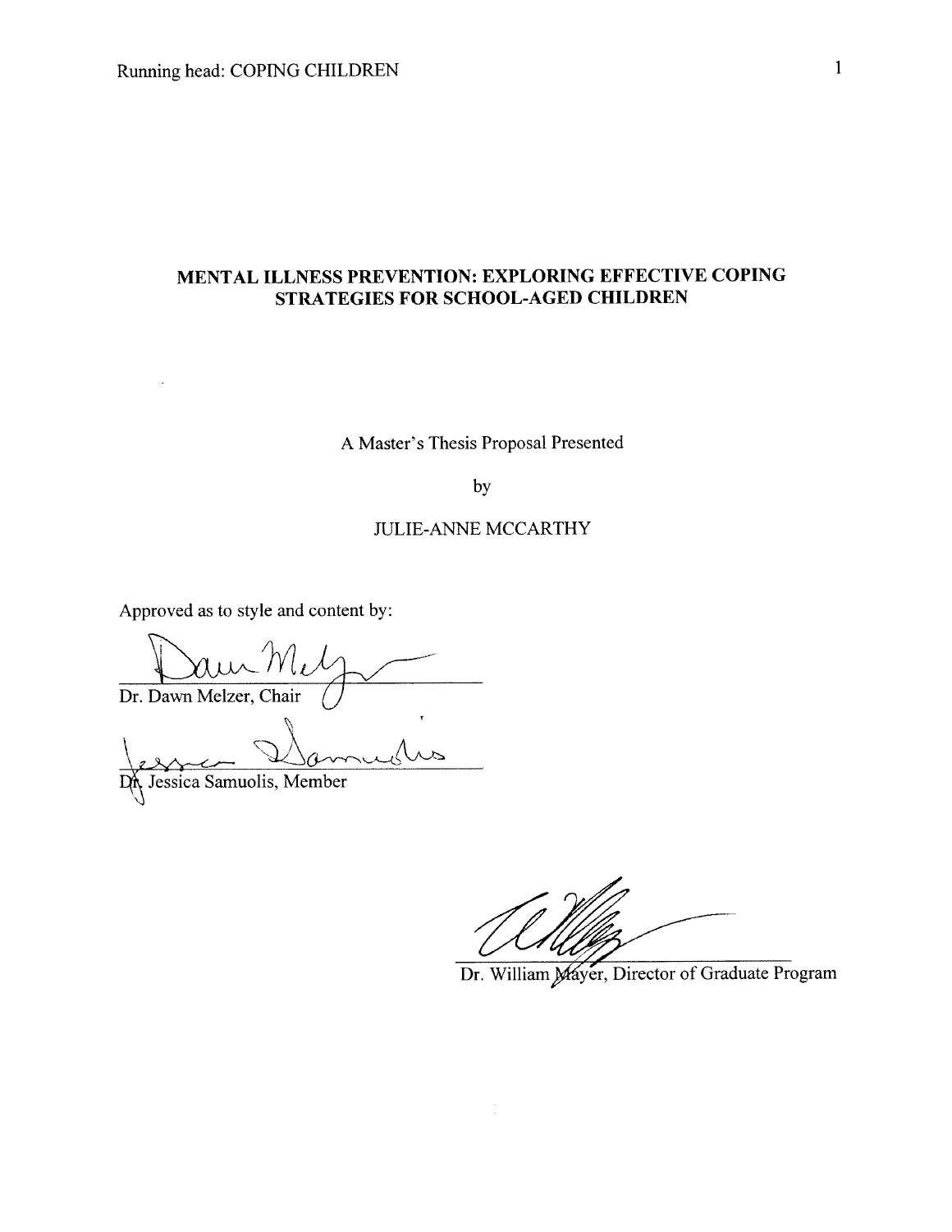# MENTAL ILLNESS PREVENTION: EXPLORING EFFECTIVE COPING STRATEGIES FOR SCHOOL-AGED CHILDREN

A Master's Thesis Proposal Presented

by

JULIE-ANNE MCCARTHY

Approved as to style and content by:

Dr. Dawn Melzer, Chair

Dr. Jessica Samuolis, Member

Dr. William Mayer, Director of Graduate Program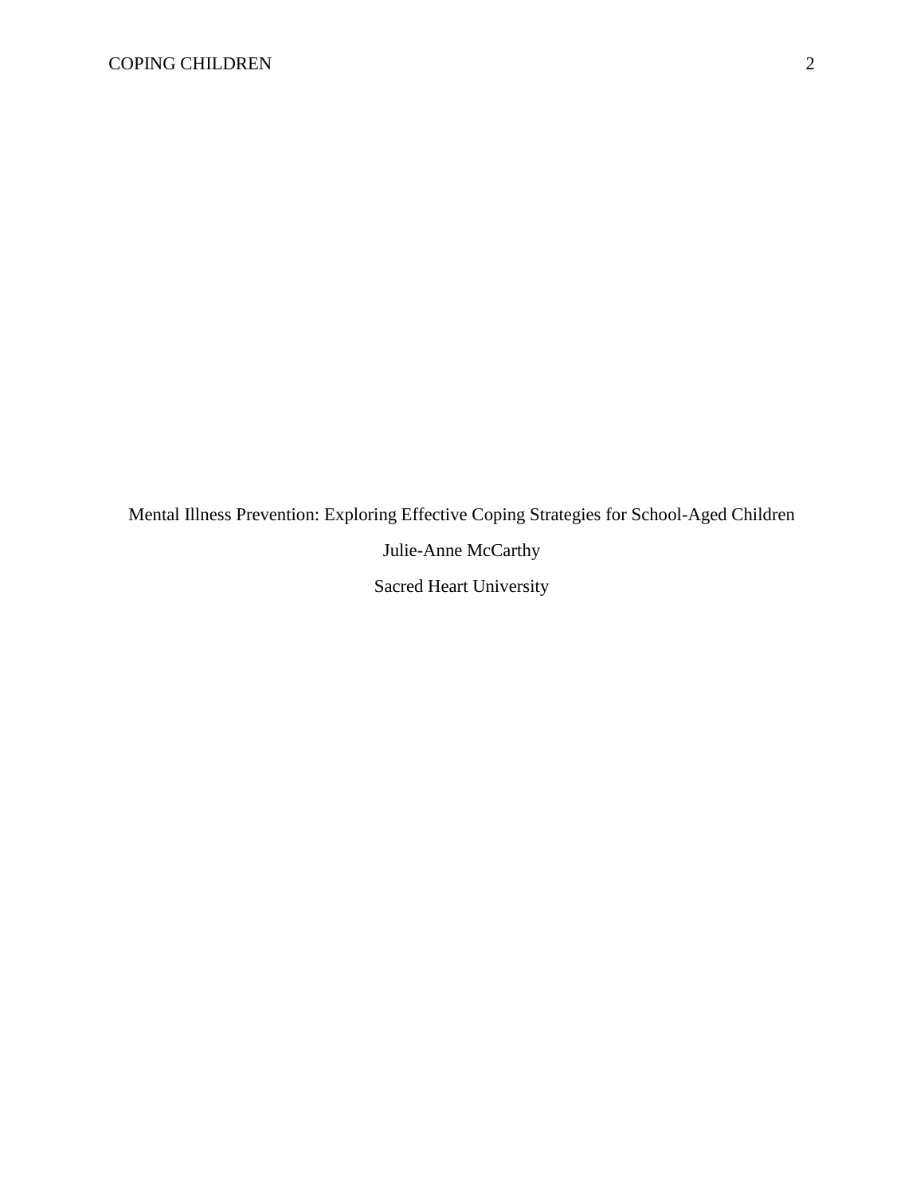Mental Illness Prevention: Exploring Effective Coping Strategies for School-Aged Children

Julie-Anne McCarthy

Sacred Heart University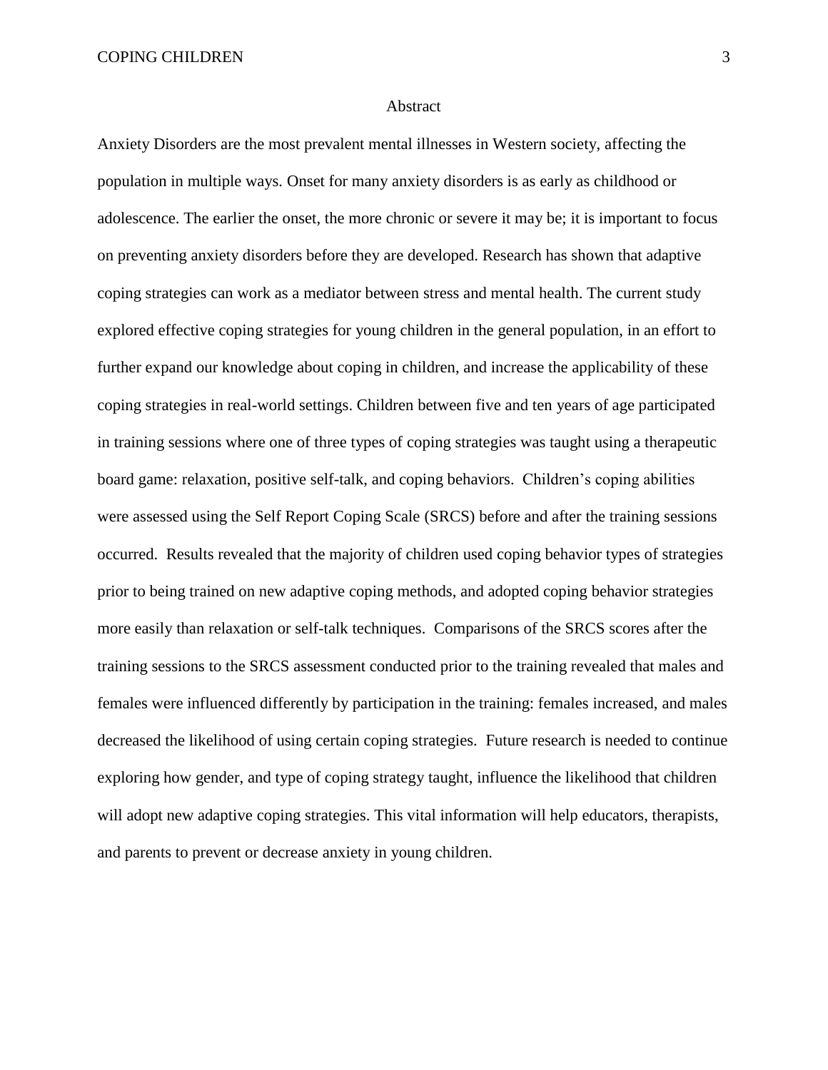# Abstract

Anxiety Disorders are the most prevalent mental illnesses in Western society, affecting the population in multiple ways. Onset for many anxiety disorders is as early as childhood or adolescence. The earlier the onset, the more chronic or severe it may be; it is important to focus on preventing anxiety disorders before they are developed. Research has shown that adaptive coping strategies can work as a mediator between stress and mental health. The current study explored effective coping strategies for young children in the general population, in an effort to further expand our knowledge about coping in children, and increase the applicability of these coping strategies in real-world settings. Children between five and ten years of age participated in training sessions where one of three types of coping strategies was taught using a therapeutic board game: relaxation, positive self-talk, and coping behaviors. Children's coping abilities were assessed using the Self Report Coping Scale (SRCS) before and after the training sessions occurred. Results revealed that the majority of children used coping behavior types of strategies prior to being trained on new adaptive coping methods, and adopted coping behavior strategies more easily than relaxation or self-talk techniques. Comparisons of the SRCS scores after the training sessions to the SRCS assessment conducted prior to the training revealed that males and females were influenced differently by participation in the training: females increased, and males decreased the likelihood of using certain coping strategies. Future research is needed to continue exploring how gender, and type of coping strategy taught, influence the likelihood that children will adopt new adaptive coping strategies. This vital information will help educators, therapists, and parents to prevent or decrease anxiety in young children.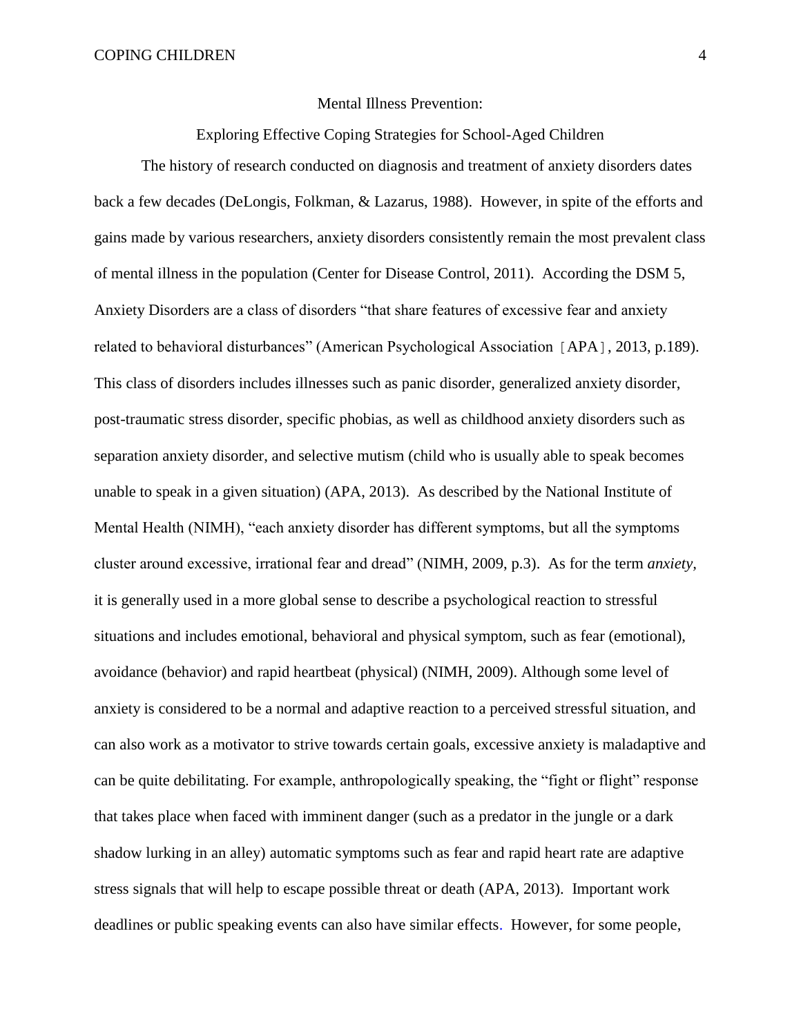# Mental Illness Prevention:

## Exploring Effective Coping Strategies for School-Aged Children

The history of research conducted on diagnosis and treatment of anxiety disorders dates back a few decades (DeLongis, Folkman, & Lazarus, 1988). However, in spite of the efforts and gains made by various researchers, anxiety disorders consistently remain the most prevalent class of mental illness in the population (Center for Disease Control, 2011). According the DSM 5, Anxiety Disorders are a class of disorders "that share features of excessive fear and anxiety related to behavioral disturbances" (American Psychological Association［APA］, 2013, p.189). This class of disorders includes illnesses such as panic disorder, generalized anxiety disorder, post-traumatic stress disorder, specific phobias, as well as childhood anxiety disorders such as separation anxiety disorder, and selective mutism (child who is usually able to speak becomes unable to speak in a given situation) (APA, 2013). As described by the National Institute of Mental Health (NIMH), "each anxiety disorder has different symptoms, but all the symptoms cluster around excessive, irrational fear and dread" (NIMH, 2009, p.3). As for the term *anxiety,* it is generally used in a more global sense to describe a psychological reaction to stressful situations and includes emotional, behavioral and physical symptom, such as fear (emotional), avoidance (behavior) and rapid heartbeat (physical) (NIMH, 2009). Although some level of anxiety is considered to be a normal and adaptive reaction to a perceived stressful situation, and can also work as a motivator to strive towards certain goals, excessive anxiety is maladaptive and can be quite debilitating. For example, anthropologically speaking, the "fight or flight" response that takes place when faced with imminent danger (such as a predator in the jungle or a dark shadow lurking in an alley) automatic symptoms such as fear and rapid heart rate are adaptive stress signals that will help to escape possible threat or death (APA, 2013). Important work deadlines or public speaking events can also have similar effects. However, for some people,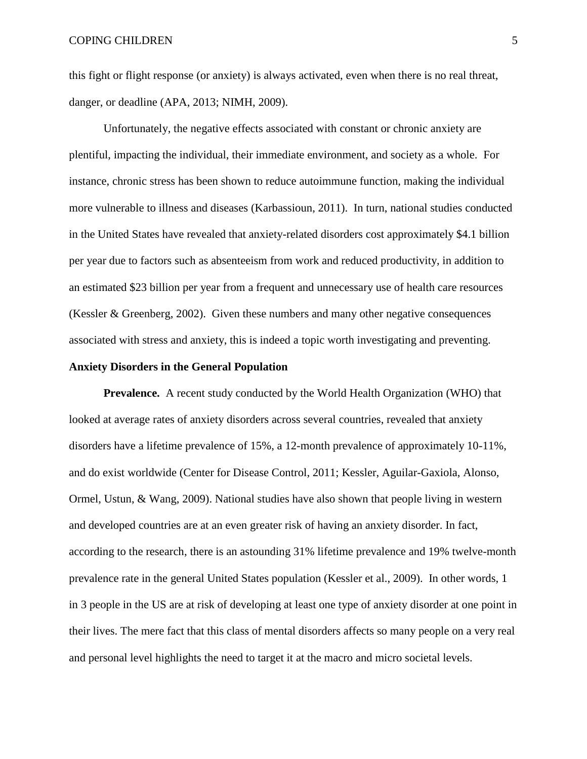this fight or flight response (or anxiety) is always activated, even when there is no real threat, danger, or deadline (APA, 2013; NIMH, 2009).

Unfortunately, the negative effects associated with constant or chronic anxiety are plentiful, impacting the individual, their immediate environment, and society as a whole. For instance, chronic stress has been shown to reduce autoimmune function, making the individual more vulnerable to illness and diseases (Karbassioun, 2011). In turn, national studies conducted in the United States have revealed that anxiety-related disorders cost approximately $4.1 billion per year due to factors such as absenteeism from work and reduced productivity, in addition to an estimated $23 billion per year from a frequent and unnecessary use of health care resources (Kessler & Greenberg, 2002). Given these numbers and many other negative consequences associated with stress and anxiety, this is indeed a topic worth investigating and preventing.

## Anxiety Disorders in the General Population

**Prevalence.** A recent study conducted by the World Health Organization (WHO) that looked at average rates of anxiety disorders across several countries, revealed that anxiety disorders have a lifetime prevalence of 15%, a 12-month prevalence of approximately 10-11%, and do exist worldwide (Center for Disease Control, 2011; Kessler, Aguilar-Gaxiola, Alonso, Ormel, Ustun, & Wang, 2009). National studies have also shown that people living in western and developed countries are at an even greater risk of having an anxiety disorder. In fact, according to the research, there is an astounding 31% lifetime prevalence and 19% twelve-month prevalence rate in the general United States population (Kessler et al., 2009). In other words, 1 in 3 people in the US are at risk of developing at least one type of anxiety disorder at one point in their lives. The mere fact that this class of mental disorders affects so many people on a very real and personal level highlights the need to target it at the macro and micro societal levels.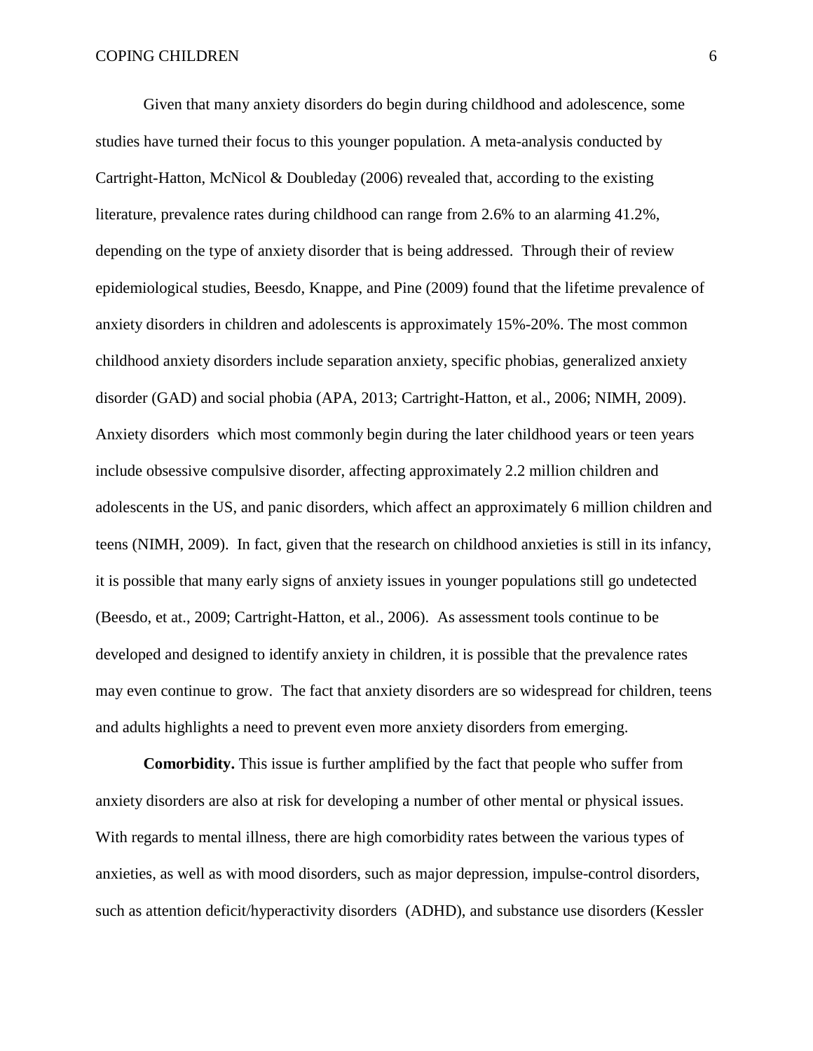Given that many anxiety disorders do begin during childhood and adolescence, some studies have turned their focus to this younger population. A meta-analysis conducted by Cartright-Hatton, McNicol & Doubleday (2006) revealed that, according to the existing literature, prevalence rates during childhood can range from 2.6% to an alarming 41.2%, depending on the type of anxiety disorder that is being addressed. Through their of review epidemiological studies, Beesdo, Knappe, and Pine (2009) found that the lifetime prevalence of anxiety disorders in children and adolescents is approximately 15%-20%. The most common childhood anxiety disorders include separation anxiety, specific phobias, generalized anxiety disorder (GAD) and social phobia (APA, 2013; Cartright-Hatton, et al., 2006; NIMH, 2009). Anxiety disorders which most commonly begin during the later childhood years or teen years include obsessive compulsive disorder, affecting approximately 2.2 million children and adolescents in the US, and panic disorders, which affect an approximately 6 million children and teens (NIMH, 2009). In fact, given that the research on childhood anxieties is still in its infancy, it is possible that many early signs of anxiety issues in younger populations still go undetected (Beesdo, et at., 2009; Cartright-Hatton, et al., 2006). As assessment tools continue to be developed and designed to identify anxiety in children, it is possible that the prevalence rates may even continue to grow. The fact that anxiety disorders are so widespread for children, teens and adults highlights a need to prevent even more anxiety disorders from emerging.

**Comorbidity.** This issue is further amplified by the fact that people who suffer from anxiety disorders are also at risk for developing a number of other mental or physical issues. With regards to mental illness, there are high comorbidity rates between the various types of anxieties, as well as with mood disorders, such as major depression, impulse-control disorders, such as attention deficit/hyperactivity disorders (ADHD), and substance use disorders (Kessler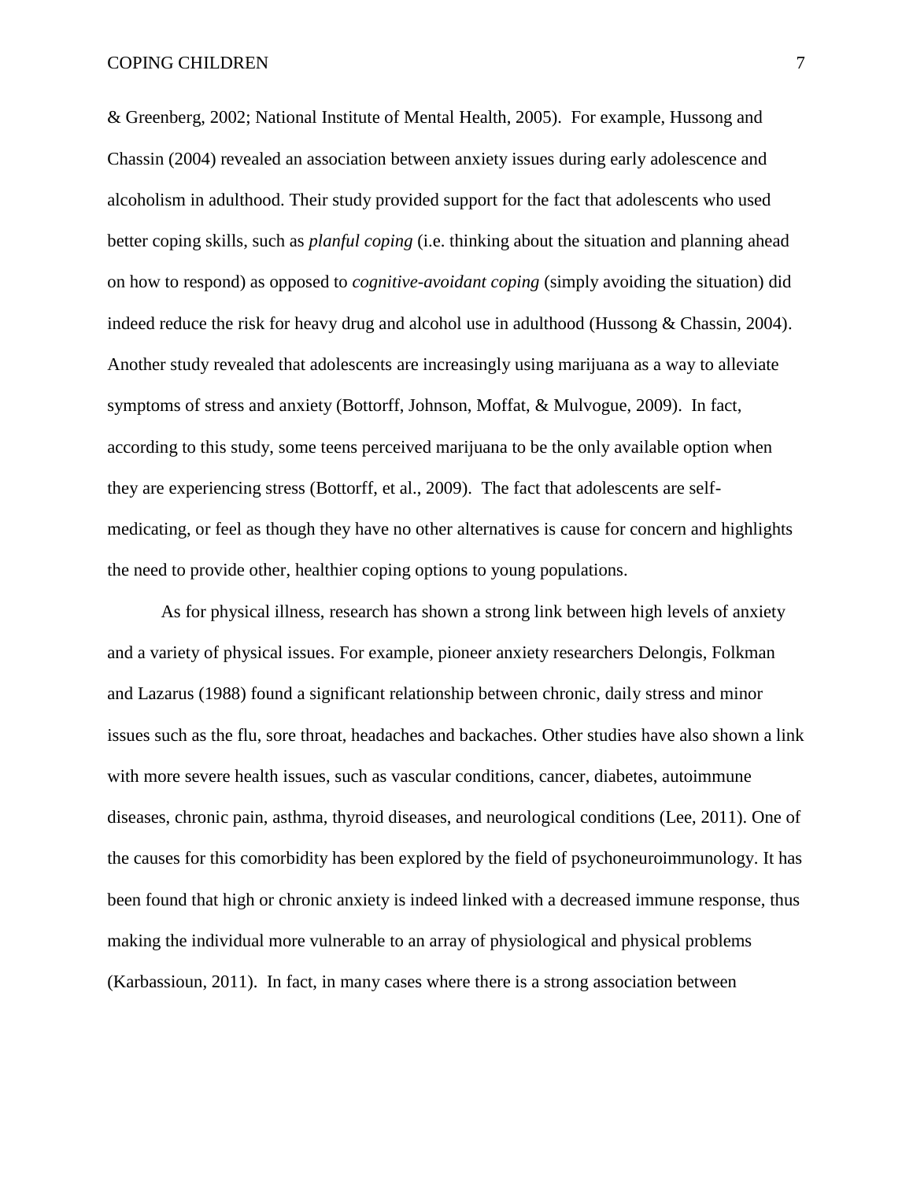& Greenberg, 2002; National Institute of Mental Health, 2005). For example, Hussong and Chassin (2004) revealed an association between anxiety issues during early adolescence and alcoholism in adulthood. Their study provided support for the fact that adolescents who used better coping skills, such as *planful coping* (i.e. thinking about the situation and planning ahead on how to respond) as opposed to *cognitive-avoidant coping* (simply avoiding the situation) did indeed reduce the risk for heavy drug and alcohol use in adulthood (Hussong & Chassin, 2004). Another study revealed that adolescents are increasingly using marijuana as a way to alleviate symptoms of stress and anxiety (Bottorff, Johnson, Moffat, & Mulvogue, 2009). In fact, according to this study, some teens perceived marijuana to be the only available option when they are experiencing stress (Bottorff, et al., 2009). The fact that adolescents are self-medicating, or feel as though they have no other alternatives is cause for concern and highlights the need to provide other, healthier coping options to young populations.

As for physical illness, research has shown a strong link between high levels of anxiety and a variety of physical issues. For example, pioneer anxiety researchers Delongis, Folkman and Lazarus (1988) found a significant relationship between chronic, daily stress and minor issues such as the flu, sore throat, headaches and backaches. Other studies have also shown a link with more severe health issues, such as vascular conditions, cancer, diabetes, autoimmune diseases, chronic pain, asthma, thyroid diseases, and neurological conditions (Lee, 2011). One of the causes for this comorbidity has been explored by the field of psychoneuroimmunology. It has been found that high or chronic anxiety is indeed linked with a decreased immune response, thus making the individual more vulnerable to an array of physiological and physical problems (Karbassioun, 2011). In fact, in many cases where there is a strong association between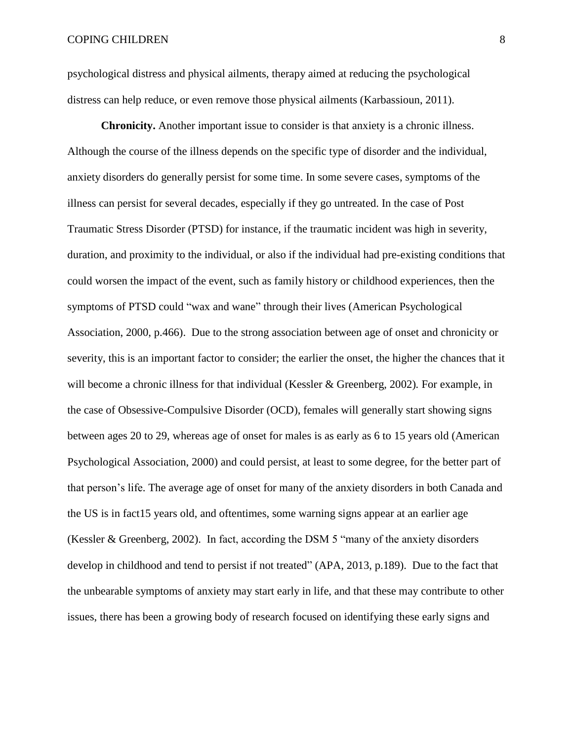psychological distress and physical ailments, therapy aimed at reducing the psychological distress can help reduce, or even remove those physical ailments (Karbassioun, 2011).

**Chronicity.** Another important issue to consider is that anxiety is a chronic illness. Although the course of the illness depends on the specific type of disorder and the individual, anxiety disorders do generally persist for some time. In some severe cases, symptoms of the illness can persist for several decades, especially if they go untreated. In the case of Post Traumatic Stress Disorder (PTSD) for instance, if the traumatic incident was high in severity, duration, and proximity to the individual, or also if the individual had pre-existing conditions that could worsen the impact of the event, such as family history or childhood experiences, then the symptoms of PTSD could "wax and wane" through their lives (American Psychological Association, 2000, p.466). Due to the strong association between age of onset and chronicity or severity, this is an important factor to consider; the earlier the onset, the higher the chances that it will become a chronic illness for that individual (Kessler & Greenberg, 2002). For example, in the case of Obsessive-Compulsive Disorder (OCD), females will generally start showing signs between ages 20 to 29, whereas age of onset for males is as early as 6 to 15 years old (American Psychological Association, 2000) and could persist, at least to some degree, for the better part of that person's life. The average age of onset for many of the anxiety disorders in both Canada and the US is in fact15 years old, and oftentimes, some warning signs appear at an earlier age (Kessler & Greenberg, 2002). In fact, according the DSM 5 "many of the anxiety disorders develop in childhood and tend to persist if not treated" (APA, 2013, p.189). Due to the fact that the unbearable symptoms of anxiety may start early in life, and that these may contribute to other issues, there has been a growing body of research focused on identifying these early signs and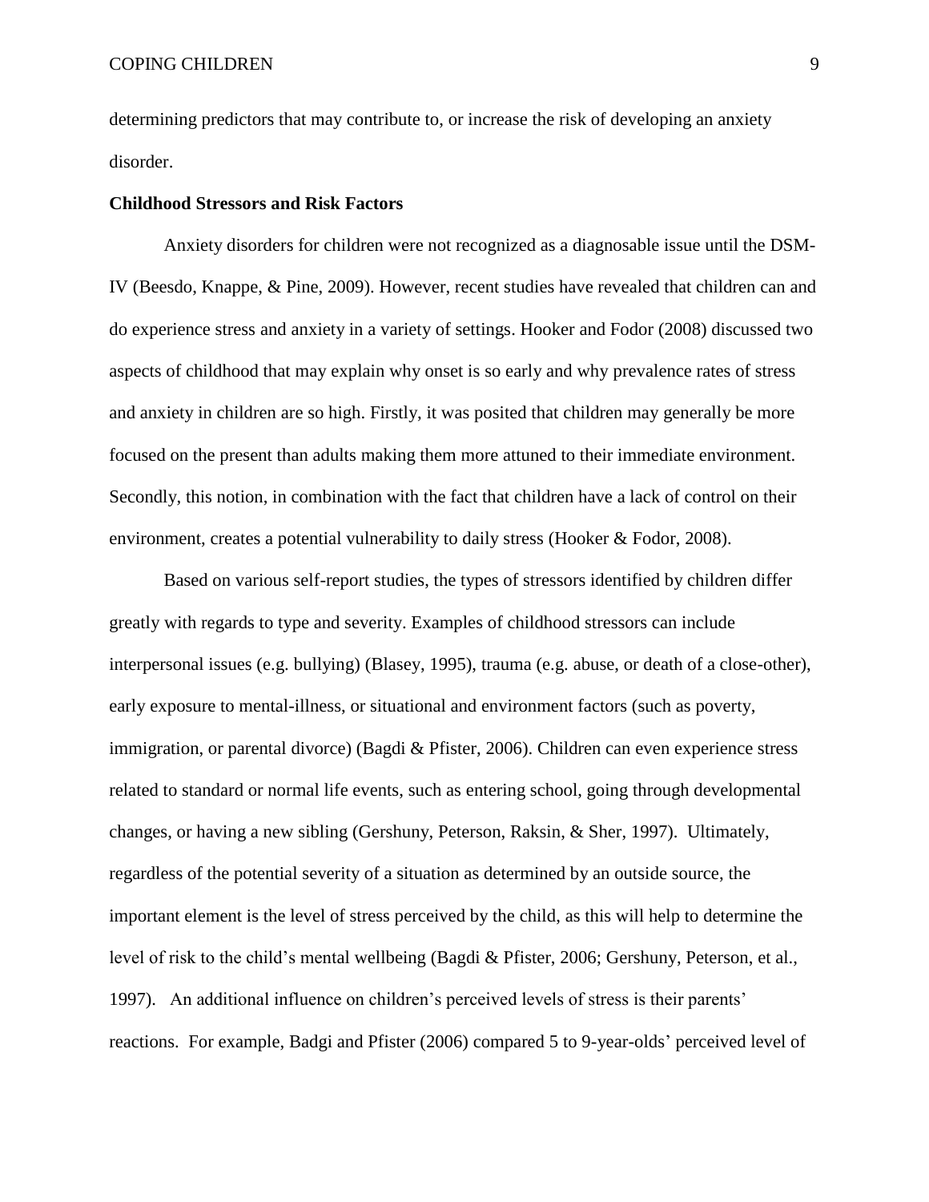determining predictors that may contribute to, or increase the risk of developing an anxiety disorder.

## Childhood Stressors and Risk Factors

Anxiety disorders for children were not recognized as a diagnosable issue until the DSM-IV (Beesdo, Knappe, & Pine, 2009). However, recent studies have revealed that children can and do experience stress and anxiety in a variety of settings. Hooker and Fodor (2008) discussed two aspects of childhood that may explain why onset is so early and why prevalence rates of stress and anxiety in children are so high. Firstly, it was posited that children may generally be more focused on the present than adults making them more attuned to their immediate environment. Secondly, this notion, in combination with the fact that children have a lack of control on their environment, creates a potential vulnerability to daily stress (Hooker & Fodor, 2008).

Based on various self-report studies, the types of stressors identified by children differ greatly with regards to type and severity. Examples of childhood stressors can include interpersonal issues (e.g. bullying) (Blasey, 1995), trauma (e.g. abuse, or death of a close-other), early exposure to mental-illness, or situational and environment factors (such as poverty, immigration, or parental divorce) (Bagdi & Pfister, 2006). Children can even experience stress related to standard or normal life events, such as entering school, going through developmental changes, or having a new sibling (Gershuny, Peterson, Raksin, & Sher, 1997). Ultimately, regardless of the potential severity of a situation as determined by an outside source, the important element is the level of stress perceived by the child, as this will help to determine the level of risk to the child's mental wellbeing (Bagdi & Pfister, 2006; Gershuny, Peterson, et al., 1997). An additional influence on children's perceived levels of stress is their parents' reactions. For example, Badgi and Pfister (2006) compared 5 to 9-year-olds' perceived level of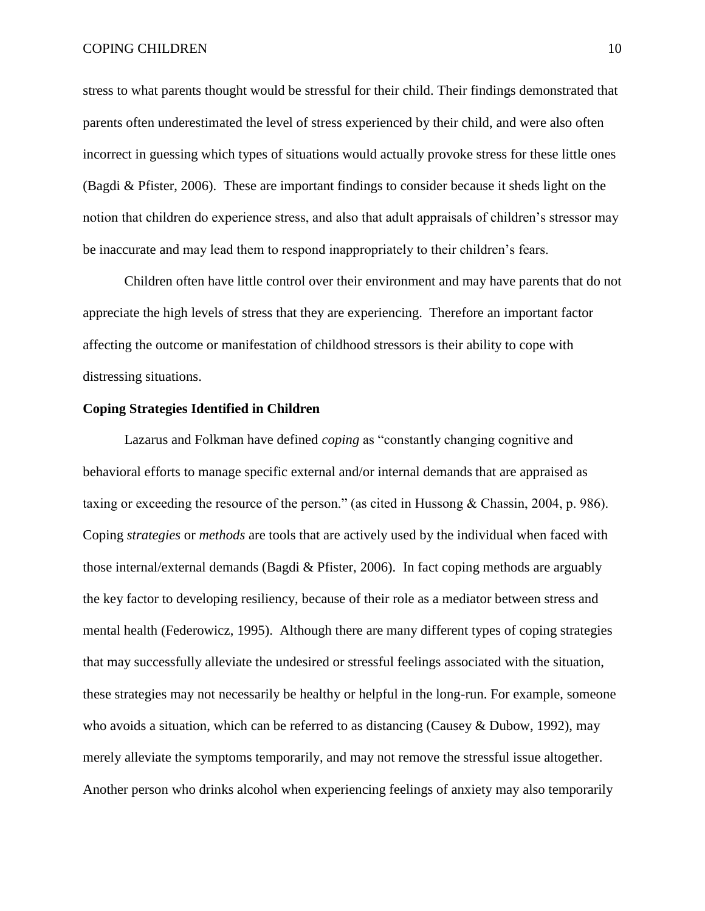stress to what parents thought would be stressful for their child. Their findings demonstrated that parents often underestimated the level of stress experienced by their child, and were also often incorrect in guessing which types of situations would actually provoke stress for these little ones (Bagdi & Pfister, 2006). These are important findings to consider because it sheds light on the notion that children do experience stress, and also that adult appraisals of children's stressor may be inaccurate and may lead them to respond inappropriately to their children's fears.

Children often have little control over their environment and may have parents that do not appreciate the high levels of stress that they are experiencing. Therefore an important factor affecting the outcome or manifestation of childhood stressors is their ability to cope with distressing situations.

**Coping Strategies Identified in Children**

Lazarus and Folkman have defined *coping* as "constantly changing cognitive and behavioral efforts to manage specific external and/or internal demands that are appraised as taxing or exceeding the resource of the person." (as cited in Hussong & Chassin, 2004, p. 986). Coping *strategies* or *methods* are tools that are actively used by the individual when faced with those internal/external demands (Bagdi & Pfister, 2006). In fact coping methods are arguably the key factor to developing resiliency, because of their role as a mediator between stress and mental health (Federowicz, 1995). Although there are many different types of coping strategies that may successfully alleviate the undesired or stressful feelings associated with the situation, these strategies may not necessarily be healthy or helpful in the long-run. For example, someone who avoids a situation, which can be referred to as distancing (Causey & Dubow, 1992), may merely alleviate the symptoms temporarily, and may not remove the stressful issue altogether. Another person who drinks alcohol when experiencing feelings of anxiety may also temporarily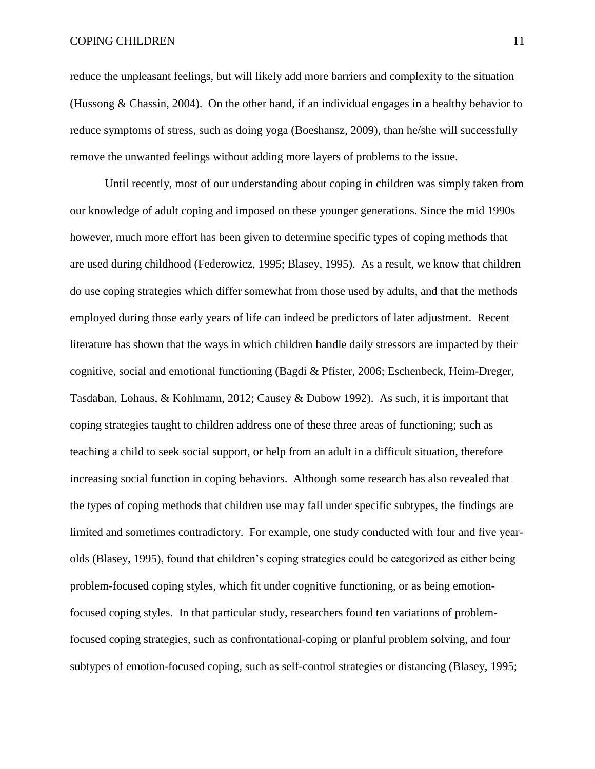reduce the unpleasant feelings, but will likely add more barriers and complexity to the situation (Hussong & Chassin, 2004). On the other hand, if an individual engages in a healthy behavior to reduce symptoms of stress, such as doing yoga (Boeshansz, 2009), than he/she will successfully remove the unwanted feelings without adding more layers of problems to the issue.

Until recently, most of our understanding about coping in children was simply taken from our knowledge of adult coping and imposed on these younger generations. Since the mid 1990s however, much more effort has been given to determine specific types of coping methods that are used during childhood (Federowicz, 1995; Blasey, 1995). As a result, we know that children do use coping strategies which differ somewhat from those used by adults, and that the methods employed during those early years of life can indeed be predictors of later adjustment. Recent literature has shown that the ways in which children handle daily stressors are impacted by their cognitive, social and emotional functioning (Bagdi & Pfister, 2006; Eschenbeck, Heim-Dreger, Tasdaban, Lohaus, & Kohlmann, 2012; Causey & Dubow 1992). As such, it is important that coping strategies taught to children address one of these three areas of functioning; such as teaching a child to seek social support, or help from an adult in a difficult situation, therefore increasing social function in coping behaviors. Although some research has also revealed that the types of coping methods that children use may fall under specific subtypes, the findings are limited and sometimes contradictory. For example, one study conducted with four and five year-olds (Blasey, 1995), found that children's coping strategies could be categorized as either being problem-focused coping styles, which fit under cognitive functioning, or as being emotion-focused coping styles. In that particular study, researchers found ten variations of problem-focused coping strategies, such as confrontational-coping or planful problem solving, and four subtypes of emotion-focused coping, such as self-control strategies or distancing (Blasey, 1995;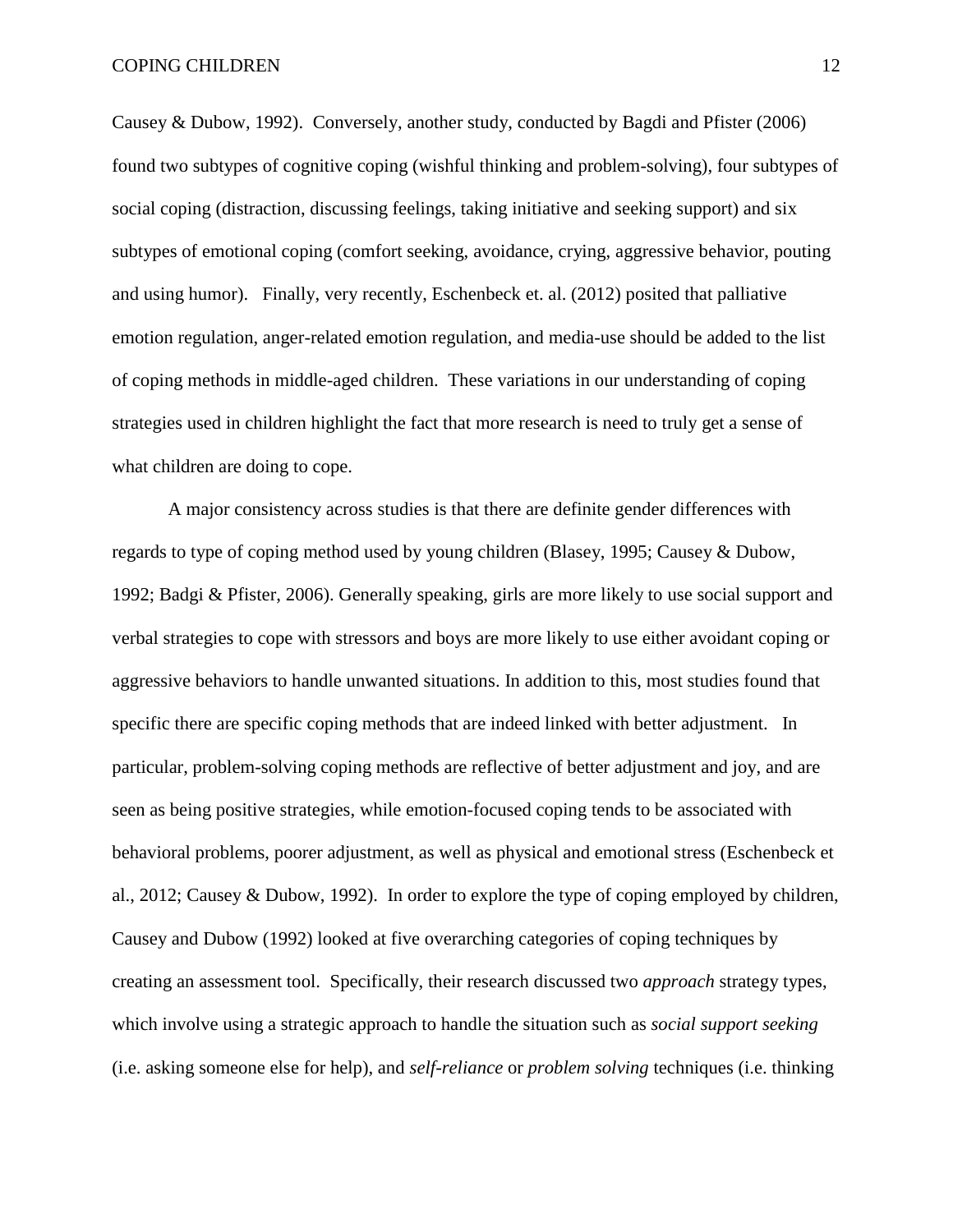Causey & Dubow, 1992). Conversely, another study, conducted by Bagdi and Pfister (2006) found two subtypes of cognitive coping (wishful thinking and problem-solving), four subtypes of social coping (distraction, discussing feelings, taking initiative and seeking support) and six subtypes of emotional coping (comfort seeking, avoidance, crying, aggressive behavior, pouting and using humor). Finally, very recently, Eschenbeck et. al. (2012) posited that palliative emotion regulation, anger-related emotion regulation, and media-use should be added to the list of coping methods in middle-aged children. These variations in our understanding of coping strategies used in children highlight the fact that more research is need to truly get a sense of what children are doing to cope.

A major consistency across studies is that there are definite gender differences with regards to type of coping method used by young children (Blasey, 1995; Causey & Dubow, 1992; Badgi & Pfister, 2006). Generally speaking, girls are more likely to use social support and verbal strategies to cope with stressors and boys are more likely to use either avoidant coping or aggressive behaviors to handle unwanted situations. In addition to this, most studies found that specific there are specific coping methods that are indeed linked with better adjustment. In particular, problem-solving coping methods are reflective of better adjustment and joy, and are seen as being positive strategies, while emotion-focused coping tends to be associated with behavioral problems, poorer adjustment, as well as physical and emotional stress (Eschenbeck et al., 2012; Causey & Dubow, 1992). In order to explore the type of coping employed by children, Causey and Dubow (1992) looked at five overarching categories of coping techniques by creating an assessment tool. Specifically, their research discussed two *approach* strategy types, which involve using a strategic approach to handle the situation such as *social support seeking* (i.e. asking someone else for help), and *self-reliance* or *problem solving* techniques (i.e. thinking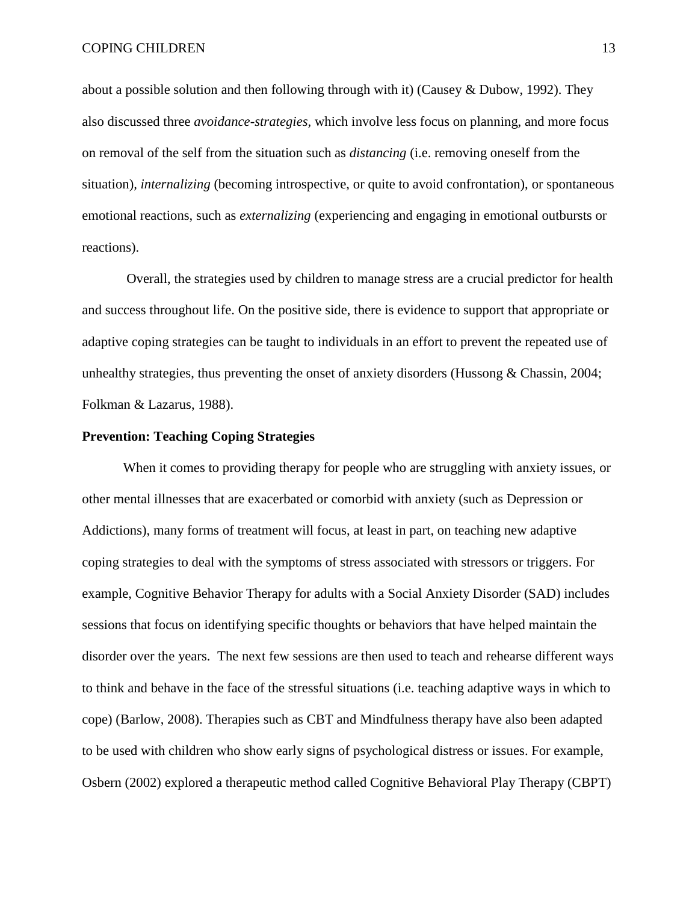about a possible solution and then following through with it) (Causey & Dubow, 1992). They also discussed three *avoidance-strategies*, which involve less focus on planning, and more focus on removal of the self from the situation such as *distancing* (i.e. removing oneself from the situation), *internalizing* (becoming introspective, or quite to avoid confrontation), or spontaneous emotional reactions, such as *externalizing* (experiencing and engaging in emotional outbursts or reactions).

Overall, the strategies used by children to manage stress are a crucial predictor for health and success throughout life. On the positive side, there is evidence to support that appropriate or adaptive coping strategies can be taught to individuals in an effort to prevent the repeated use of unhealthy strategies, thus preventing the onset of anxiety disorders (Hussong & Chassin, 2004; Folkman & Lazarus, 1988).

**Prevention: Teaching Coping Strategies**

When it comes to providing therapy for people who are struggling with anxiety issues, or other mental illnesses that are exacerbated or comorbid with anxiety (such as Depression or Addictions), many forms of treatment will focus, at least in part, on teaching new adaptive coping strategies to deal with the symptoms of stress associated with stressors or triggers. For example, Cognitive Behavior Therapy for adults with a Social Anxiety Disorder (SAD) includes sessions that focus on identifying specific thoughts or behaviors that have helped maintain the disorder over the years. The next few sessions are then used to teach and rehearse different ways to think and behave in the face of the stressful situations (i.e. teaching adaptive ways in which to cope) (Barlow, 2008). Therapies such as CBT and Mindfulness therapy have also been adapted to be used with children who show early signs of psychological distress or issues. For example, Osbern (2002) explored a therapeutic method called Cognitive Behavioral Play Therapy (CBPT)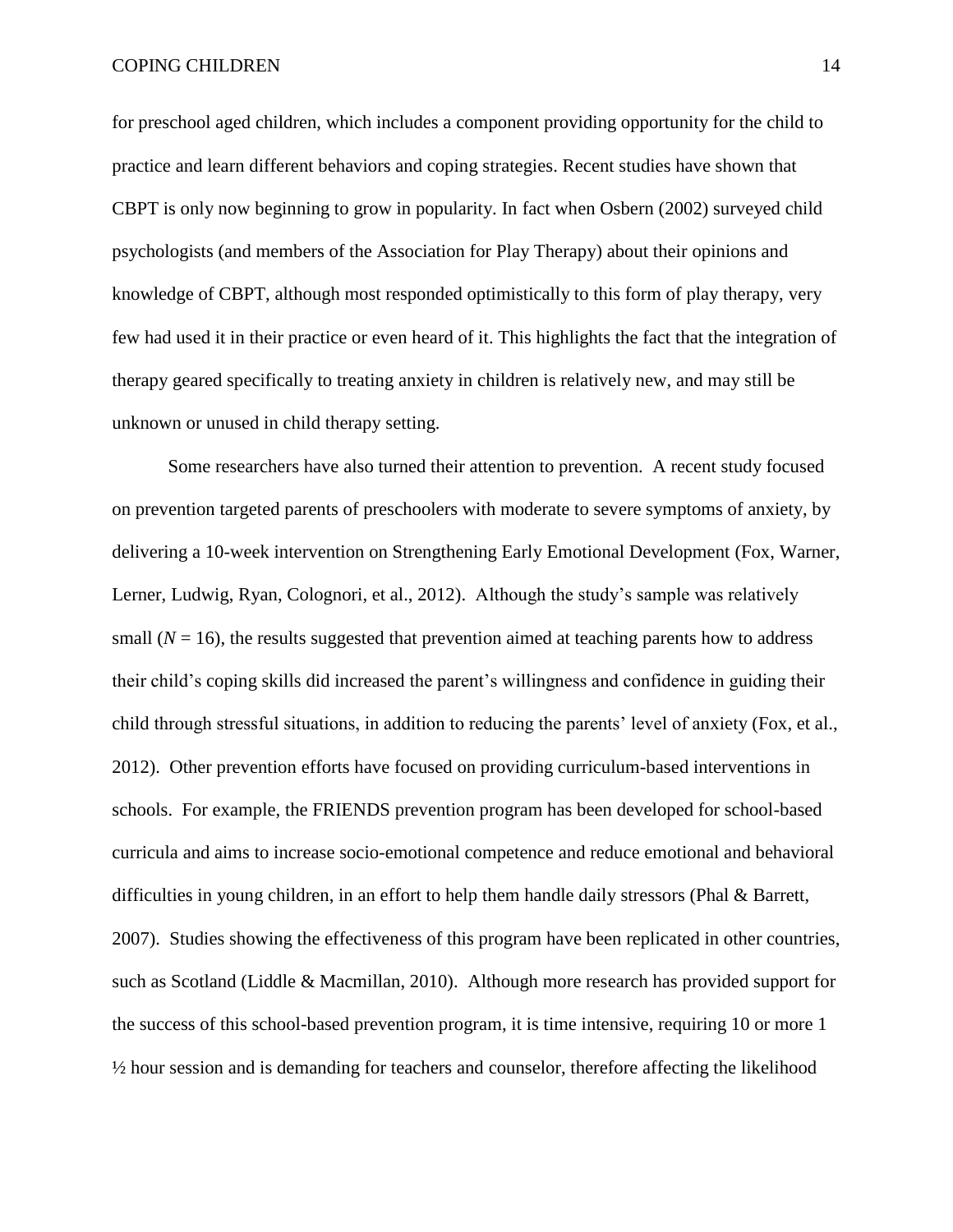for preschool aged children, which includes a component providing opportunity for the child to practice and learn different behaviors and coping strategies. Recent studies have shown that CBPT is only now beginning to grow in popularity. In fact when Osbern (2002) surveyed child psychologists (and members of the Association for Play Therapy) about their opinions and knowledge of CBPT, although most responded optimistically to this form of play therapy, very few had used it in their practice or even heard of it. This highlights the fact that the integration of therapy geared specifically to treating anxiety in children is relatively new, and may still be unknown or unused in child therapy setting.

Some researchers have also turned their attention to prevention. A recent study focused on prevention targeted parents of preschoolers with moderate to severe symptoms of anxiety, by delivering a 10-week intervention on Strengthening Early Emotional Development (Fox, Warner, Lerner, Ludwig, Ryan, Colognori, et al., 2012). Although the study's sample was relatively small ($N$ = 16), the results suggested that prevention aimed at teaching parents how to address their child's coping skills did increased the parent's willingness and confidence in guiding their child through stressful situations, in addition to reducing the parents' level of anxiety (Fox, et al., 2012). Other prevention efforts have focused on providing curriculum-based interventions in schools. For example, the FRIENDS prevention program has been developed for school-based curricula and aims to increase socio-emotional competence and reduce emotional and behavioral difficulties in young children, in an effort to help them handle daily stressors (Phal & Barrett, 2007). Studies showing the effectiveness of this program have been replicated in other countries, such as Scotland (Liddle & Macmillan, 2010). Although more research has provided support for the success of this school-based prevention program, it is time intensive, requiring 10 or more 1 ½ hour session and is demanding for teachers and counselor, therefore affecting the likelihood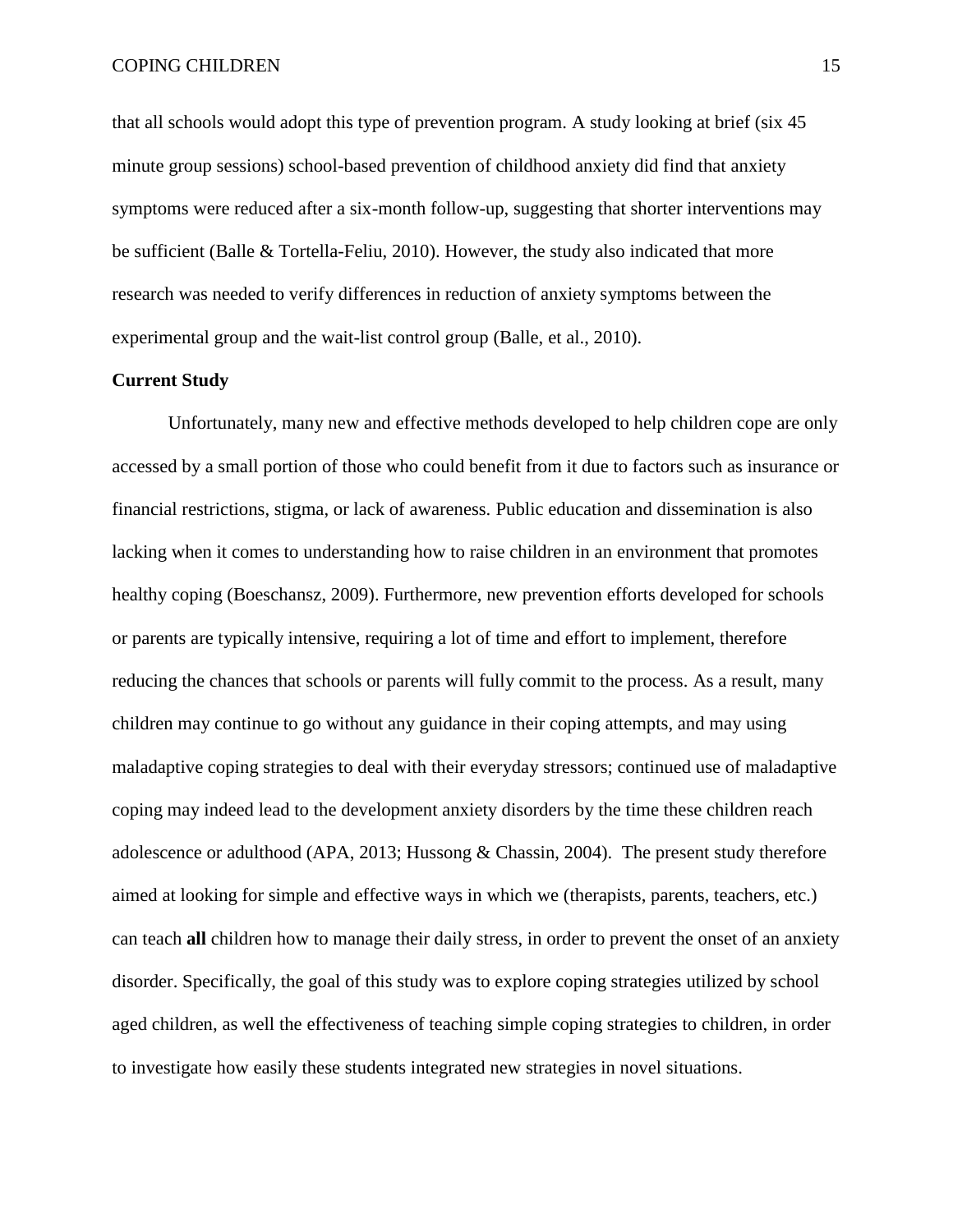that all schools would adopt this type of prevention program. A study looking at brief (six 45 minute group sessions) school-based prevention of childhood anxiety did find that anxiety symptoms were reduced after a six-month follow-up, suggesting that shorter interventions may be sufficient (Balle & Tortella-Feliu, 2010). However, the study also indicated that more research was needed to verify differences in reduction of anxiety symptoms between the experimental group and the wait-list control group (Balle, et al., 2010).

## Current Study

Unfortunately, many new and effective methods developed to help children cope are only accessed by a small portion of those who could benefit from it due to factors such as insurance or financial restrictions, stigma, or lack of awareness. Public education and dissemination is also lacking when it comes to understanding how to raise children in an environment that promotes healthy coping (Boeschansz, 2009). Furthermore, new prevention efforts developed for schools or parents are typically intensive, requiring a lot of time and effort to implement, therefore reducing the chances that schools or parents will fully commit to the process. As a result, many children may continue to go without any guidance in their coping attempts, and may using maladaptive coping strategies to deal with their everyday stressors; continued use of maladaptive coping may indeed lead to the development anxiety disorders by the time these children reach adolescence or adulthood (APA, 2013; Hussong & Chassin, 2004). The present study therefore aimed at looking for simple and effective ways in which we (therapists, parents, teachers, etc.) can teach **all** children how to manage their daily stress, in order to prevent the onset of an anxiety disorder. Specifically, the goal of this study was to explore coping strategies utilized by school aged children, as well the effectiveness of teaching simple coping strategies to children, in order to investigate how easily these students integrated new strategies in novel situations.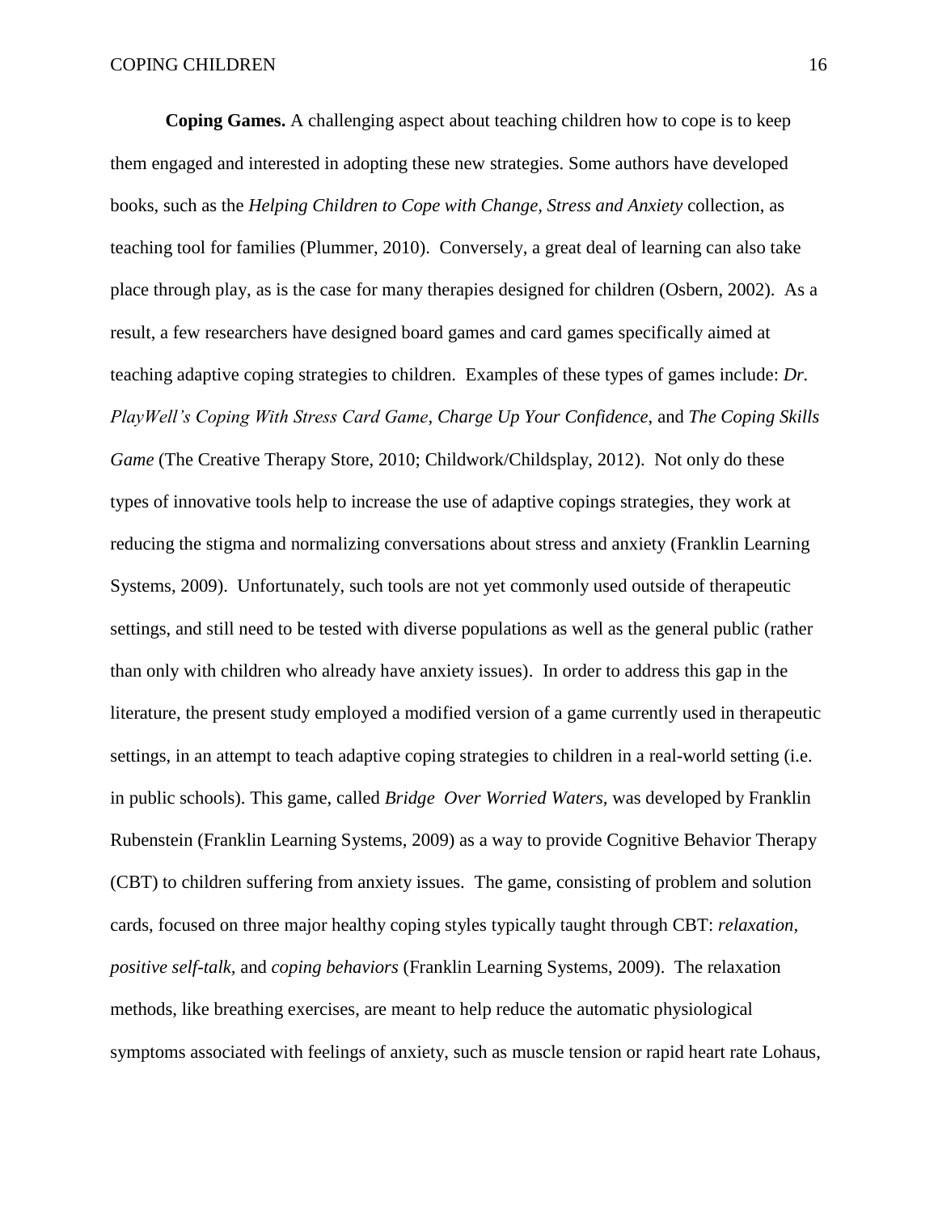**Coping Games.** A challenging aspect about teaching children how to cope is to keep them engaged and interested in adopting these new strategies. Some authors have developed books, such as the *Helping Children to Cope with Change, Stress and Anxiety* collection, as teaching tool for families (Plummer, 2010). Conversely, a great deal of learning can also take place through play, as is the case for many therapies designed for children (Osbern, 2002). As a result, a few researchers have designed board games and card games specifically aimed at teaching adaptive coping strategies to children. Examples of these types of games include: *Dr. PlayWell's Coping With Stress Card Game, Charge Up Your Confidence*, and *The Coping Skills Game* (The Creative Therapy Store, 2010; Childwork/Childsplay, 2012). Not only do these types of innovative tools help to increase the use of adaptive copings strategies, they work at reducing the stigma and normalizing conversations about stress and anxiety (Franklin Learning Systems, 2009). Unfortunately, such tools are not yet commonly used outside of therapeutic settings, and still need to be tested with diverse populations as well as the general public (rather than only with children who already have anxiety issues). In order to address this gap in the literature, the present study employed a modified version of a game currently used in therapeutic settings, in an attempt to teach adaptive coping strategies to children in a real-world setting (i.e. in public schools). This game, called *Bridge Over Worried Waters,* was developed by Franklin Rubenstein (Franklin Learning Systems, 2009) as a way to provide Cognitive Behavior Therapy (CBT) to children suffering from anxiety issues. The game, consisting of problem and solution cards, focused on three major healthy coping styles typically taught through CBT: *relaxation*, *positive self-talk,* and *coping behaviors* (Franklin Learning Systems, 2009). The relaxation methods, like breathing exercises, are meant to help reduce the automatic physiological symptoms associated with feelings of anxiety, such as muscle tension or rapid heart rate Lohaus,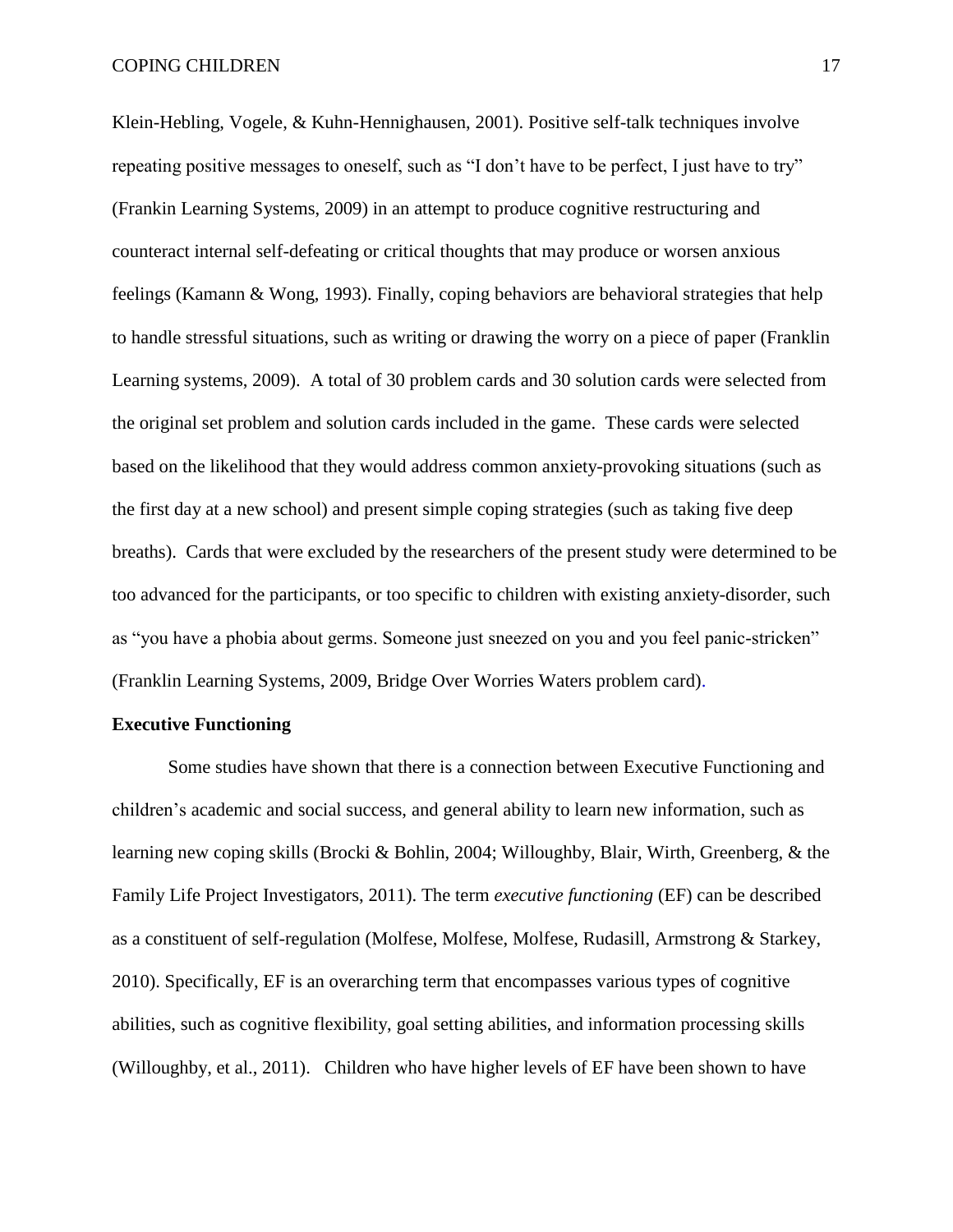Klein-Hebling, Vogele, & Kuhn-Hennighausen, 2001). Positive self-talk techniques involve repeating positive messages to oneself, such as "I don't have to be perfect, I just have to try" (Frankin Learning Systems, 2009) in an attempt to produce cognitive restructuring and counteract internal self-defeating or critical thoughts that may produce or worsen anxious feelings (Kamann & Wong, 1993). Finally, coping behaviors are behavioral strategies that help to handle stressful situations, such as writing or drawing the worry on a piece of paper (Franklin Learning systems, 2009). A total of 30 problem cards and 30 solution cards were selected from the original set problem and solution cards included in the game. These cards were selected based on the likelihood that they would address common anxiety-provoking situations (such as the first day at a new school) and present simple coping strategies (such as taking five deep breaths). Cards that were excluded by the researchers of the present study were determined to be too advanced for the participants, or too specific to children with existing anxiety-disorder, such as "you have a phobia about germs. Someone just sneezed on you and you feel panic-stricken" (Franklin Learning Systems, 2009, Bridge Over Worries Waters problem card).

**Executive Functioning**

Some studies have shown that there is a connection between Executive Functioning and children's academic and social success, and general ability to learn new information, such as learning new coping skills (Brocki & Bohlin, 2004; Willoughby, Blair, Wirth, Greenberg, & the Family Life Project Investigators, 2011). The term *executive functioning* (EF) can be described as a constituent of self-regulation (Molfese, Molfese, Molfese, Rudasill, Armstrong & Starkey, 2010). Specifically, EF is an overarching term that encompasses various types of cognitive abilities, such as cognitive flexibility, goal setting abilities, and information processing skills (Willoughby, et al., 2011). Children who have higher levels of EF have been shown to have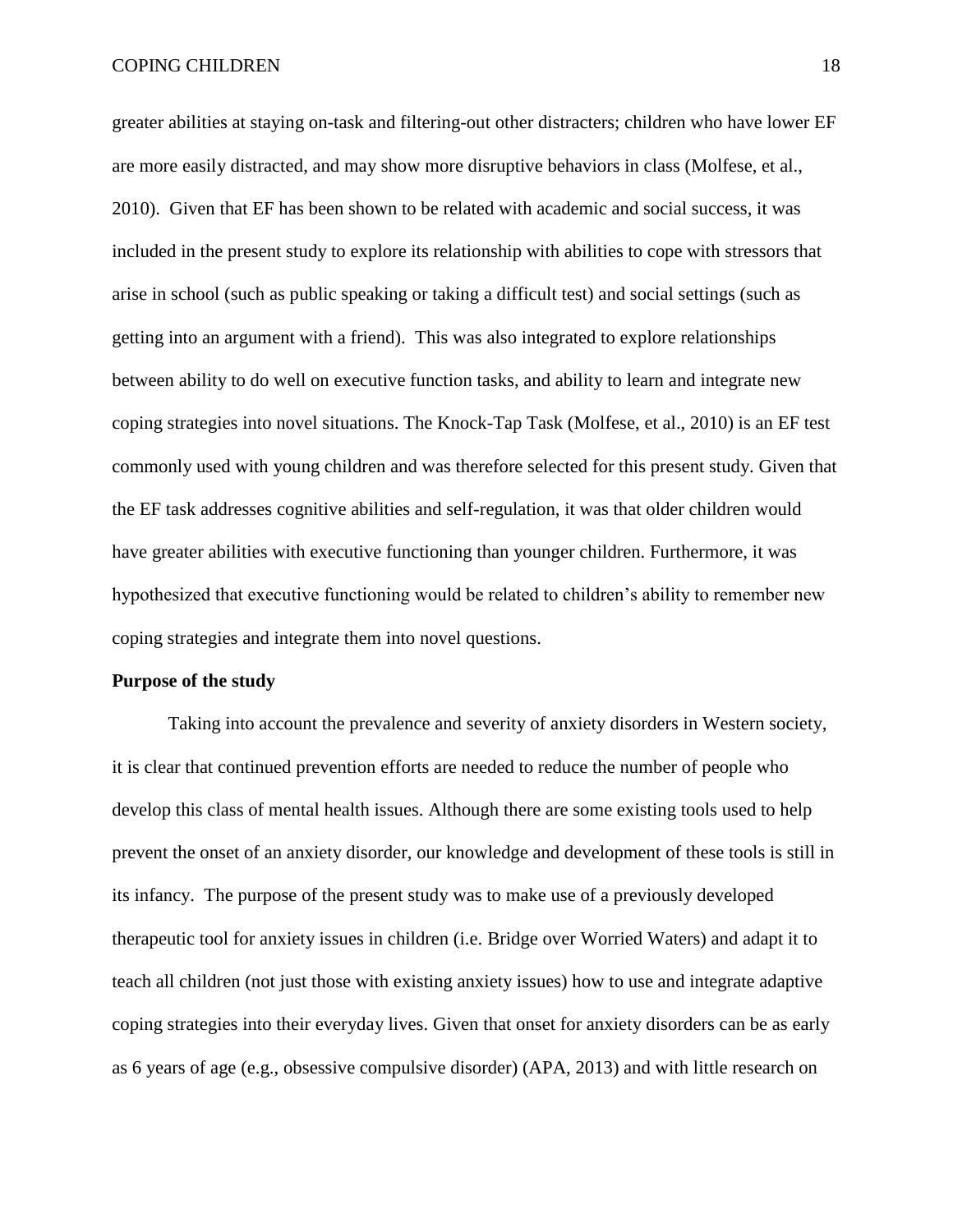greater abilities at staying on-task and filtering-out other distracters; children who have lower EF are more easily distracted, and may show more disruptive behaviors in class (Molfese, et al., 2010). Given that EF has been shown to be related with academic and social success, it was included in the present study to explore its relationship with abilities to cope with stressors that arise in school (such as public speaking or taking a difficult test) and social settings (such as getting into an argument with a friend). This was also integrated to explore relationships between ability to do well on executive function tasks, and ability to learn and integrate new coping strategies into novel situations. The Knock-Tap Task (Molfese, et al., 2010) is an EF test commonly used with young children and was therefore selected for this present study. Given that the EF task addresses cognitive abilities and self-regulation, it was that older children would have greater abilities with executive functioning than younger children. Furthermore, it was hypothesized that executive functioning would be related to children's ability to remember new coping strategies and integrate them into novel questions.

**Purpose of the study**

Taking into account the prevalence and severity of anxiety disorders in Western society, it is clear that continued prevention efforts are needed to reduce the number of people who develop this class of mental health issues. Although there are some existing tools used to help prevent the onset of an anxiety disorder, our knowledge and development of these tools is still in its infancy. The purpose of the present study was to make use of a previously developed therapeutic tool for anxiety issues in children (i.e. Bridge over Worried Waters) and adapt it to teach all children (not just those with existing anxiety issues) how to use and integrate adaptive coping strategies into their everyday lives. Given that onset for anxiety disorders can be as early as 6 years of age (e.g., obsessive compulsive disorder) (APA, 2013) and with little research on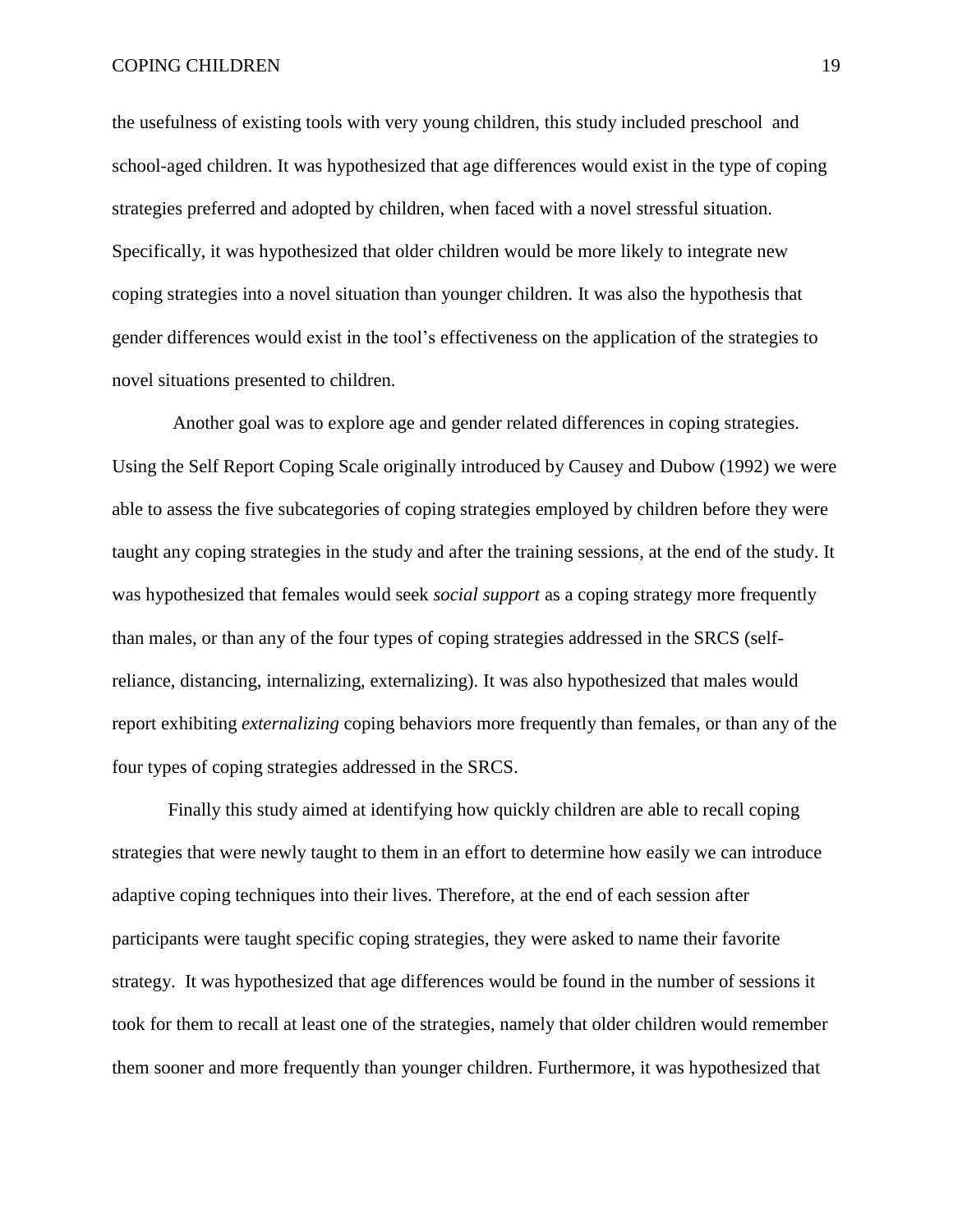the usefulness of existing tools with very young children, this study included preschool and school-aged children. It was hypothesized that age differences would exist in the type of coping strategies preferred and adopted by children, when faced with a novel stressful situation. Specifically, it was hypothesized that older children would be more likely to integrate new coping strategies into a novel situation than younger children. It was also the hypothesis that gender differences would exist in the tool's effectiveness on the application of the strategies to novel situations presented to children.

Another goal was to explore age and gender related differences in coping strategies. Using the Self Report Coping Scale originally introduced by Causey and Dubow (1992) we were able to assess the five subcategories of coping strategies employed by children before they were taught any coping strategies in the study and after the training sessions, at the end of the study. It was hypothesized that females would seek *social support* as a coping strategy more frequently than males, or than any of the four types of coping strategies addressed in the SRCS (self-reliance, distancing, internalizing, externalizing). It was also hypothesized that males would report exhibiting *externalizing* coping behaviors more frequently than females, or than any of the four types of coping strategies addressed in the SRCS.

Finally this study aimed at identifying how quickly children are able to recall coping strategies that were newly taught to them in an effort to determine how easily we can introduce adaptive coping techniques into their lives. Therefore, at the end of each session after participants were taught specific coping strategies, they were asked to name their favorite strategy. It was hypothesized that age differences would be found in the number of sessions it took for them to recall at least one of the strategies, namely that older children would remember them sooner and more frequently than younger children. Furthermore, it was hypothesized that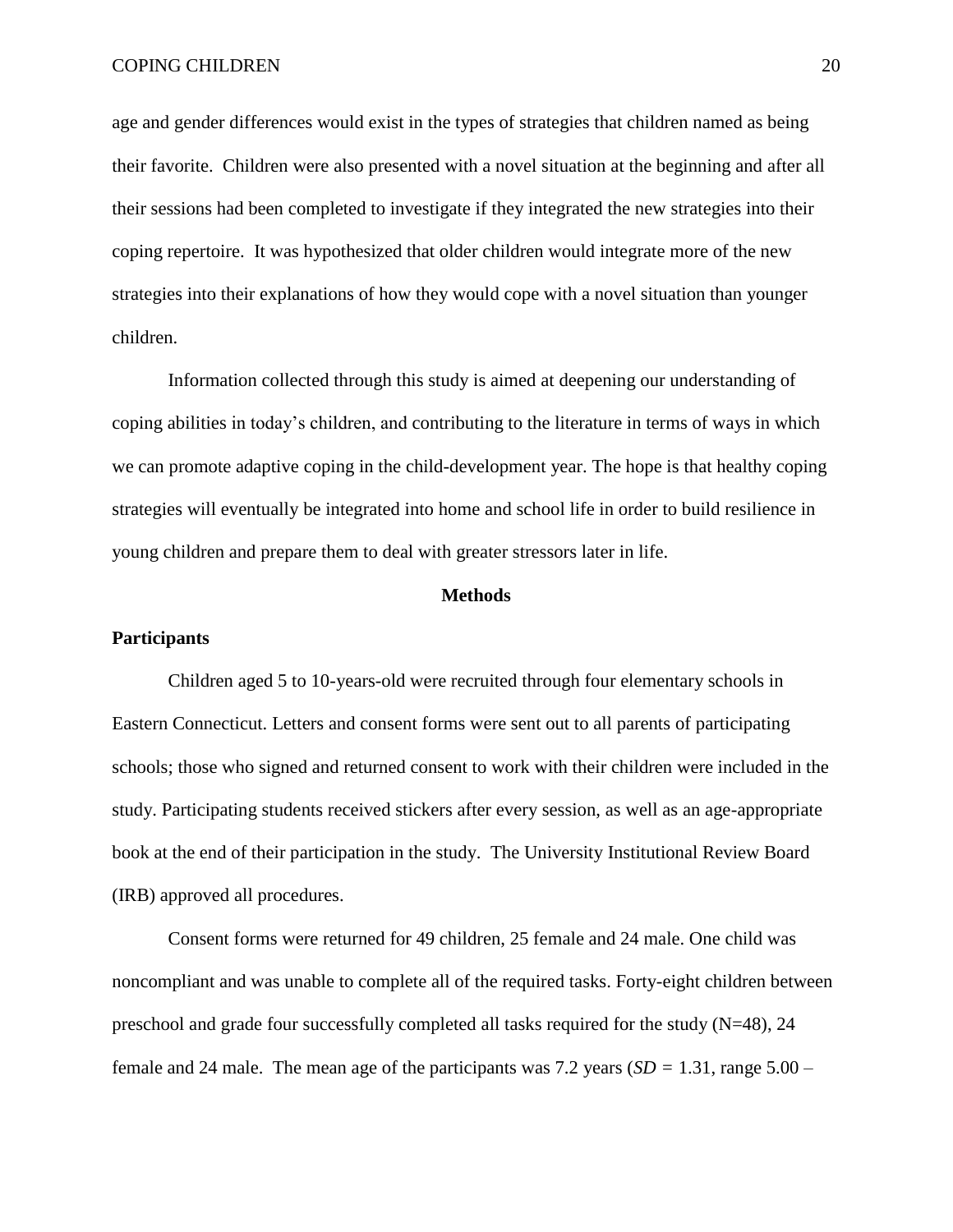age and gender differences would exist in the types of strategies that children named as being their favorite. Children were also presented with a novel situation at the beginning and after all their sessions had been completed to investigate if they integrated the new strategies into their coping repertoire. It was hypothesized that older children would integrate more of the new strategies into their explanations of how they would cope with a novel situation than younger children.

Information collected through this study is aimed at deepening our understanding of coping abilities in today's children, and contributing to the literature in terms of ways in which we can promote adaptive coping in the child-development year. The hope is that healthy coping strategies will eventually be integrated into home and school life in order to build resilience in young children and prepare them to deal with greater stressors later in life.

## Methods

### Participants

Children aged 5 to 10-years-old were recruited through four elementary schools in Eastern Connecticut. Letters and consent forms were sent out to all parents of participating schools; those who signed and returned consent to work with their children were included in the study. Participating students received stickers after every session, as well as an age-appropriate book at the end of their participation in the study. The University Institutional Review Board (IRB) approved all procedures.

Consent forms were returned for 49 children, 25 female and 24 male. One child was noncompliant and was unable to complete all of the required tasks. Forty-eight children between preschool and grade four successfully completed all tasks required for the study (N=48), 24 female and 24 male. The mean age of the participants was 7.2 years (*SD* = 1.31, range 5.00 –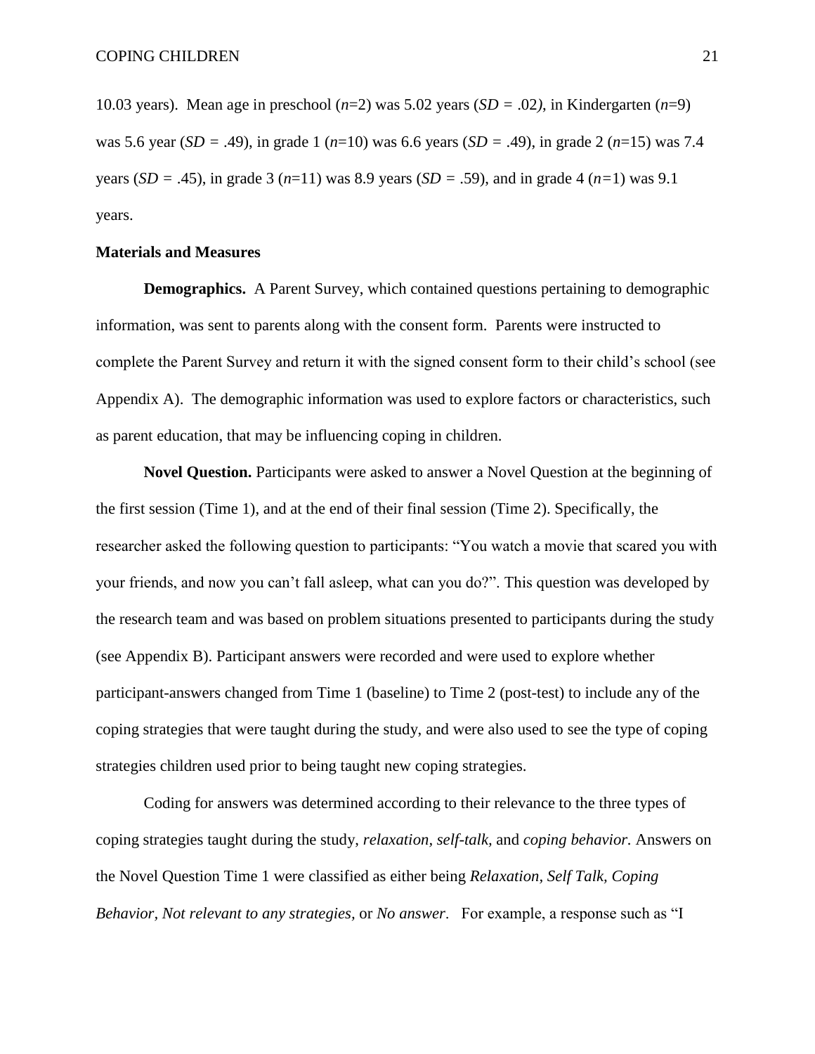10.03 years). Mean age in preschool ($n$=2) was 5.02 years ($SD$ = .02*)*, in Kindergarten ($n$=9) was 5.6 year ($SD$ = .49), in grade 1 ($n$=10) was 6.6 years ($SD$ = .49), in grade 2 ($n$=15) was 7.4 years ($SD$ = .45), in grade 3 ($n$=11) was 8.9 years ($SD$ = .59), and in grade 4 ($n$=1) was 9.1 years.

**Materials and Measures**

**Demographics.** A Parent Survey, which contained questions pertaining to demographic information, was sent to parents along with the consent form. Parents were instructed to complete the Parent Survey and return it with the signed consent form to their child's school (see Appendix A). The demographic information was used to explore factors or characteristics, such as parent education, that may be influencing coping in children.

**Novel Question.** Participants were asked to answer a Novel Question at the beginning of the first session (Time 1), and at the end of their final session (Time 2). Specifically, the researcher asked the following question to participants: "You watch a movie that scared you with your friends, and now you can't fall asleep, what can you do?". This question was developed by the research team and was based on problem situations presented to participants during the study (see Appendix B). Participant answers were recorded and were used to explore whether participant-answers changed from Time 1 (baseline) to Time 2 (post-test) to include any of the coping strategies that were taught during the study, and were also used to see the type of coping strategies children used prior to being taught new coping strategies.

Coding for answers was determined according to their relevance to the three types of coping strategies taught during the study, *relaxation*, *self-talk*, and *coping behavior.* Answers on the Novel Question Time 1 were classified as either being *Relaxation, Self Talk, Coping Behavior, Not relevant to any strategies,* or *No answer*. For example, a response such as "I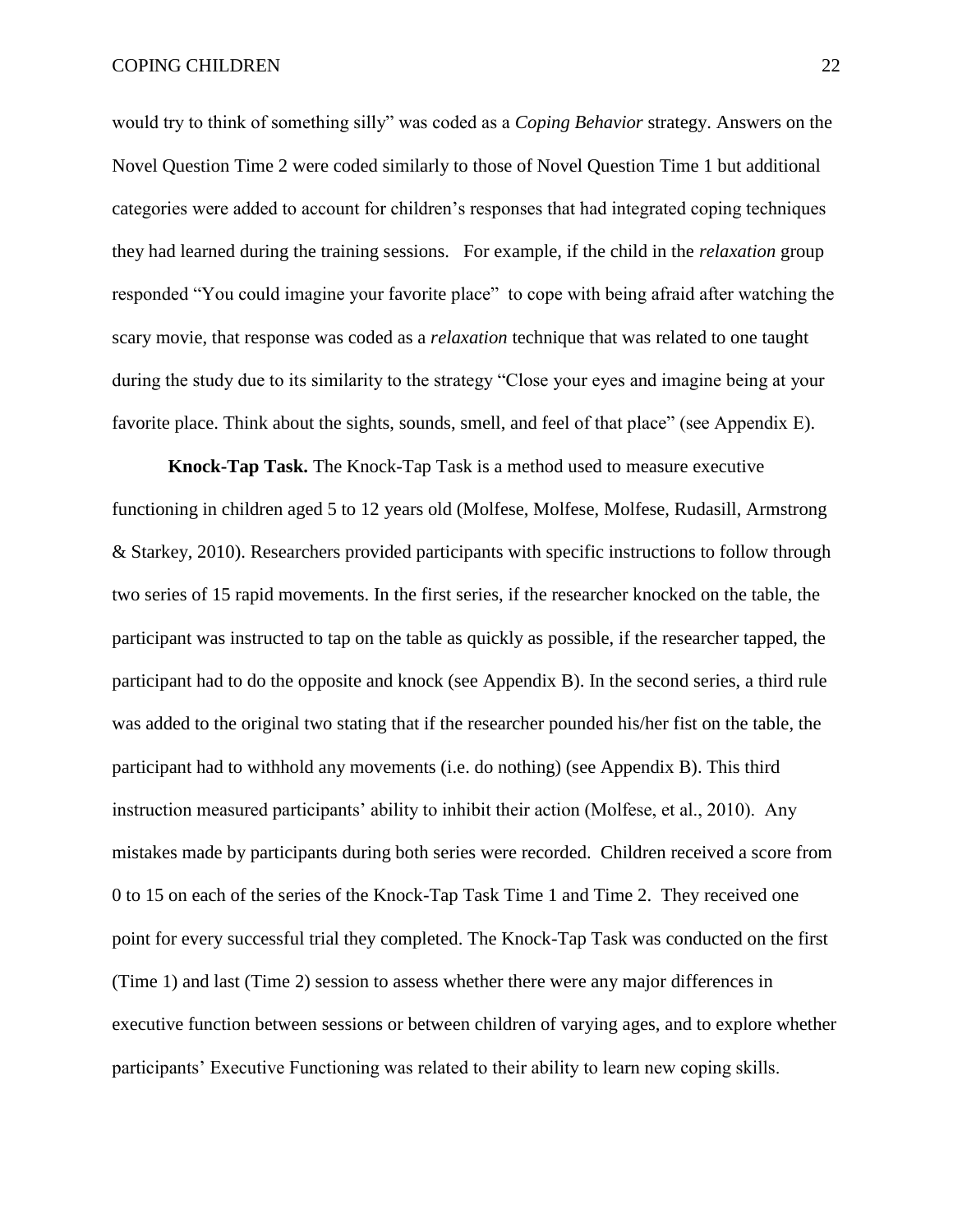would try to think of something silly" was coded as a *Coping Behavior* strategy. Answers on the Novel Question Time 2 were coded similarly to those of Novel Question Time 1 but additional categories were added to account for children's responses that had integrated coping techniques they had learned during the training sessions. For example, if the child in the *relaxation* group responded "You could imagine your favorite place" to cope with being afraid after watching the scary movie, that response was coded as a *relaxation* technique that was related to one taught during the study due to its similarity to the strategy "Close your eyes and imagine being at your favorite place. Think about the sights, sounds, smell, and feel of that place" (see Appendix E).

**Knock-Tap Task.** The Knock-Tap Task is a method used to measure executive functioning in children aged 5 to 12 years old (Molfese, Molfese, Molfese, Rudasill, Armstrong & Starkey, 2010). Researchers provided participants with specific instructions to follow through two series of 15 rapid movements. In the first series, if the researcher knocked on the table, the participant was instructed to tap on the table as quickly as possible, if the researcher tapped, the participant had to do the opposite and knock (see Appendix B). In the second series, a third rule was added to the original two stating that if the researcher pounded his/her fist on the table, the participant had to withhold any movements (i.e. do nothing) (see Appendix B). This third instruction measured participants' ability to inhibit their action (Molfese, et al., 2010). Any mistakes made by participants during both series were recorded. Children received a score from 0 to 15 on each of the series of the Knock-Tap Task Time 1 and Time 2. They received one point for every successful trial they completed. The Knock-Tap Task was conducted on the first (Time 1) and last (Time 2) session to assess whether there were any major differences in executive function between sessions or between children of varying ages, and to explore whether participants' Executive Functioning was related to their ability to learn new coping skills.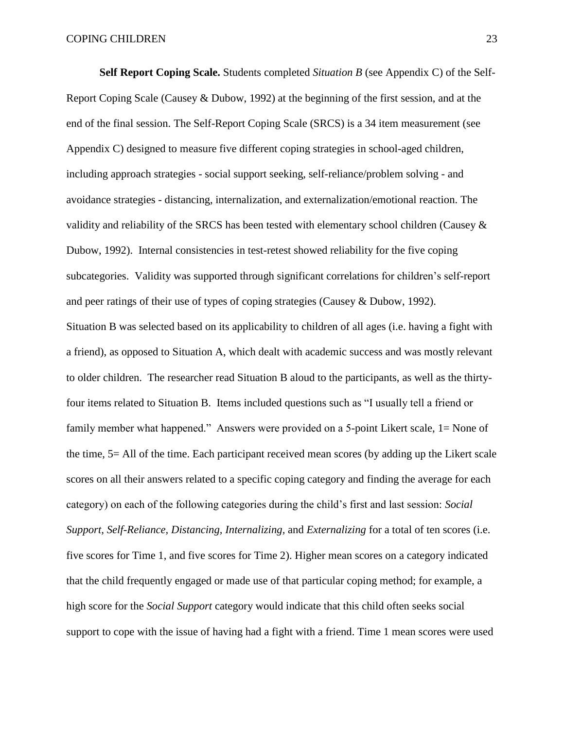**Self Report Coping Scale.** Students completed *Situation B* (see Appendix C) of the Self-Report Coping Scale (Causey & Dubow, 1992) at the beginning of the first session, and at the end of the final session. The Self-Report Coping Scale (SRCS) is a 34 item measurement (see Appendix C) designed to measure five different coping strategies in school-aged children, including approach strategies - social support seeking, self-reliance/problem solving - and avoidance strategies - distancing, internalization, and externalization/emotional reaction. The validity and reliability of the SRCS has been tested with elementary school children (Causey & Dubow, 1992). Internal consistencies in test-retest showed reliability for the five coping subcategories. Validity was supported through significant correlations for children's self-report and peer ratings of their use of types of coping strategies (Causey & Dubow, 1992).

Situation B was selected based on its applicability to children of all ages (i.e. having a fight with a friend), as opposed to Situation A, which dealt with academic success and was mostly relevant to older children. The researcher read Situation B aloud to the participants, as well as the thirty-four items related to Situation B. Items included questions such as "I usually tell a friend or family member what happened." Answers were provided on a 5-point Likert scale, 1= None of the time, 5= All of the time. Each participant received mean scores (by adding up the Likert scale scores on all their answers related to a specific coping category and finding the average for each category) on each of the following categories during the child's first and last session: *Social Support, Self-Reliance, Distancing, Internalizing,* and *Externalizing* for a total of ten scores (i.e. five scores for Time 1, and five scores for Time 2). Higher mean scores on a category indicated that the child frequently engaged or made use of that particular coping method; for example, a high score for the *Social Support* category would indicate that this child often seeks social support to cope with the issue of having had a fight with a friend. Time 1 mean scores were used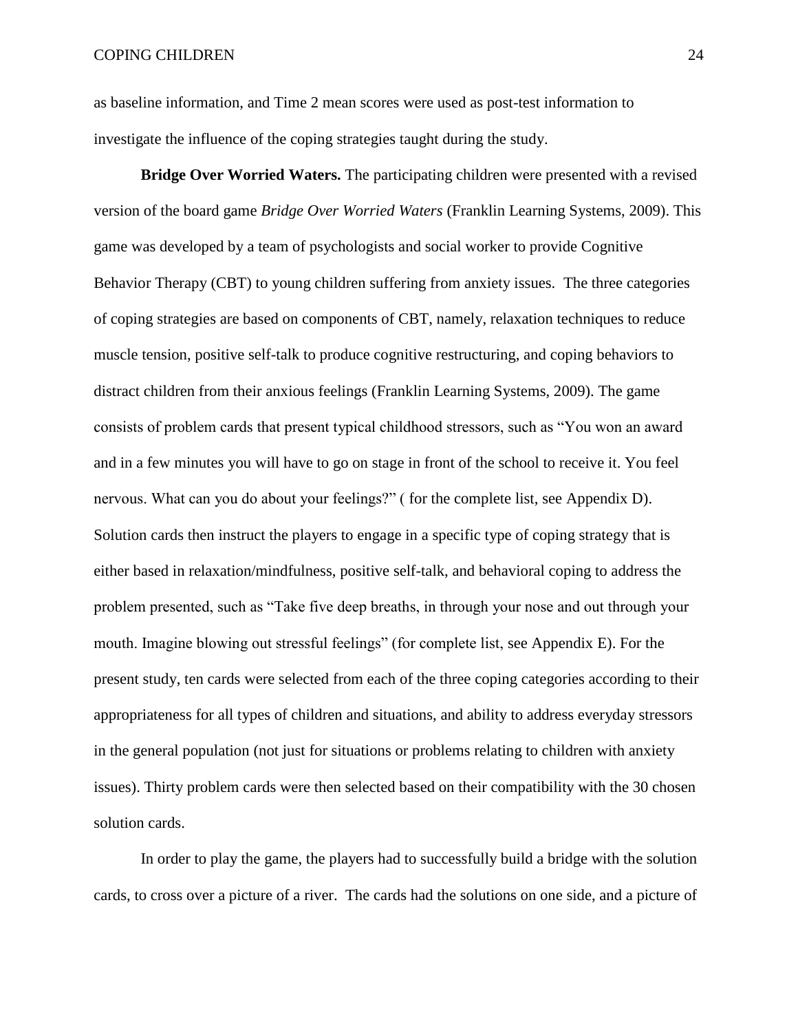as baseline information, and Time 2 mean scores were used as post-test information to investigate the influence of the coping strategies taught during the study.

**Bridge Over Worried Waters.** The participating children were presented with a revised version of the board game *Bridge Over Worried Waters* (Franklin Learning Systems, 2009). This game was developed by a team of psychologists and social worker to provide Cognitive Behavior Therapy (CBT) to young children suffering from anxiety issues. The three categories of coping strategies are based on components of CBT, namely, relaxation techniques to reduce muscle tension, positive self-talk to produce cognitive restructuring, and coping behaviors to distract children from their anxious feelings (Franklin Learning Systems, 2009). The game consists of problem cards that present typical childhood stressors, such as "You won an award and in a few minutes you will have to go on stage in front of the school to receive it. You feel nervous. What can you do about your feelings?" ( for the complete list, see Appendix D). Solution cards then instruct the players to engage in a specific type of coping strategy that is either based in relaxation/mindfulness, positive self-talk, and behavioral coping to address the problem presented, such as "Take five deep breaths, in through your nose and out through your mouth. Imagine blowing out stressful feelings" (for complete list, see Appendix E). For the present study, ten cards were selected from each of the three coping categories according to their appropriateness for all types of children and situations, and ability to address everyday stressors in the general population (not just for situations or problems relating to children with anxiety issues). Thirty problem cards were then selected based on their compatibility with the 30 chosen solution cards.

In order to play the game, the players had to successfully build a bridge with the solution cards, to cross over a picture of a river. The cards had the solutions on one side, and a picture of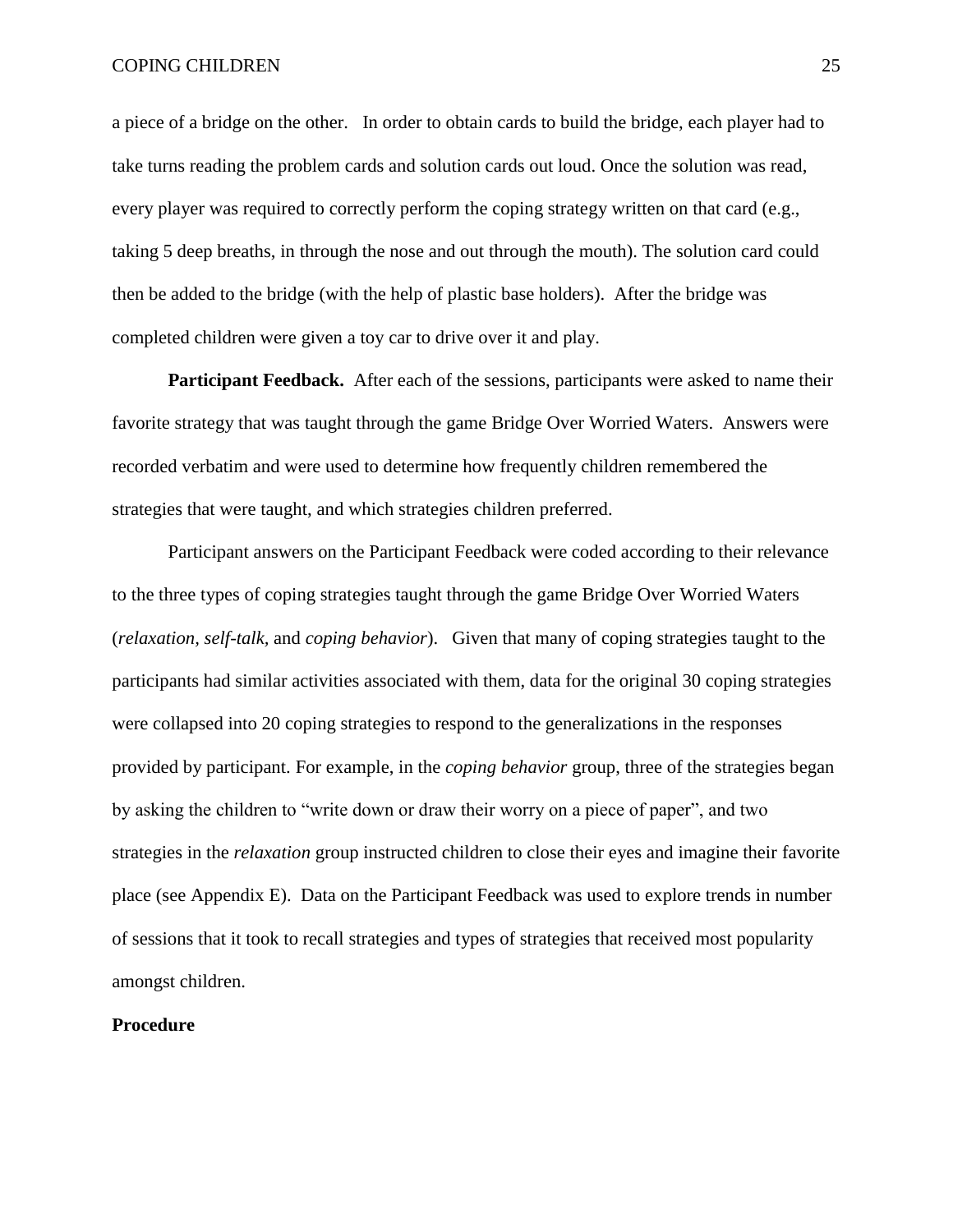a piece of a bridge on the other.   In order to obtain cards to build the bridge, each player had to take turns reading the problem cards and solution cards out loud. Once the solution was read, every player was required to correctly perform the coping strategy written on that card (e.g., taking 5 deep breaths, in through the nose and out through the mouth). The solution card could then be added to the bridge (with the help of plastic base holders).  After the bridge was completed children were given a toy car to drive over it and play.

**Participant Feedback.** After each of the sessions, participants were asked to name their favorite strategy that was taught through the game Bridge Over Worried Waters.  Answers were recorded verbatim and were used to determine how frequently children remembered the strategies that were taught, and which strategies children preferred.

Participant answers on the Participant Feedback were coded according to their relevance to the three types of coping strategies taught through the game Bridge Over Worried Waters (*relaxation, self-talk,* and *coping behavior*).   Given that many of coping strategies taught to the participants had similar activities associated with them, data for the original 30 coping strategies were collapsed into 20 coping strategies to respond to the generalizations in the responses provided by participant. For example, in the *coping behavior* group, three of the strategies began by asking the children to "write down or draw their worry on a piece of paper", and two strategies in the *relaxation* group instructed children to close their eyes and imagine their favorite place (see Appendix E).  Data on the Participant Feedback was used to explore trends in number of sessions that it took to recall strategies and types of strategies that received most popularity amongst children.

**Procedure**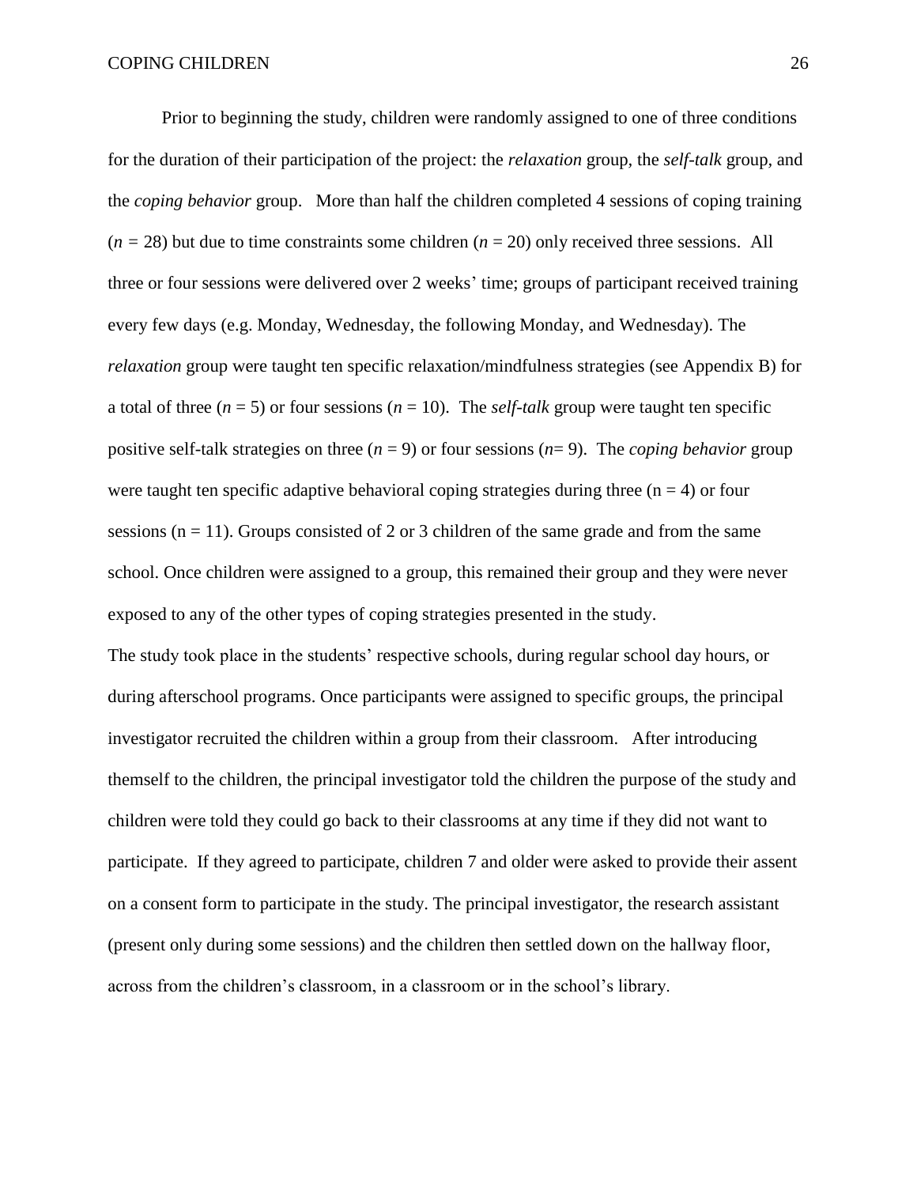Prior to beginning the study, children were randomly assigned to one of three conditions for the duration of their participation of the project: the *relaxation* group, the *self-talk* group, and the *coping behavior* group. More than half the children completed 4 sessions of coping training ($n$ = 28) but due to time constraints some children ($n$ = 20) only received three sessions. All three or four sessions were delivered over 2 weeks' time; groups of participant received training every few days (e.g. Monday, Wednesday, the following Monday, and Wednesday). The *relaxation* group were taught ten specific relaxation/mindfulness strategies (see Appendix B) for a total of three ($n$ = 5) or four sessions ($n$ = 10). The *self-talk* group were taught ten specific positive self-talk strategies on three ($n$ = 9) or four sessions ($n$= 9). The *coping behavior* group were taught ten specific adaptive behavioral coping strategies during three (n = 4) or four sessions (n = 11). Groups consisted of 2 or 3 children of the same grade and from the same school. Once children were assigned to a group, this remained their group and they were never exposed to any of the other types of coping strategies presented in the study.

The study took place in the students' respective schools, during regular school day hours, or during afterschool programs. Once participants were assigned to specific groups, the principal investigator recruited the children within a group from their classroom. After introducing themself to the children, the principal investigator told the children the purpose of the study and children were told they could go back to their classrooms at any time if they did not want to participate. If they agreed to participate, children 7 and older were asked to provide their assent on a consent form to participate in the study. The principal investigator, the research assistant (present only during some sessions) and the children then settled down on the hallway floor, across from the children's classroom, in a classroom or in the school's library.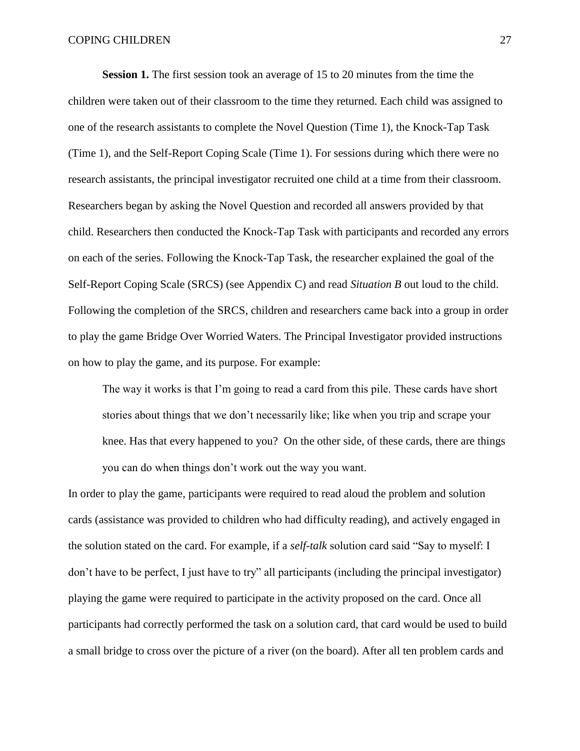**Session 1.** The first session took an average of 15 to 20 minutes from the time the children were taken out of their classroom to the time they returned. Each child was assigned to one of the research assistants to complete the Novel Question (Time 1), the Knock-Tap Task (Time 1), and the Self-Report Coping Scale (Time 1). For sessions during which there were no research assistants, the principal investigator recruited one child at a time from their classroom. Researchers began by asking the Novel Question and recorded all answers provided by that child. Researchers then conducted the Knock-Tap Task with participants and recorded any errors on each of the series. Following the Knock-Tap Task, the researcher explained the goal of the Self-Report Coping Scale (SRCS) (see Appendix C) and read *Situation B* out loud to the child. Following the completion of the SRCS, children and researchers came back into a group in order to play the game Bridge Over Worried Waters. The Principal Investigator provided instructions on how to play the game, and its purpose. For example:

> The way it works is that I'm going to read a card from this pile. These cards have short stories about things that we don't necessarily like; like when you trip and scrape your knee. Has that every happened to you? On the other side, of these cards, there are things you can do when things don't work out the way you want.

In order to play the game, participants were required to read aloud the problem and solution cards (assistance was provided to children who had difficulty reading), and actively engaged in the solution stated on the card. For example, if a *self-talk* solution card said "Say to myself: I don't have to be perfect, I just have to try" all participants (including the principal investigator) playing the game were required to participate in the activity proposed on the card. Once all participants had correctly performed the task on a solution card, that card would be used to build a small bridge to cross over the picture of a river (on the board). After all ten problem cards and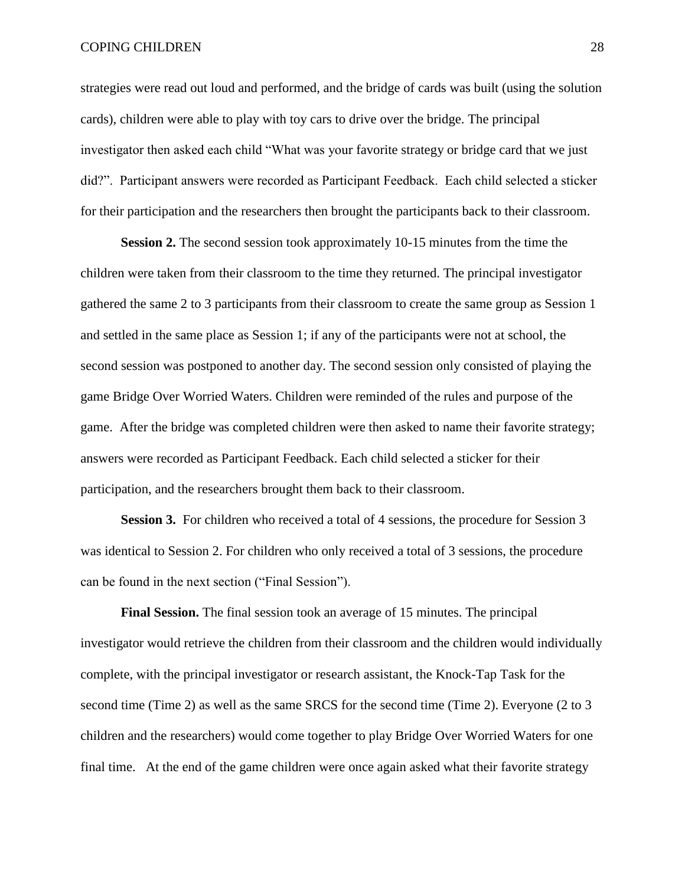strategies were read out loud and performed, and the bridge of cards was built (using the solution cards), children were able to play with toy cars to drive over the bridge. The principal investigator then asked each child "What was your favorite strategy or bridge card that we just did?". Participant answers were recorded as Participant Feedback. Each child selected a sticker for their participation and the researchers then brought the participants back to their classroom.

**Session 2.** The second session took approximately 10-15 minutes from the time the children were taken from their classroom to the time they returned. The principal investigator gathered the same 2 to 3 participants from their classroom to create the same group as Session 1 and settled in the same place as Session 1; if any of the participants were not at school, the second session was postponed to another day. The second session only consisted of playing the game Bridge Over Worried Waters. Children were reminded of the rules and purpose of the game. After the bridge was completed children were then asked to name their favorite strategy; answers were recorded as Participant Feedback. Each child selected a sticker for their participation, and the researchers brought them back to their classroom.

**Session 3.** For children who received a total of 4 sessions, the procedure for Session 3 was identical to Session 2. For children who only received a total of 3 sessions, the procedure can be found in the next section ("Final Session").

**Final Session.** The final session took an average of 15 minutes. The principal investigator would retrieve the children from their classroom and the children would individually complete, with the principal investigator or research assistant, the Knock-Tap Task for the second time (Time 2) as well as the same SRCS for the second time (Time 2). Everyone (2 to 3 children and the researchers) would come together to play Bridge Over Worried Waters for one final time. At the end of the game children were once again asked what their favorite strategy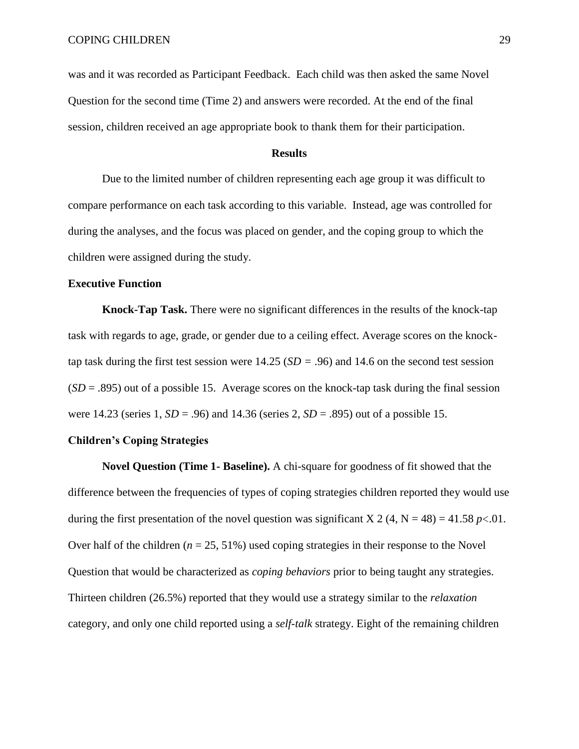was and it was recorded as Participant Feedback. Each child was then asked the same Novel Question for the second time (Time 2) and answers were recorded. At the end of the final session, children received an age appropriate book to thank them for their participation.

## Results

Due to the limited number of children representing each age group it was difficult to compare performance on each task according to this variable. Instead, age was controlled for during the analyses, and the focus was placed on gender, and the coping group to which the children were assigned during the study.

### Executive Function

**Knock-Tap Task.** There were no significant differences in the results of the knock-tap task with regards to age, grade, or gender due to a ceiling effect. Average scores on the knock-tap task during the first test session were 14.25 ($SD = .96$) and 14.6 on the second test session ($SD = .895$) out of a possible 15. Average scores on the knock-tap task during the final session were 14.23 (series 1, $SD = .96$) and 14.36 (series 2, $SD = .895$) out of a possible 15.

### Children's Coping Strategies

**Novel Question (Time 1- Baseline).** A chi-square for goodness of fit showed that the difference between the frequencies of types of coping strategies children reported they would use during the first presentation of the novel question was significant $X^2 (4, N = 48) = 41.58$ $p<.01$. Over half of the children ($n = 25$, 51%) used coping strategies in their response to the Novel Question that would be characterized as *coping behaviors* prior to being taught any strategies. Thirteen children (26.5%) reported that they would use a strategy similar to the *relaxation* category, and only one child reported using a *self-talk* strategy. Eight of the remaining children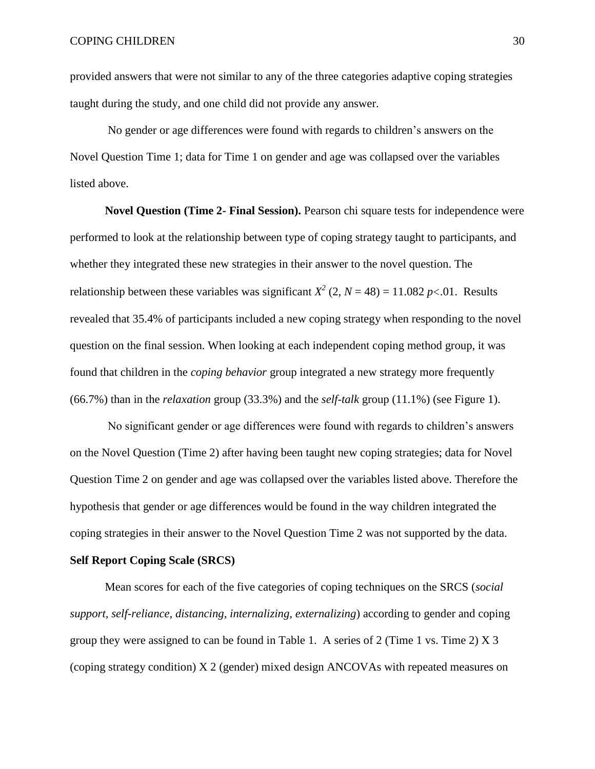provided answers that were not similar to any of the three categories adaptive coping strategies taught during the study, and one child did not provide any answer.

No gender or age differences were found with regards to children's answers on the Novel Question Time 1; data for Time 1 on gender and age was collapsed over the variables listed above.

**Novel Question (Time 2- Final Session).** Pearson chi square tests for independence were performed to look at the relationship between type of coping strategy taught to participants, and whether they integrated these new strategies in their answer to the novel question. The relationship between these variables was significant $X^2$ (2, $N$ = 48) = 11.082 $p$<.01. Results revealed that 35.4% of participants included a new coping strategy when responding to the novel question on the final session. When looking at each independent coping method group, it was found that children in the *coping behavior* group integrated a new strategy more frequently (66.7%) than in the *relaxation* group (33.3%) and the *self-talk* group (11.1%) (see Figure 1).

No significant gender or age differences were found with regards to children's answers on the Novel Question (Time 2) after having been taught new coping strategies; data for Novel Question Time 2 on gender and age was collapsed over the variables listed above. Therefore the hypothesis that gender or age differences would be found in the way children integrated the coping strategies in their answer to the Novel Question Time 2 was not supported by the data.

**Self Report Coping Scale (SRCS)**

Mean scores for each of the five categories of coping techniques on the SRCS (*social support, self-reliance, distancing, internalizing, externalizing*) according to gender and coping group they were assigned to can be found in Table 1. A series of 2 (Time 1 vs. Time 2) X 3 (coping strategy condition) X 2 (gender) mixed design ANCOVAs with repeated measures on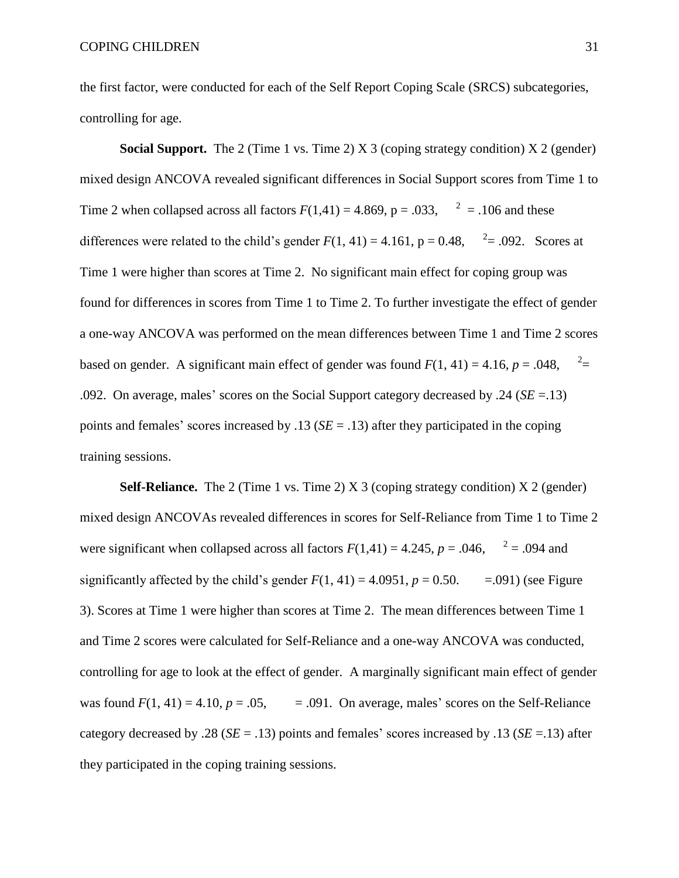the first factor, were conducted for each of the Self Report Coping Scale (SRCS) subcategories, controlling for age.

**Social Support.** The 2 (Time 1 vs. Time 2) X 3 (coping strategy condition) X 2 (gender) mixed design ANCOVA revealed significant differences in Social Support scores from Time 1 to Time 2 when collapsed across all factors $F(1,41) = 4.869$, p = .033, $^2$ = .106 and these differences were related to the child's gender $F(1, 41) = 4.161$, p = 0.48, $^2$= .092. Scores at Time 1 were higher than scores at Time 2. No significant main effect for coping group was found for differences in scores from Time 1 to Time 2. To further investigate the effect of gender a one-way ANCOVA was performed on the mean differences between Time 1 and Time 2 scores based on gender. A significant main effect of gender was found $F(1, 41) = 4.16$, $p = .048$, $^2$= .092. On average, males' scores on the Social Support category decreased by .24 (*SE* =.13) points and females' scores increased by .13 (*SE* = .13) after they participated in the coping training sessions.

**Self-Reliance.** The 2 (Time 1 vs. Time 2) X 3 (coping strategy condition) X 2 (gender) mixed design ANCOVAs revealed differences in scores for Self-Reliance from Time 1 to Time 2 were significant when collapsed across all factors $F(1,41) = 4.245$, $p = .046$, $^2$ = .094 and significantly affected by the child's gender $F(1, 41) = 4.0951$, $p = 0.50$. =.091) (see Figure 3). Scores at Time 1 were higher than scores at Time 2. The mean differences between Time 1 and Time 2 scores were calculated for Self-Reliance and a one-way ANCOVA was conducted, controlling for age to look at the effect of gender. A marginally significant main effect of gender was found $F(1, 41) = 4.10$, $p = .05$, = .091. On average, males' scores on the Self-Reliance category decreased by .28 (*SE* = .13) points and females' scores increased by .13 (*SE* =.13) after they participated in the coping training sessions.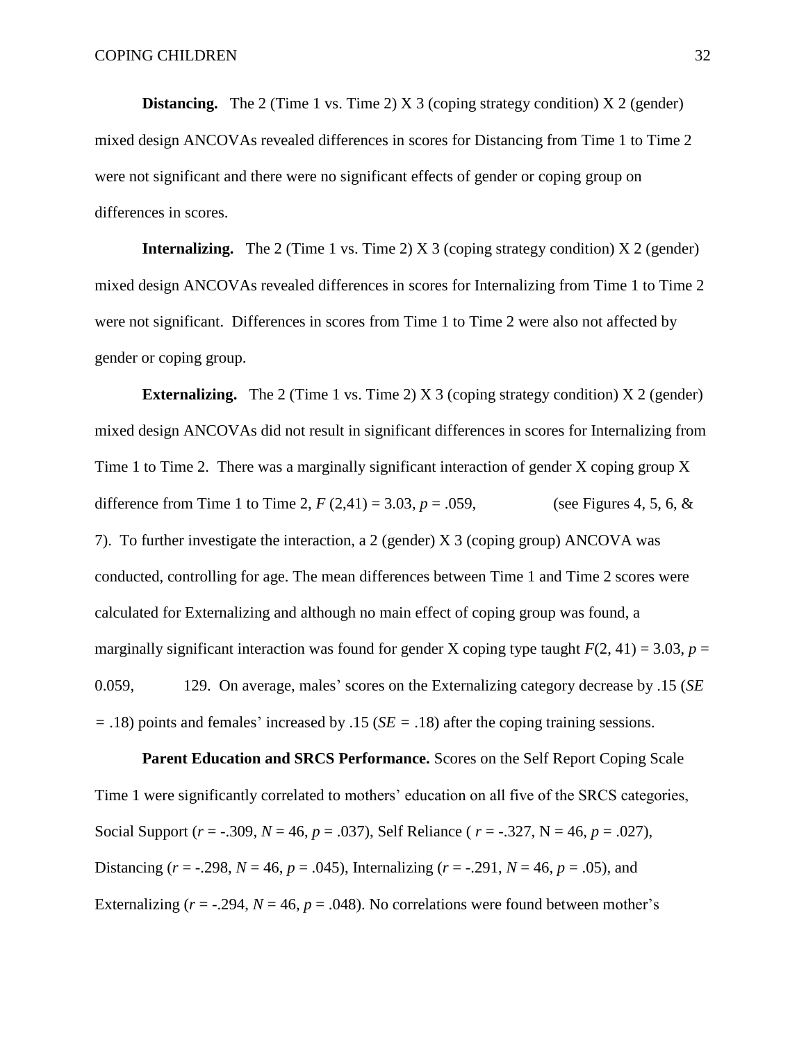**Distancing.** The 2 (Time 1 vs. Time 2) X 3 (coping strategy condition) X 2 (gender) mixed design ANCOVAs revealed differences in scores for Distancing from Time 1 to Time 2 were not significant and there were no significant effects of gender or coping group on differences in scores.

**Internalizing.** The 2 (Time 1 vs. Time 2) X 3 (coping strategy condition) X 2 (gender) mixed design ANCOVAs revealed differences in scores for Internalizing from Time 1 to Time 2 were not significant. Differences in scores from Time 1 to Time 2 were also not affected by gender or coping group.

**Externalizing.** The 2 (Time 1 vs. Time 2) X 3 (coping strategy condition) X 2 (gender) mixed design ANCOVAs did not result in significant differences in scores for Internalizing from Time 1 to Time 2. There was a marginally significant interaction of gender X coping group X difference from Time 1 to Time 2, $F$ (2,41) = 3.03, $p$ = .059, (see Figures 4, 5, 6, & 7). To further investigate the interaction, a 2 (gender) X 3 (coping group) ANCOVA was conducted, controlling for age. The mean differences between Time 1 and Time 2 scores were calculated for Externalizing and although no main effect of coping group was found, a marginally significant interaction was found for gender X coping type taught $F$(2, 41) = 3.03, $p$ = 0.059, 129. On average, males' scores on the Externalizing category decrease by .15 ($SE$ = .18) points and females' increased by .15 ($SE$ = .18) after the coping training sessions.

**Parent Education and SRCS Performance.** Scores on the Self Report Coping Scale Time 1 were significantly correlated to mothers' education on all five of the SRCS categories, Social Support ($r$ = -.309, $N$ = 46, $p$ = .037), Self Reliance ( $r$ = -.327, N = 46, $p$ = .027), Distancing ($r$ = -.298, $N$ = 46, $p$ = .045), Internalizing ($r$ = -.291, $N$ = 46, $p$ = .05), and Externalizing ($r$ = -.294, $N$ = 46, $p$ = .048). No correlations were found between mother's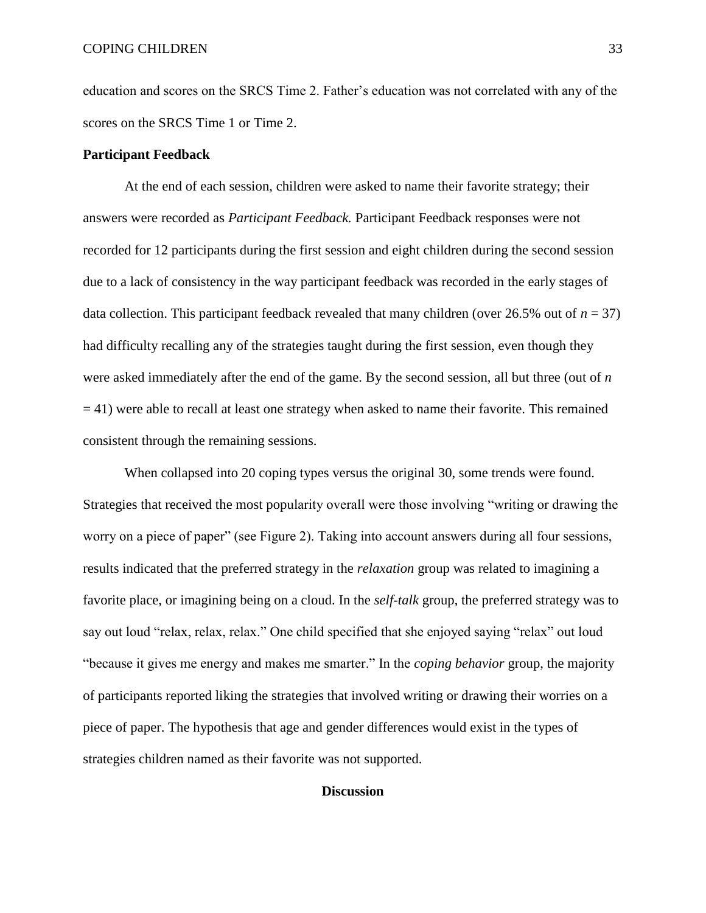education and scores on the SRCS Time 2. Father's education was not correlated with any of the scores on the SRCS Time 1 or Time 2.

**Participant Feedback**

At the end of each session, children were asked to name their favorite strategy; their answers were recorded as *Participant Feedback.* Participant Feedback responses were not recorded for 12 participants during the first session and eight children during the second session due to a lack of consistency in the way participant feedback was recorded in the early stages of data collection. This participant feedback revealed that many children (over 26.5% out of $n = 37$) had difficulty recalling any of the strategies taught during the first session, even though they were asked immediately after the end of the game. By the second session, all but three (out of $n = 41$) were able to recall at least one strategy when asked to name their favorite. This remained consistent through the remaining sessions.

When collapsed into 20 coping types versus the original 30, some trends were found. Strategies that received the most popularity overall were those involving "writing or drawing the worry on a piece of paper" (see Figure 2). Taking into account answers during all four sessions, results indicated that the preferred strategy in the *relaxation* group was related to imagining a favorite place, or imagining being on a cloud. In the ***self-talk*** group, the preferred strategy was to say out loud "relax, relax, relax." One child specified that she enjoyed saying "relax" out loud "because it gives me energy and makes me smarter." In the *coping behavior* group, the majority of participants reported liking the strategies that involved writing or drawing their worries on a piece of paper. The hypothesis that age and gender differences would exist in the types of strategies children named as their favorite was not supported.

## Discussion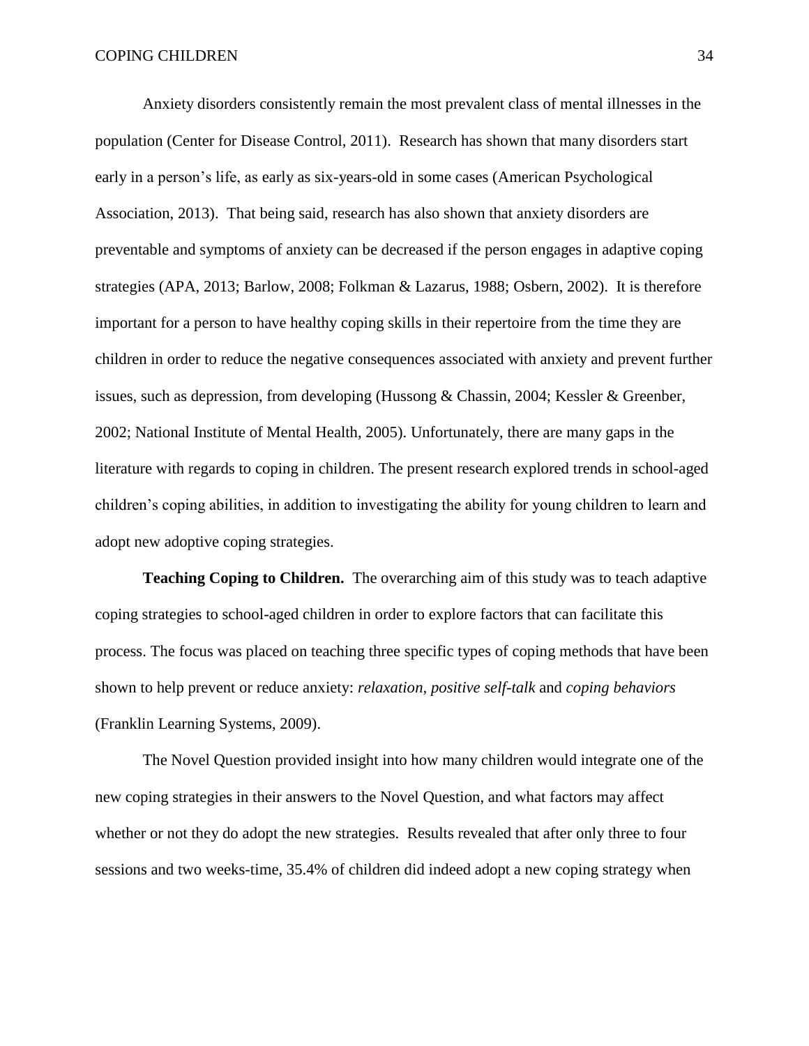Anxiety disorders consistently remain the most prevalent class of mental illnesses in the population (Center for Disease Control, 2011). Research has shown that many disorders start early in a person's life, as early as six-years-old in some cases (American Psychological Association, 2013). That being said, research has also shown that anxiety disorders are preventable and symptoms of anxiety can be decreased if the person engages in adaptive coping strategies (APA, 2013; Barlow, 2008; Folkman & Lazarus, 1988; Osbern, 2002). It is therefore important for a person to have healthy coping skills in their repertoire from the time they are children in order to reduce the negative consequences associated with anxiety and prevent further issues, such as depression, from developing (Hussong & Chassin, 2004; Kessler & Greenber, 2002; National Institute of Mental Health, 2005). Unfortunately, there are many gaps in the literature with regards to coping in children. The present research explored trends in school-aged children's coping abilities, in addition to investigating the ability for young children to learn and adopt new adoptive coping strategies.

**Teaching Coping to Children.** The overarching aim of this study was to teach adaptive coping strategies to school-aged children in order to explore factors that can facilitate this process. The focus was placed on teaching three specific types of coping methods that have been shown to help prevent or reduce anxiety: *relaxation, positive self-talk* and *coping behaviors* (Franklin Learning Systems, 2009).

The Novel Question provided insight into how many children would integrate one of the new coping strategies in their answers to the Novel Question, and what factors may affect whether or not they do adopt the new strategies. Results revealed that after only three to four sessions and two weeks-time, 35.4% of children did indeed adopt a new coping strategy when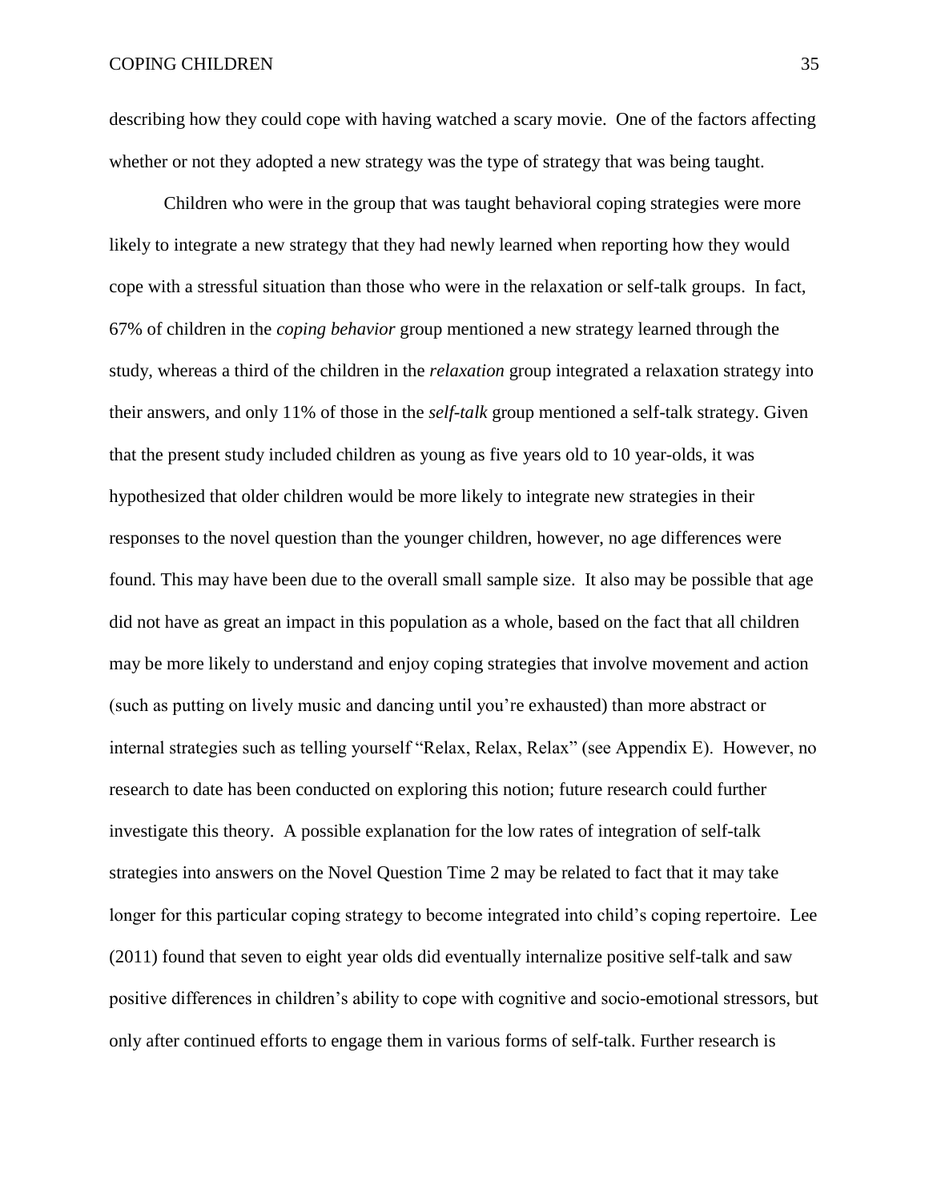describing how they could cope with having watched a scary movie. One of the factors affecting whether or not they adopted a new strategy was the type of strategy that was being taught.

Children who were in the group that was taught behavioral coping strategies were more likely to integrate a new strategy that they had newly learned when reporting how they would cope with a stressful situation than those who were in the relaxation or self-talk groups. In fact, 67% of children in the *coping behavior* group mentioned a new strategy learned through the study, whereas a third of the children in the *relaxation* group integrated a relaxation strategy into their answers, and only 11% of those in the *self-talk* group mentioned a self-talk strategy. Given that the present study included children as young as five years old to 10 year-olds, it was hypothesized that older children would be more likely to integrate new strategies in their responses to the novel question than the younger children, however, no age differences were found. This may have been due to the overall small sample size. It also may be possible that age did not have as great an impact in this population as a whole, based on the fact that all children may be more likely to understand and enjoy coping strategies that involve movement and action (such as putting on lively music and dancing until you're exhausted) than more abstract or internal strategies such as telling yourself "Relax, Relax, Relax" (see Appendix E). However, no research to date has been conducted on exploring this notion; future research could further investigate this theory. A possible explanation for the low rates of integration of self-talk strategies into answers on the Novel Question Time 2 may be related to fact that it may take longer for this particular coping strategy to become integrated into child's coping repertoire. Lee (2011) found that seven to eight year olds did eventually internalize positive self-talk and saw positive differences in children's ability to cope with cognitive and socio-emotional stressors, but only after continued efforts to engage them in various forms of self-talk. Further research is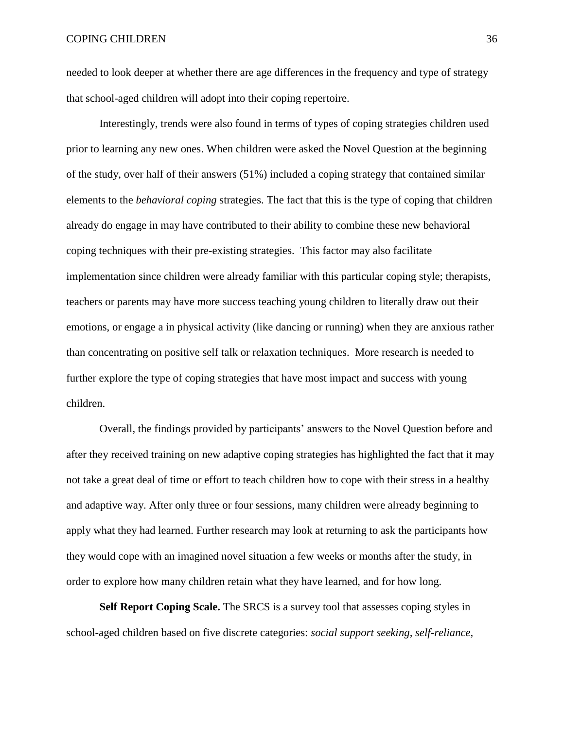needed to look deeper at whether there are age differences in the frequency and type of strategy that school-aged children will adopt into their coping repertoire.

Interestingly, trends were also found in terms of types of coping strategies children used prior to learning any new ones. When children were asked the Novel Question at the beginning of the study, over half of their answers (51%) included a coping strategy that contained similar elements to the *behavioral coping* strategies. The fact that this is the type of coping that children already do engage in may have contributed to their ability to combine these new behavioral coping techniques with their pre-existing strategies. This factor may also facilitate implementation since children were already familiar with this particular coping style; therapists, teachers or parents may have more success teaching young children to literally draw out their emotions, or engage a in physical activity (like dancing or running) when they are anxious rather than concentrating on positive self talk or relaxation techniques. More research is needed to further explore the type of coping strategies that have most impact and success with young children.

Overall, the findings provided by participants' answers to the Novel Question before and after they received training on new adaptive coping strategies has highlighted the fact that it may not take a great deal of time or effort to teach children how to cope with their stress in a healthy and adaptive way. After only three or four sessions, many children were already beginning to apply what they had learned. Further research may look at returning to ask the participants how they would cope with an imagined novel situation a few weeks or months after the study, in order to explore how many children retain what they have learned, and for how long.

**Self Report Coping Scale.** The SRCS is a survey tool that assesses coping styles in school-aged children based on five discrete categories: *social support seeking, self-reliance,*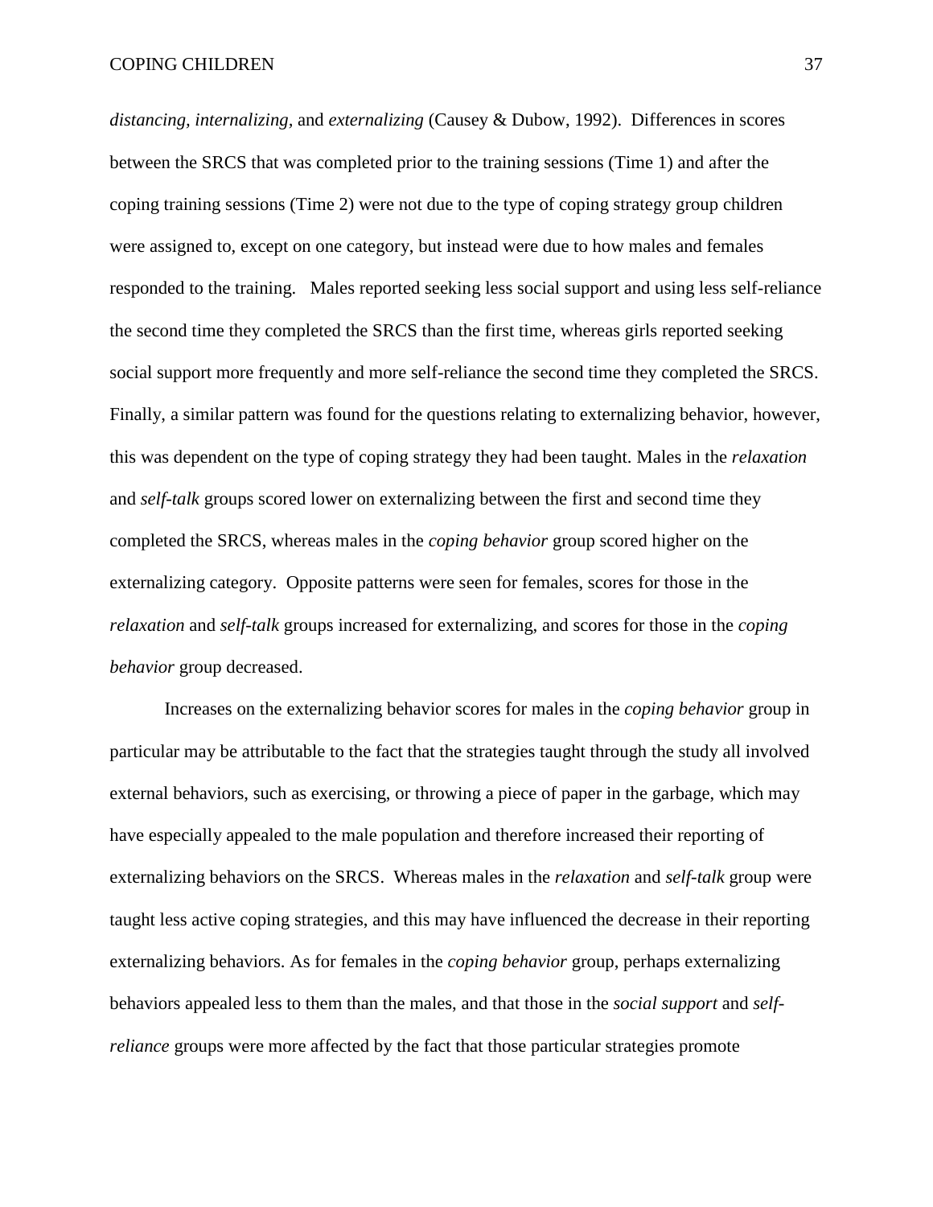*distancing, internalizing,* and *externalizing* (Causey & Dubow, 1992). Differences in scores between the SRCS that was completed prior to the training sessions (Time 1) and after the coping training sessions (Time 2) were not due to the type of coping strategy group children were assigned to, except on one category, but instead were due to how males and females responded to the training. Males reported seeking less social support and using less self-reliance the second time they completed the SRCS than the first time, whereas girls reported seeking social support more frequently and more self-reliance the second time they completed the SRCS. Finally, a similar pattern was found for the questions relating to externalizing behavior, however, this was dependent on the type of coping strategy they had been taught. Males in the *relaxation* and *self-talk* groups scored lower on externalizing between the first and second time they completed the SRCS, whereas males in the *coping behavior* group scored higher on the externalizing category. Opposite patterns were seen for females, scores for those in the *relaxation* and *self-talk* groups increased for externalizing, and scores for those in the *coping behavior* group decreased.

Increases on the externalizing behavior scores for males in the *coping behavior* group in particular may be attributable to the fact that the strategies taught through the study all involved external behaviors, such as exercising, or throwing a piece of paper in the garbage, which may have especially appealed to the male population and therefore increased their reporting of externalizing behaviors on the SRCS. Whereas males in the *relaxation* and *self-talk* group were taught less active coping strategies, and this may have influenced the decrease in their reporting externalizing behaviors. As for females in the *coping behavior* group, perhaps externalizing behaviors appealed less to them than the males, and that those in the *social support* and *self-reliance* groups were more affected by the fact that those particular strategies promote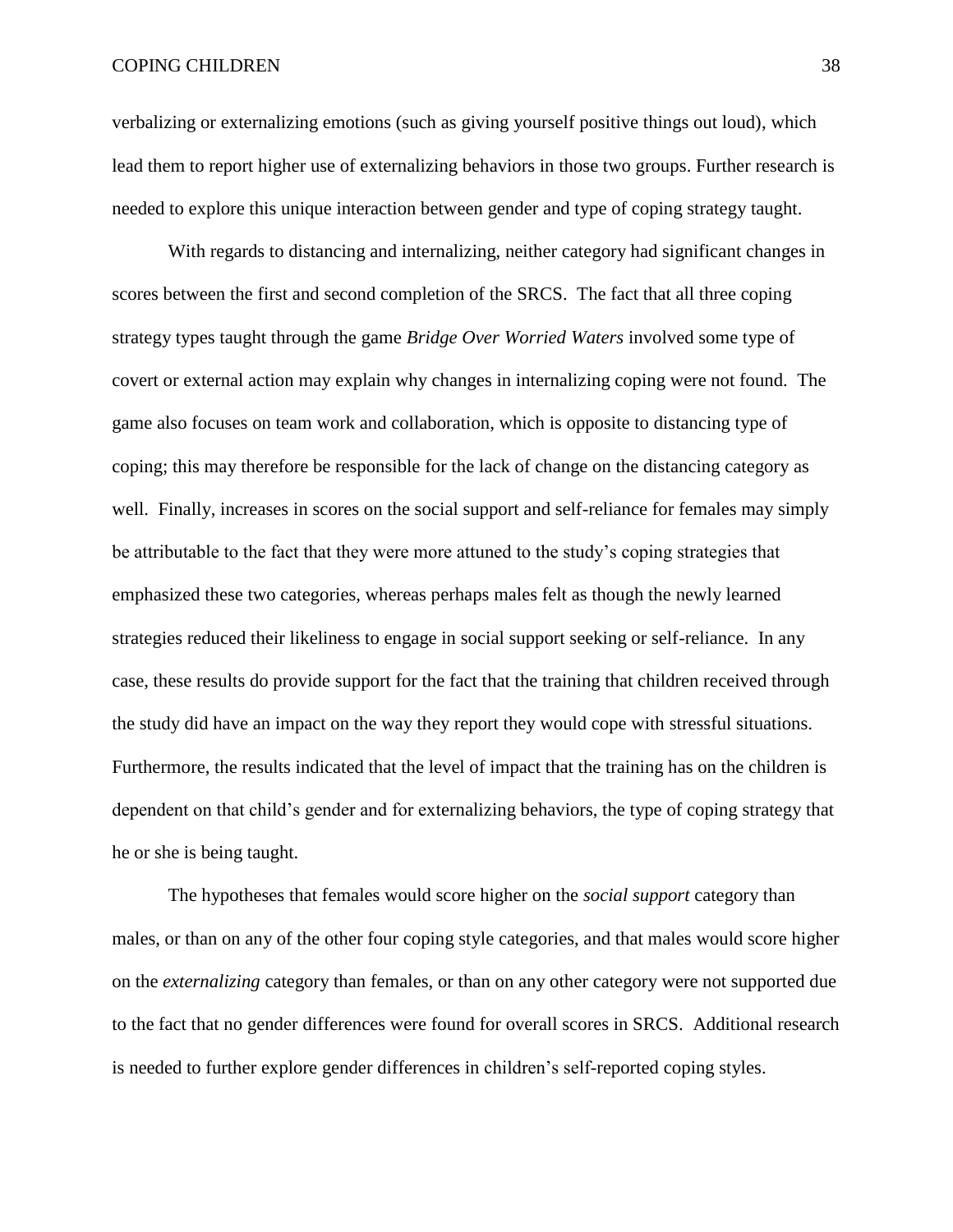verbalizing or externalizing emotions (such as giving yourself positive things out loud), which lead them to report higher use of externalizing behaviors in those two groups. Further research is needed to explore this unique interaction between gender and type of coping strategy taught.

With regards to distancing and internalizing, neither category had significant changes in scores between the first and second completion of the SRCS. The fact that all three coping strategy types taught through the game *Bridge Over Worried Waters* involved some type of covert or external action may explain why changes in internalizing coping were not found. The game also focuses on team work and collaboration, which is opposite to distancing type of coping; this may therefore be responsible for the lack of change on the distancing category as well. Finally, increases in scores on the social support and self-reliance for females may simply be attributable to the fact that they were more attuned to the study's coping strategies that emphasized these two categories, whereas perhaps males felt as though the newly learned strategies reduced their likeliness to engage in social support seeking or self-reliance. In any case, these results do provide support for the fact that the training that children received through the study did have an impact on the way they report they would cope with stressful situations. Furthermore, the results indicated that the level of impact that the training has on the children is dependent on that child's gender and for externalizing behaviors, the type of coping strategy that he or she is being taught.

The hypotheses that females would score higher on the *social support* category than males, or than on any of the other four coping style categories, and that males would score higher on the *externalizing* category than females, or than on any other category were not supported due to the fact that no gender differences were found for overall scores in SRCS. Additional research is needed to further explore gender differences in children's self-reported coping styles.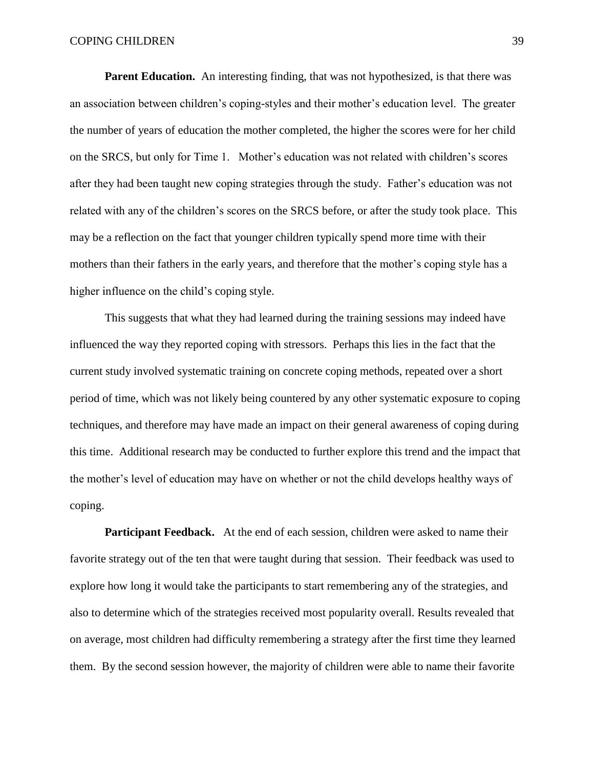**Parent Education.** An interesting finding, that was not hypothesized, is that there was an association between children's coping-styles and their mother's education level. The greater the number of years of education the mother completed, the higher the scores were for her child on the SRCS, but only for Time 1. Mother's education was not related with children's scores after they had been taught new coping strategies through the study. Father's education was not related with any of the children's scores on the SRCS before, or after the study took place. This may be a reflection on the fact that younger children typically spend more time with their mothers than their fathers in the early years, and therefore that the mother's coping style has a higher influence on the child's coping style.

This suggests that what they had learned during the training sessions may indeed have influenced the way they reported coping with stressors. Perhaps this lies in the fact that the current study involved systematic training on concrete coping methods, repeated over a short period of time, which was not likely being countered by any other systematic exposure to coping techniques, and therefore may have made an impact on their general awareness of coping during this time. Additional research may be conducted to further explore this trend and the impact that the mother's level of education may have on whether or not the child develops healthy ways of coping.

**Participant Feedback.** At the end of each session, children were asked to name their favorite strategy out of the ten that were taught during that session. Their feedback was used to explore how long it would take the participants to start remembering any of the strategies, and also to determine which of the strategies received most popularity overall. Results revealed that on average, most children had difficulty remembering a strategy after the first time they learned them. By the second session however, the majority of children were able to name their favorite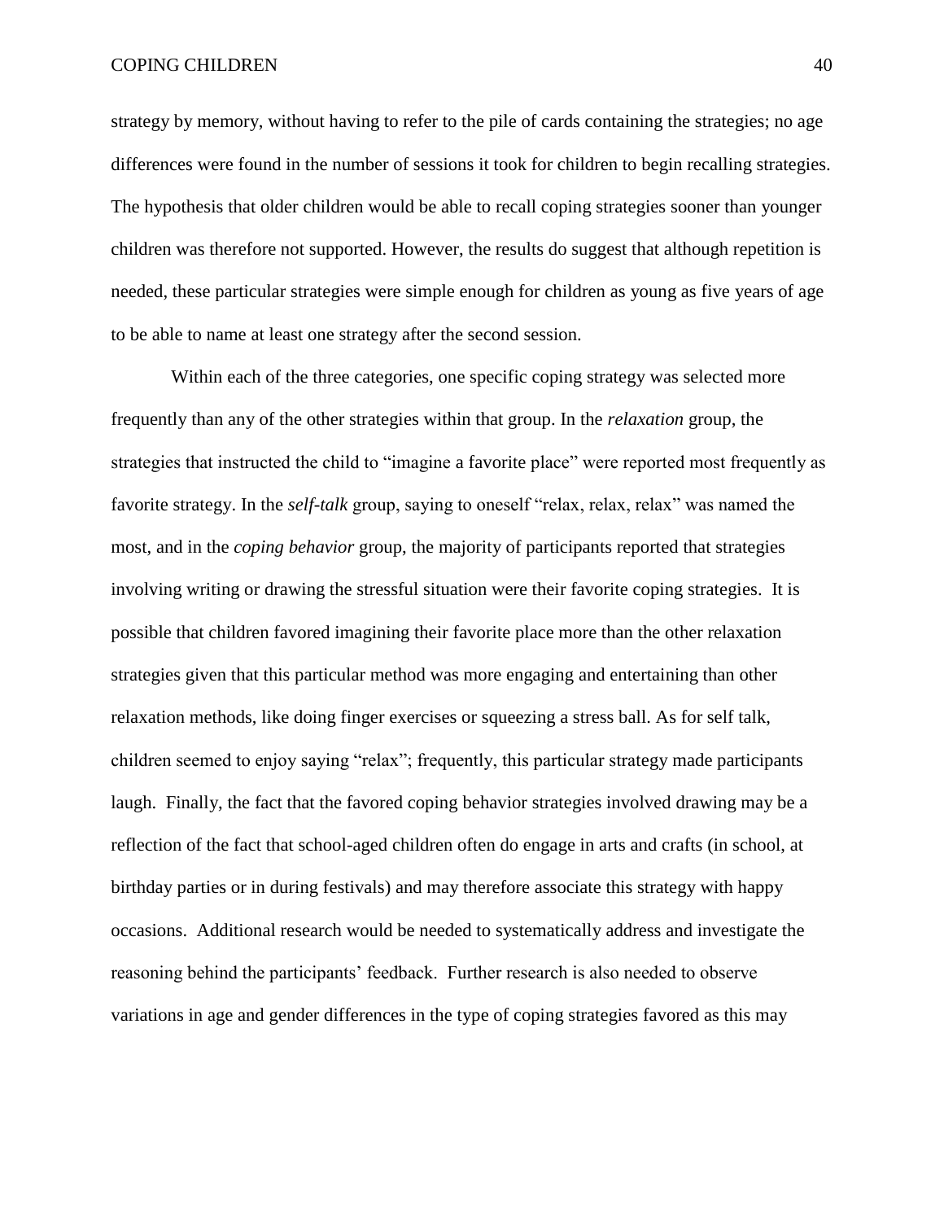strategy by memory, without having to refer to the pile of cards containing the strategies; no age differences were found in the number of sessions it took for children to begin recalling strategies. The hypothesis that older children would be able to recall coping strategies sooner than younger children was therefore not supported. However, the results do suggest that although repetition is needed, these particular strategies were simple enough for children as young as five years of age to be able to name at least one strategy after the second session.

Within each of the three categories, one specific coping strategy was selected more frequently than any of the other strategies within that group. In the *relaxation* group, the strategies that instructed the child to "imagine a favorite place" were reported most frequently as favorite strategy. In the *self-talk* group, saying to oneself "relax, relax, relax" was named the most, and in the *coping behavior* group, the majority of participants reported that strategies involving writing or drawing the stressful situation were their favorite coping strategies. It is possible that children favored imagining their favorite place more than the other relaxation strategies given that this particular method was more engaging and entertaining than other relaxation methods, like doing finger exercises or squeezing a stress ball. As for self talk, children seemed to enjoy saying "relax"; frequently, this particular strategy made participants laugh. Finally, the fact that the favored coping behavior strategies involved drawing may be a reflection of the fact that school-aged children often do engage in arts and crafts (in school, at birthday parties or in during festivals) and may therefore associate this strategy with happy occasions. Additional research would be needed to systematically address and investigate the reasoning behind the participants' feedback. Further research is also needed to observe variations in age and gender differences in the type of coping strategies favored as this may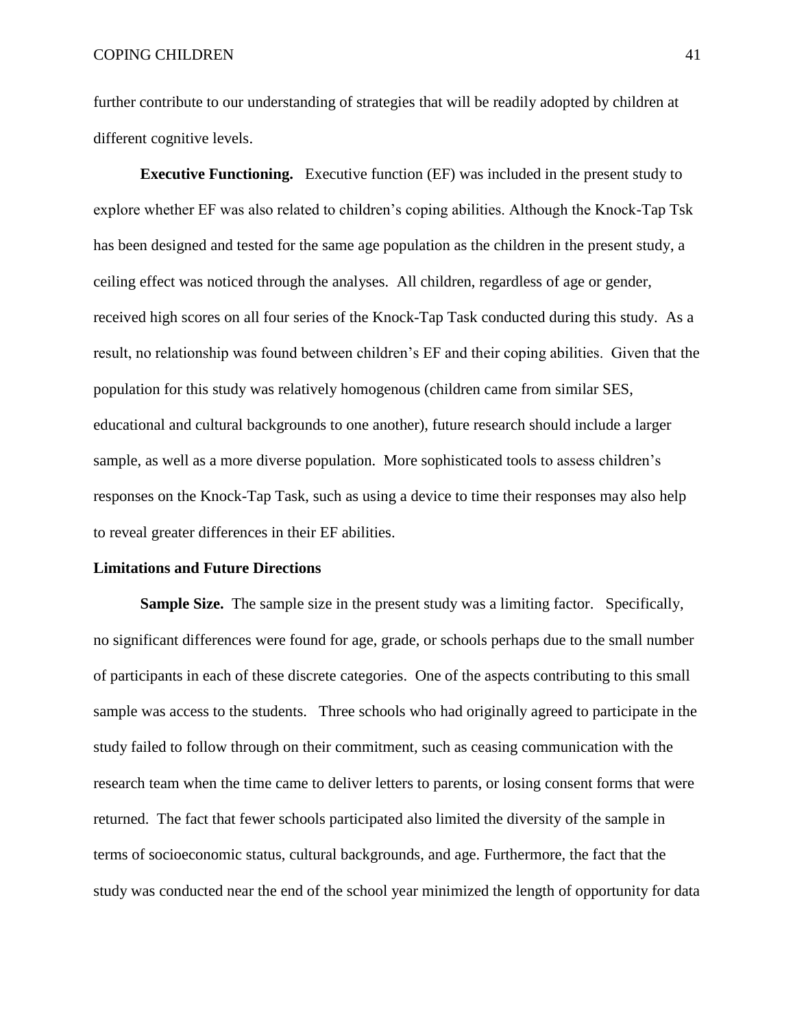further contribute to our understanding of strategies that will be readily adopted by children at different cognitive levels.

**Executive Functioning.** Executive function (EF) was included in the present study to explore whether EF was also related to children's coping abilities. Although the Knock-Tap Tsk has been designed and tested for the same age population as the children in the present study, a ceiling effect was noticed through the analyses. All children, regardless of age or gender, received high scores on all four series of the Knock-Tap Task conducted during this study. As a result, no relationship was found between children's EF and their coping abilities. Given that the population for this study was relatively homogenous (children came from similar SES, educational and cultural backgrounds to one another), future research should include a larger sample, as well as a more diverse population. More sophisticated tools to assess children's responses on the Knock-Tap Task, such as using a device to time their responses may also help to reveal greater differences in their EF abilities.

### Limitations and Future Directions

**Sample Size.** The sample size in the present study was a limiting factor. Specifically, no significant differences were found for age, grade, or schools perhaps due to the small number of participants in each of these discrete categories. One of the aspects contributing to this small sample was access to the students. Three schools who had originally agreed to participate in the study failed to follow through on their commitment, such as ceasing communication with the research team when the time came to deliver letters to parents, or losing consent forms that were returned. The fact that fewer schools participated also limited the diversity of the sample in terms of socioeconomic status, cultural backgrounds, and age. Furthermore, the fact that the study was conducted near the end of the school year minimized the length of opportunity for data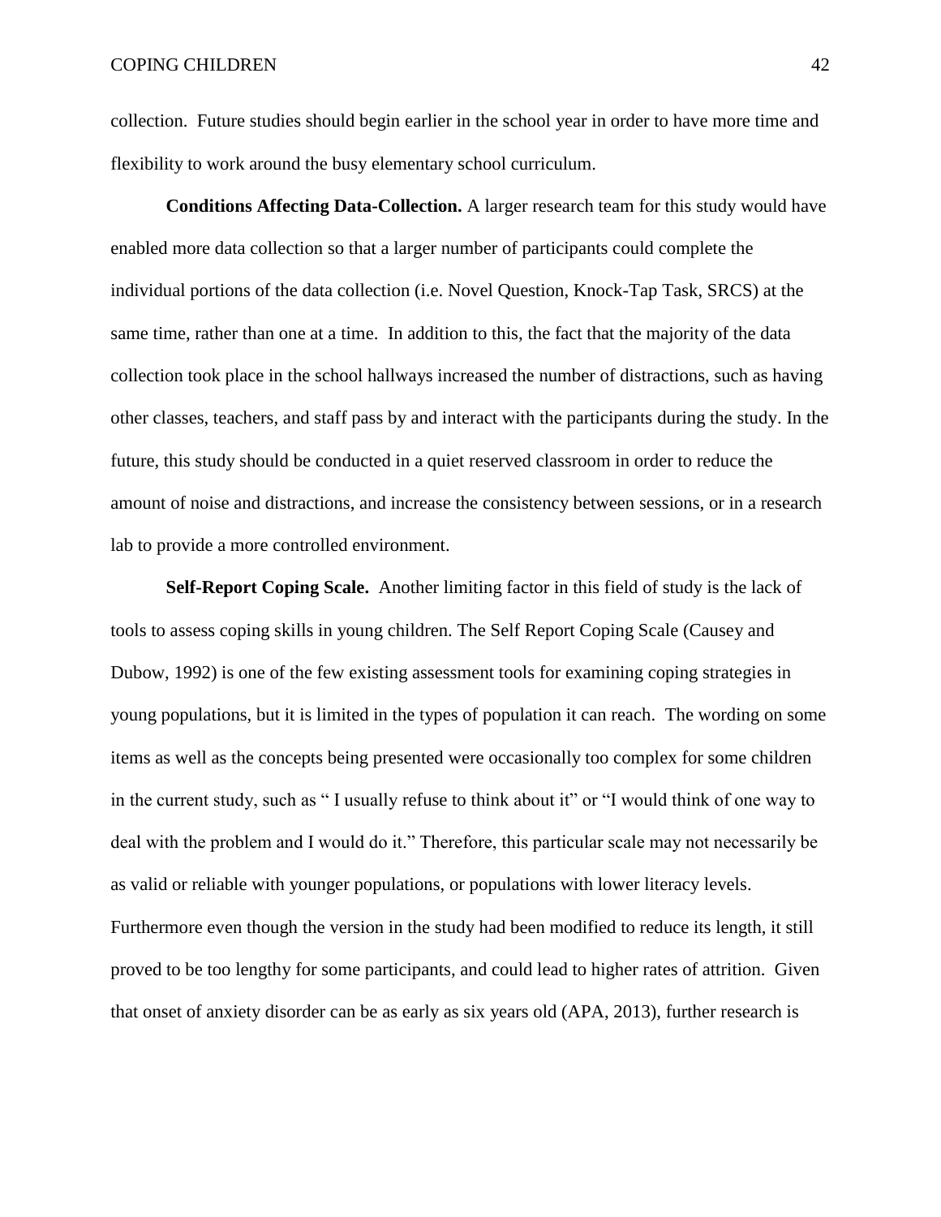collection. Future studies should begin earlier in the school year in order to have more time and flexibility to work around the busy elementary school curriculum.

**Conditions Affecting Data-Collection.** A larger research team for this study would have enabled more data collection so that a larger number of participants could complete the individual portions of the data collection (i.e. Novel Question, Knock-Tap Task, SRCS) at the same time, rather than one at a time. In addition to this, the fact that the majority of the data collection took place in the school hallways increased the number of distractions, such as having other classes, teachers, and staff pass by and interact with the participants during the study. In the future, this study should be conducted in a quiet reserved classroom in order to reduce the amount of noise and distractions, and increase the consistency between sessions, or in a research lab to provide a more controlled environment.

**Self-Report Coping Scale.** Another limiting factor in this field of study is the lack of tools to assess coping skills in young children. The Self Report Coping Scale (Causey and Dubow, 1992) is one of the few existing assessment tools for examining coping strategies in young populations, but it is limited in the types of population it can reach. The wording on some items as well as the concepts being presented were occasionally too complex for some children in the current study, such as " I usually refuse to think about it" or "I would think of one way to deal with the problem and I would do it." Therefore, this particular scale may not necessarily be as valid or reliable with younger populations, or populations with lower literacy levels. Furthermore even though the version in the study had been modified to reduce its length, it still proved to be too lengthy for some participants, and could lead to higher rates of attrition. Given that onset of anxiety disorder can be as early as six years old (APA, 2013), further research is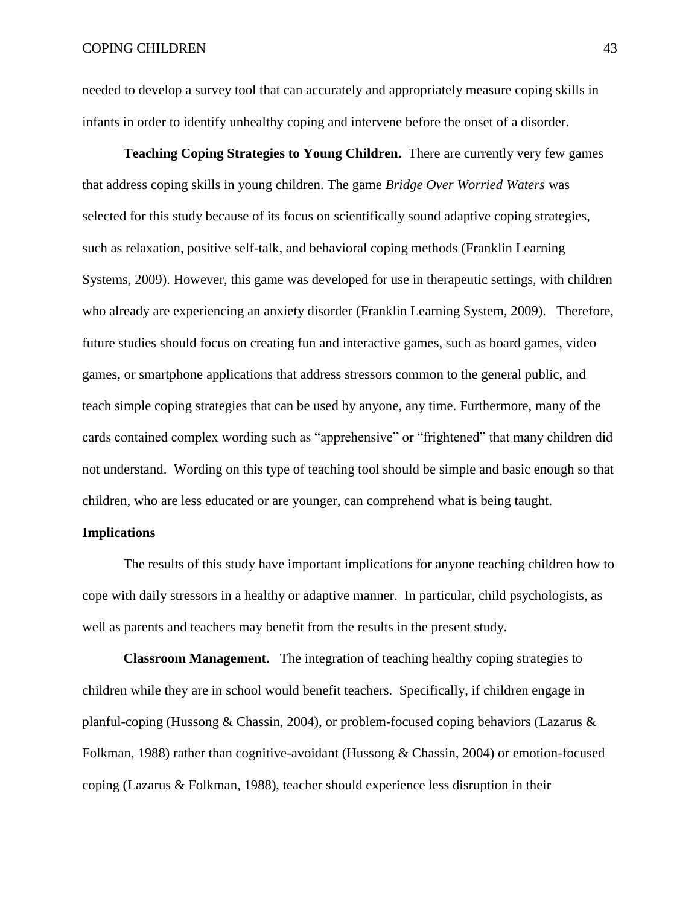needed to develop a survey tool that can accurately and appropriately measure coping skills in infants in order to identify unhealthy coping and intervene before the onset of a disorder.

**Teaching Coping Strategies to Young Children.** There are currently very few games that address coping skills in young children. The game *Bridge Over Worried Waters* was selected for this study because of its focus on scientifically sound adaptive coping strategies, such as relaxation, positive self-talk, and behavioral coping methods (Franklin Learning Systems, 2009). However, this game was developed for use in therapeutic settings, with children who already are experiencing an anxiety disorder (Franklin Learning System, 2009). Therefore, future studies should focus on creating fun and interactive games, such as board games, video games, or smartphone applications that address stressors common to the general public, and teach simple coping strategies that can be used by anyone, any time. Furthermore, many of the cards contained complex wording such as "apprehensive" or "frightened" that many children did not understand. Wording on this type of teaching tool should be simple and basic enough so that children, who are less educated or are younger, can comprehend what is being taught.

## Implications

The results of this study have important implications for anyone teaching children how to cope with daily stressors in a healthy or adaptive manner. In particular, child psychologists, as well as parents and teachers may benefit from the results in the present study.

**Classroom Management.** The integration of teaching healthy coping strategies to children while they are in school would benefit teachers. Specifically, if children engage in planful-coping (Hussong & Chassin, 2004), or problem-focused coping behaviors (Lazarus & Folkman, 1988) rather than cognitive-avoidant (Hussong & Chassin, 2004) or emotion-focused coping (Lazarus & Folkman, 1988), teacher should experience less disruption in their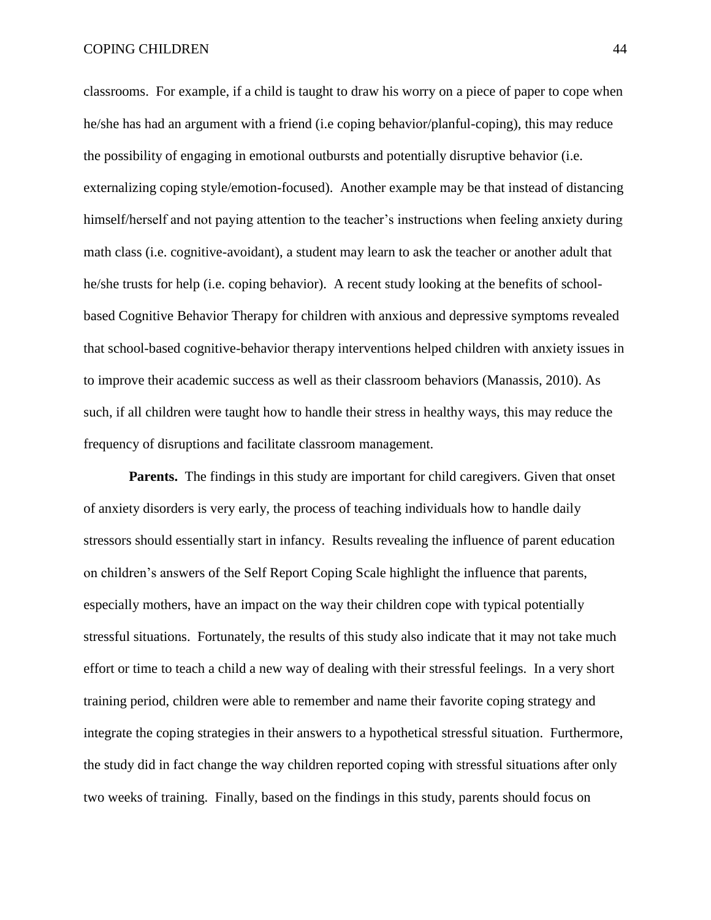classrooms. For example, if a child is taught to draw his worry on a piece of paper to cope when he/she has had an argument with a friend (i.e coping behavior/planful-coping), this may reduce the possibility of engaging in emotional outbursts and potentially disruptive behavior (i.e. externalizing coping style/emotion-focused). Another example may be that instead of distancing himself/herself and not paying attention to the teacher's instructions when feeling anxiety during math class (i.e. cognitive-avoidant), a student may learn to ask the teacher or another adult that he/she trusts for help (i.e. coping behavior). A recent study looking at the benefits of school-based Cognitive Behavior Therapy for children with anxious and depressive symptoms revealed that school-based cognitive-behavior therapy interventions helped children with anxiety issues in to improve their academic success as well as their classroom behaviors (Manassis, 2010). As such, if all children were taught how to handle their stress in healthy ways, this may reduce the frequency of disruptions and facilitate classroom management.

**Parents.** The findings in this study are important for child caregivers. Given that onset of anxiety disorders is very early, the process of teaching individuals how to handle daily stressors should essentially start in infancy. Results revealing the influence of parent education on children's answers of the Self Report Coping Scale highlight the influence that parents, especially mothers, have an impact on the way their children cope with typical potentially stressful situations. Fortunately, the results of this study also indicate that it may not take much effort or time to teach a child a new way of dealing with their stressful feelings. In a very short training period, children were able to remember and name their favorite coping strategy and integrate the coping strategies in their answers to a hypothetical stressful situation. Furthermore, the study did in fact change the way children reported coping with stressful situations after only two weeks of training. Finally, based on the findings in this study, parents should focus on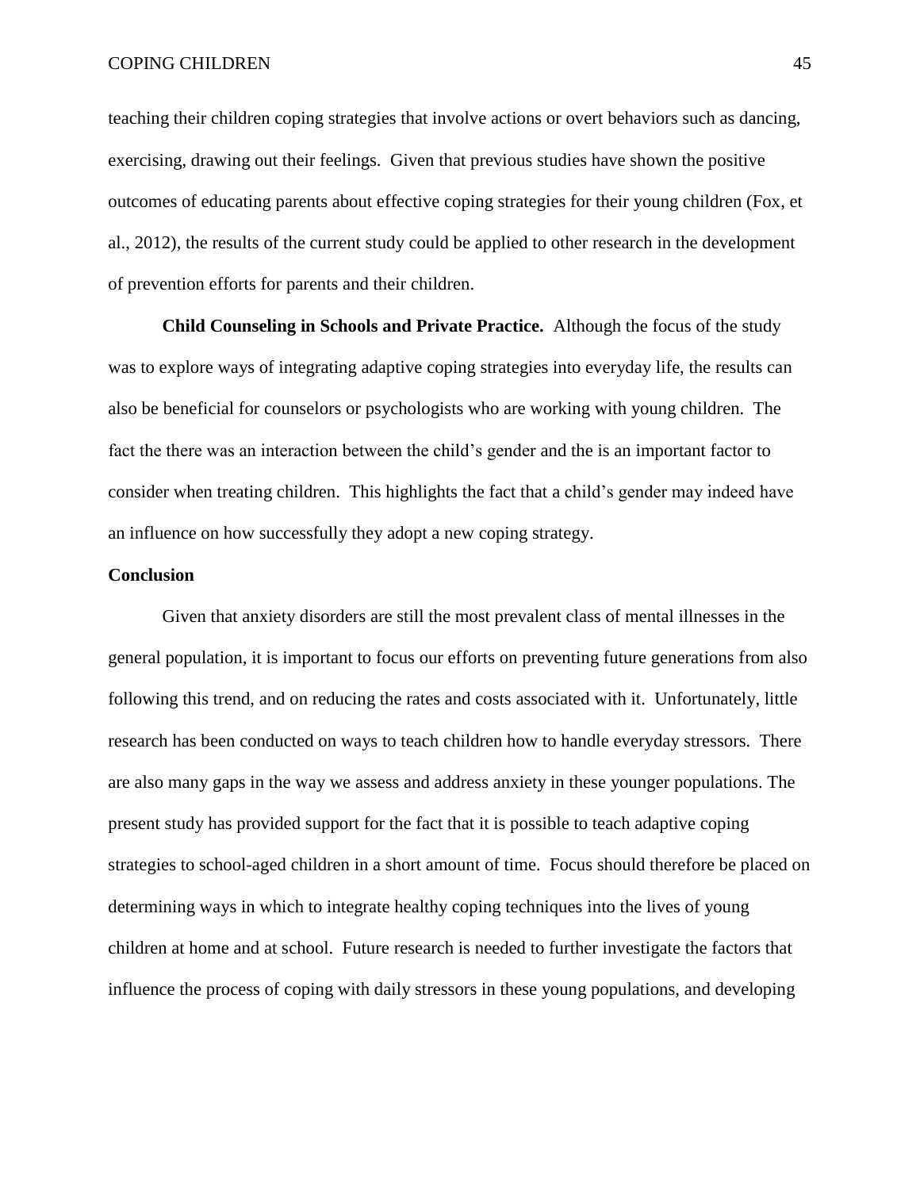teaching their children coping strategies that involve actions or overt behaviors such as dancing, exercising, drawing out their feelings. Given that previous studies have shown the positive outcomes of educating parents about effective coping strategies for their young children (Fox, et al., 2012), the results of the current study could be applied to other research in the development of prevention efforts for parents and their children.

**Child Counseling in Schools and Private Practice.** Although the focus of the study was to explore ways of integrating adaptive coping strategies into everyday life, the results can also be beneficial for counselors or psychologists who are working with young children. The fact the there was an interaction between the child's gender and the is an important factor to consider when treating children. This highlights the fact that a child's gender may indeed have an influence on how successfully they adopt a new coping strategy.

## Conclusion

Given that anxiety disorders are still the most prevalent class of mental illnesses in the general population, it is important to focus our efforts on preventing future generations from also following this trend, and on reducing the rates and costs associated with it. Unfortunately, little research has been conducted on ways to teach children how to handle everyday stressors. There are also many gaps in the way we assess and address anxiety in these younger populations. The present study has provided support for the fact that it is possible to teach adaptive coping strategies to school-aged children in a short amount of time. Focus should therefore be placed on determining ways in which to integrate healthy coping techniques into the lives of young children at home and at school. Future research is needed to further investigate the factors that influence the process of coping with daily stressors in these young populations, and developing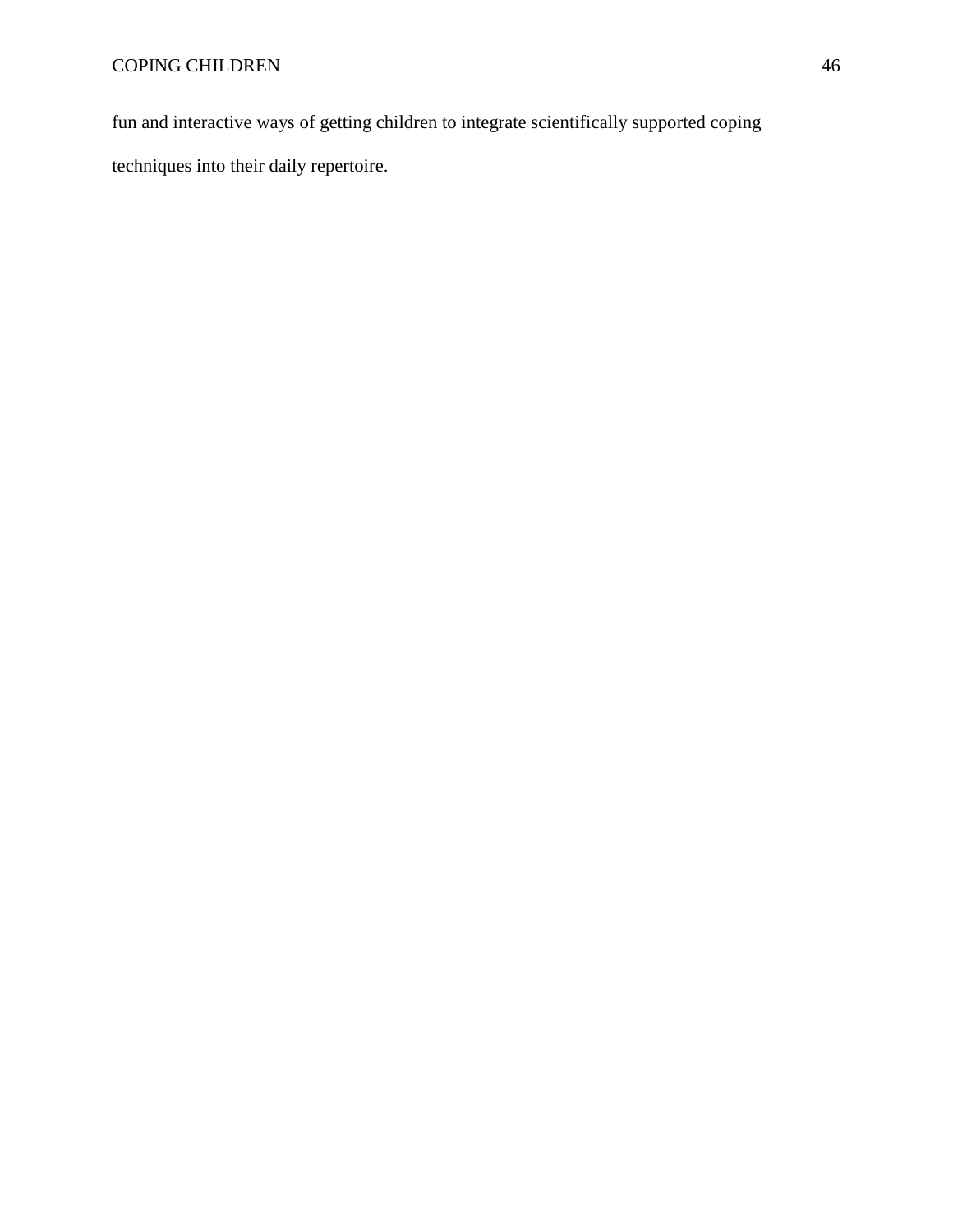fun and interactive ways of getting children to integrate scientifically supported coping techniques into their daily repertoire.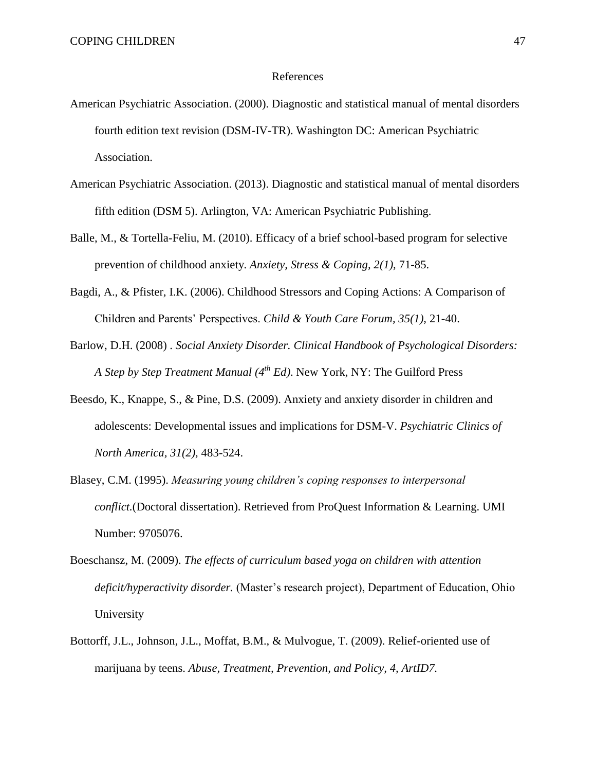# References

American Psychiatric Association. (2000). Diagnostic and statistical manual of mental disorders fourth edition text revision (DSM-IV-TR). Washington DC: American Psychiatric Association.

American Psychiatric Association. (2013). Diagnostic and statistical manual of mental disorders fifth edition (DSM 5). Arlington, VA: American Psychiatric Publishing.

Balle, M., & Tortella-Feliu, M. (2010). Efficacy of a brief school-based program for selective prevention of childhood anxiety. *Anxiety, Stress & Coping, 2(1),* 71-85.

Bagdi, A., & Pfister, I.K. (2006). Childhood Stressors and Coping Actions: A Comparison of Children and Parents' Perspectives. *Child & Youth Care Forum, 35(1),* 21-40.

Barlow, D.H. (2008) . *Social Anxiety Disorder. Clinical Handbook of Psychological Disorders: A Step by Step Treatment Manual (4th Ed)*. New York, NY: The Guilford Press

Beesdo, K., Knappe, S., & Pine, D.S. (2009). Anxiety and anxiety disorder in children and adolescents: Developmental issues and implications for DSM-V. *Psychiatric Clinics of North America, 31(2),* 483-524.

Blasey, C.M. (1995). *Measuring young children's coping responses to interpersonal conflict.*(Doctoral dissertation). Retrieved from ProQuest Information & Learning. UMI Number: 9705076.

Boeschansz, M. (2009). *The effects of curriculum based yoga on children with attention deficit/hyperactivity disorder.* (Master's research project), Department of Education, Ohio University

Bottorff, J.L., Johnson, J.L., Moffat, B.M., & Mulvogue, T. (2009). Relief-oriented use of marijuana by teens. *Abuse, Treatment, Prevention, and Policy, 4, ArtID7.*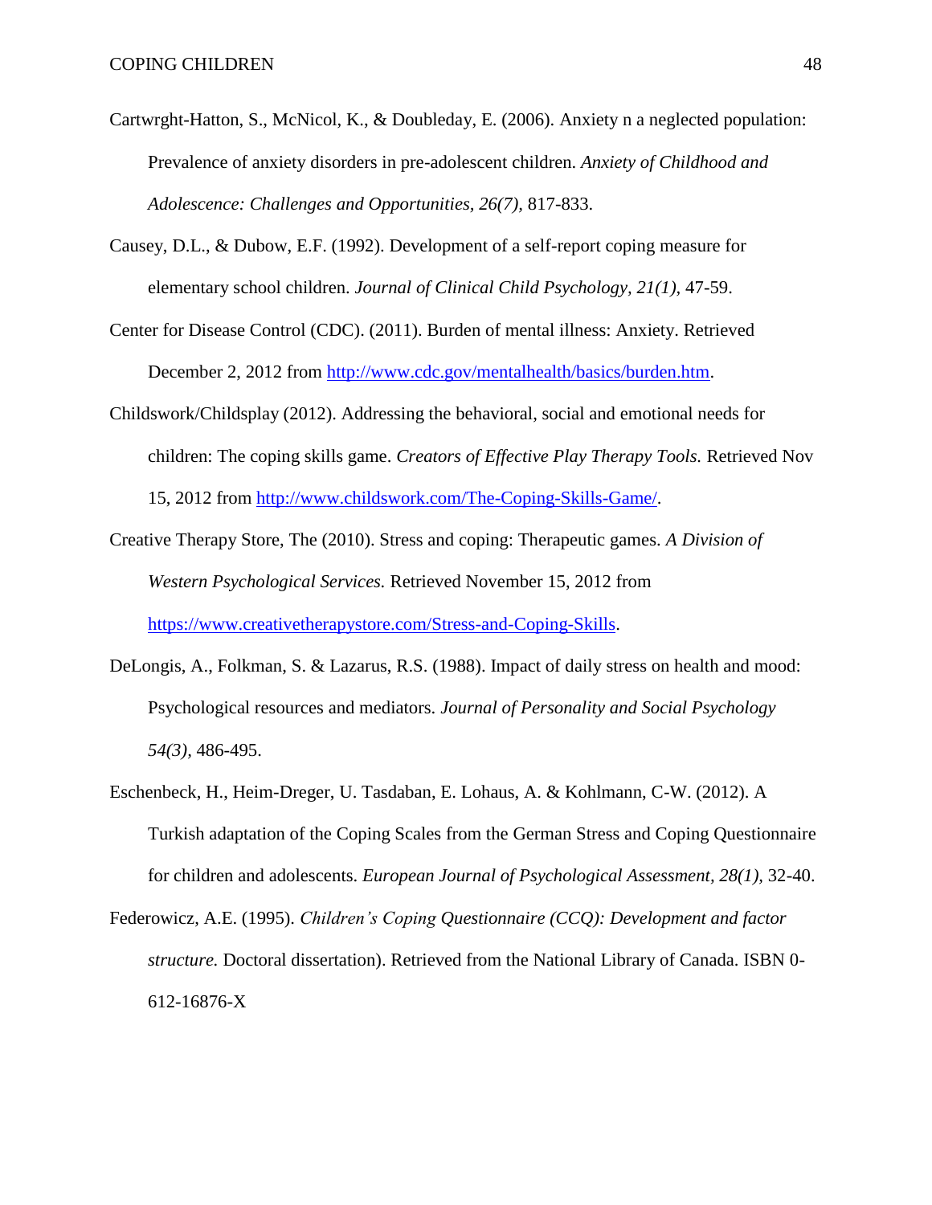Cartwrght-Hatton, S., McNicol, K., & Doubleday, E. (2006). Anxiety n a neglected population: Prevalence of anxiety disorders in pre-adolescent children. *Anxiety of Childhood and Adolescence: Challenges and Opportunities, 26(7),* 817-833.

Causey, D.L., & Dubow, E.F. (1992). Development of a self-report coping measure for elementary school children. *Journal of Clinical Child Psychology, 21(1),* 47-59.

Center for Disease Control (CDC). (2011). Burden of mental illness: Anxiety. Retrieved December 2, 2012 from http://www.cdc.gov/mentalhealth/basics/burden.htm.

Childswork/Childsplay (2012). Addressing the behavioral, social and emotional needs for children: The coping skills game. *Creators of Effective Play Therapy Tools.* Retrieved Nov 15, 2012 from http://www.childswork.com/The-Coping-Skills-Game/.

Creative Therapy Store, The (2010). Stress and coping: Therapeutic games. *A Division of Western Psychological Services.* Retrieved November 15, 2012 from https://www.creativetherapystore.com/Stress-and-Coping-Skills.

DeLongis, A., Folkman, S. & Lazarus, R.S. (1988). Impact of daily stress on health and mood: Psychological resources and mediators. *Journal of Personality and Social Psychology 54(3),* 486-495.

Eschenbeck, H., Heim-Dreger, U. Tasdaban, E. Lohaus, A. & Kohlmann, C-W. (2012). A Turkish adaptation of the Coping Scales from the German Stress and Coping Questionnaire for children and adolescents. *European Journal of Psychological Assessment, 28(1),* 32-40.

Federowicz, A.E. (1995). *Children's Coping Questionnaire (CCQ): Development and factor structure.* Doctoral dissertation). Retrieved from the National Library of Canada. ISBN 0-612-16876-X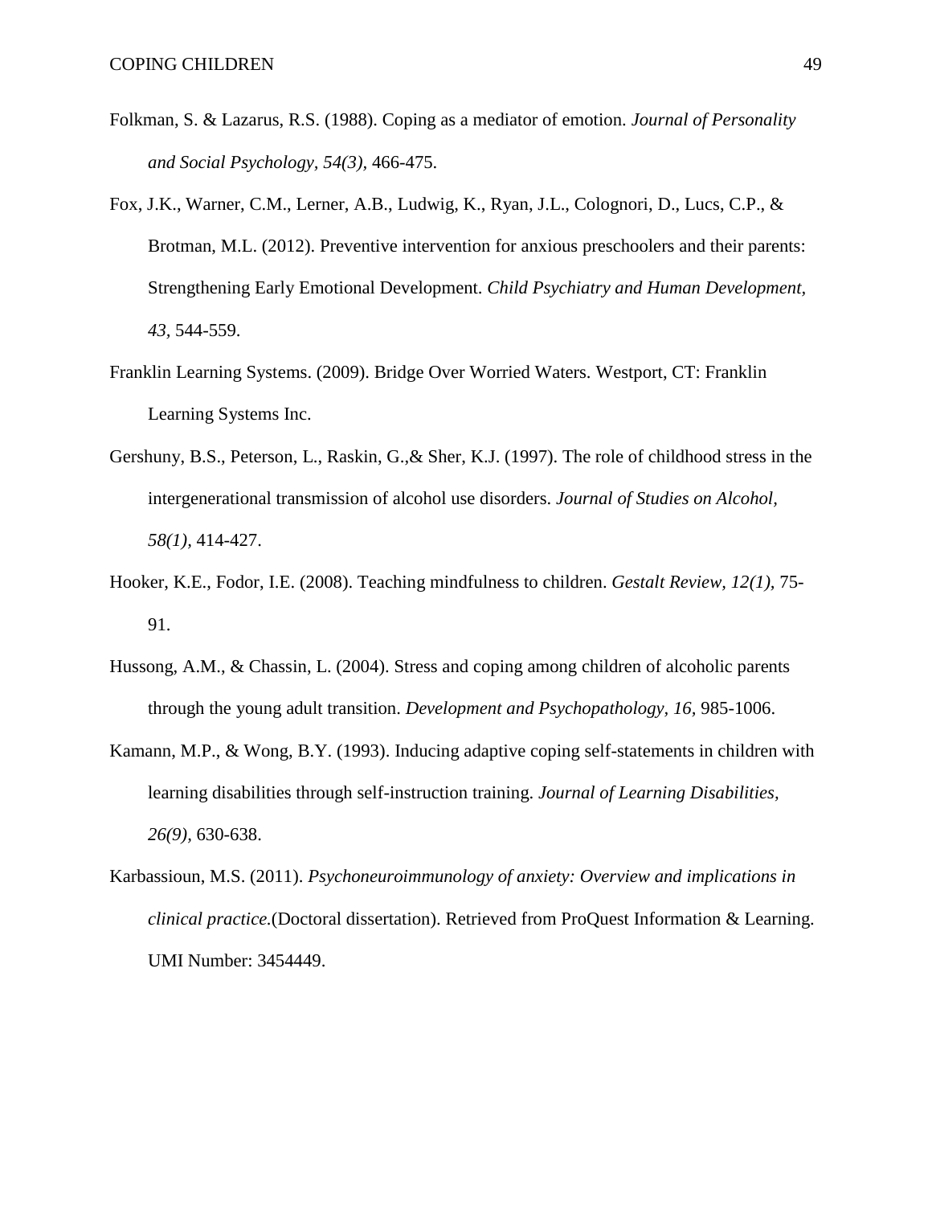Folkman, S. & Lazarus, R.S. (1988). Coping as a mediator of emotion. *Journal of Personality and Social Psychology, 54(3),* 466-475.

Fox, J.K., Warner, C.M., Lerner, A.B., Ludwig, K., Ryan, J.L., Colognori, D., Lucs, C.P., & Brotman, M.L. (2012). Preventive intervention for anxious preschoolers and their parents: Strengthening Early Emotional Development. *Child Psychiatry and Human Development, 43,* 544-559.

Franklin Learning Systems. (2009). Bridge Over Worried Waters. Westport, CT: Franklin Learning Systems Inc.

Gershuny, B.S., Peterson, L., Raskin, G.,& Sher, K.J. (1997). The role of childhood stress in the intergenerational transmission of alcohol use disorders. *Journal of Studies on Alcohol, 58(1),* 414-427.

Hooker, K.E., Fodor, I.E. (2008). Teaching mindfulness to children. *Gestalt Review, 12(1),* 75-91.

Hussong, A.M., & Chassin, L. (2004). Stress and coping among children of alcoholic parents through the young adult transition. *Development and Psychopathology, 16,* 985-1006.

Kamann, M.P., & Wong, B.Y. (1993). Inducing adaptive coping self-statements in children with learning disabilities through self-instruction training. *Journal of Learning Disabilities, 26(9),* 630-638.

Karbassioun, M.S. (2011). *Psychoneuroimmunology of anxiety: Overview and implications in clinical practice.*(Doctoral dissertation). Retrieved from ProQuest Information & Learning. UMI Number: 3454449.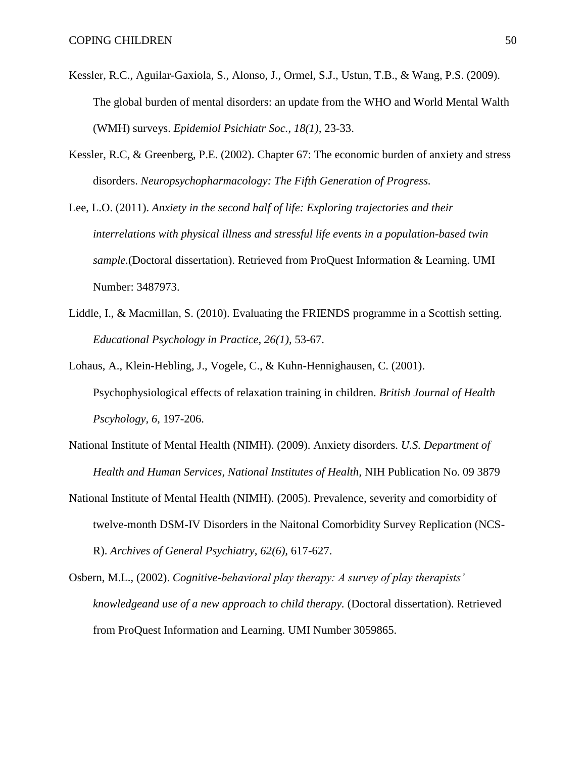Kessler, R.C., Aguilar-Gaxiola, S., Alonso, J., Ormel, S.J., Ustun, T.B., & Wang, P.S. (2009). The global burden of mental disorders: an update from the WHO and World Mental Walth (WMH) surveys. *Epidemiol Psichiatr Soc., 18(1),* 23-33.

Kessler, R.C, & Greenberg, P.E. (2002). Chapter 67: The economic burden of anxiety and stress disorders. *Neuropsychopharmacology: The Fifth Generation of Progress.*

Lee, L.O. (2011). *Anxiety in the second half of life: Exploring trajectories and their interrelations with physical illness and stressful life events in a population-based twin sample.*(Doctoral dissertation). Retrieved from ProQuest Information & Learning. UMI Number: 3487973.

Liddle, I., & Macmillan, S. (2010). Evaluating the FRIENDS programme in a Scottish setting. *Educational Psychology in Practice, 26(1),* 53-67.

Lohaus, A., Klein-Hebling, J., Vogele, C., & Kuhn-Hennighausen, C. (2001). Psychophysiological effects of relaxation training in children. *British Journal of Health Pscyhology, 6,* 197-206.

National Institute of Mental Health (NIMH). (2009). Anxiety disorders. *U.S. Department of Health and Human Services, National Institutes of Health,* NIH Publication No. 09 3879

National Institute of Mental Health (NIMH). (2005). Prevalence, severity and comorbidity of twelve-month DSM-IV Disorders in the Naitonal Comorbidity Survey Replication (NCS-R). *Archives of General Psychiatry, 62(6),* 617-627.

Osbern, M.L., (2002). *Cognitive-behavioral play therapy: A survey of play therapists' knowledgeand use of a new approach to child therapy.* (Doctoral dissertation). Retrieved from ProQuest Information and Learning. UMI Number 3059865.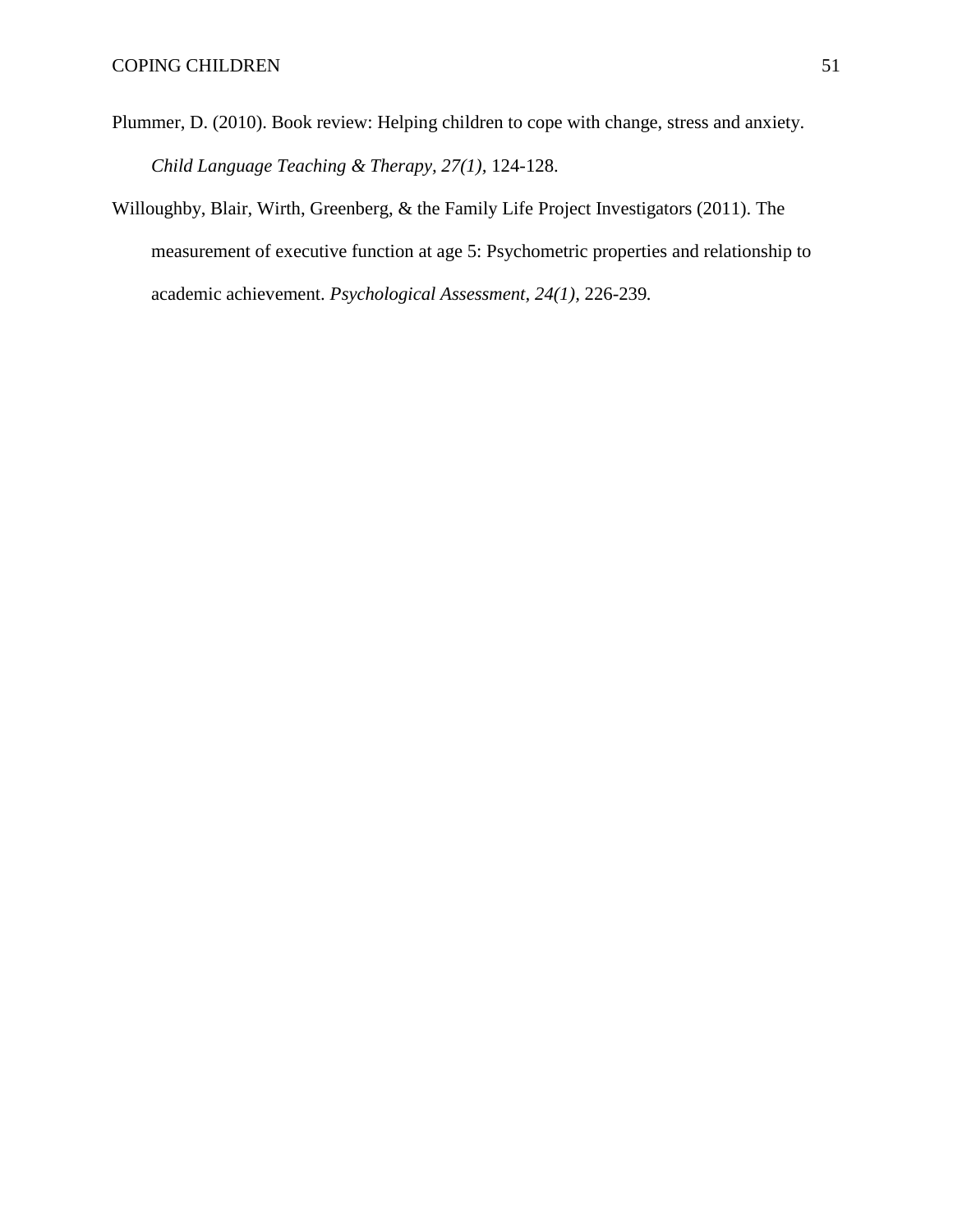Plummer, D. (2010). Book review: Helping children to cope with change, stress and anxiety. *Child Language Teaching & Therapy, 27(1)*, 124-128.

Willoughby, Blair, Wirth, Greenberg, & the Family Life Project Investigators (2011). The measurement of executive function at age 5: Psychometric properties and relationship to academic achievement. *Psychological Assessment, 24(1)*, 226-239.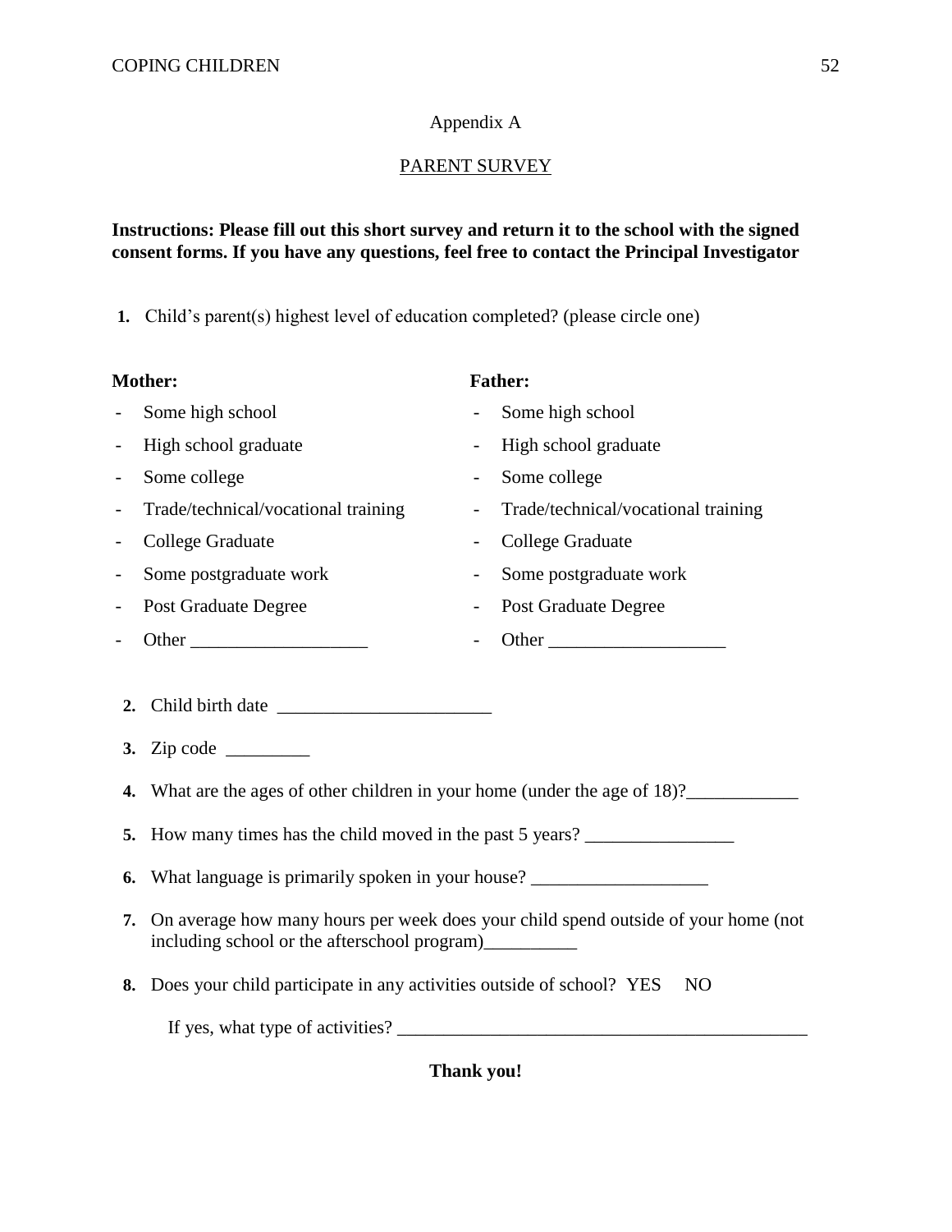# Appendix A

## PARENT SURVEY

**Instructions: Please fill out this short survey and return it to the school with the signed consent forms. If you have any questions, feel free to contact the Principal Investigator**

**1.** Child's parent(s) highest level of education completed? (please circle one)

**Mother:**

- Some high school
- High school graduate
- Some college
- Trade/technical/vocational training
- College Graduate
- Some postgraduate work
- Post Graduate Degree
- Other ___________________

**Father:**

- Some high school
- High school graduate
- Some college
- Trade/technical/vocational training
- College Graduate
- Some postgraduate work
- Post Graduate Degree
- Other ___________________

**2.** Child birth date _______________________

**3.** Zip code _________

**4.** What are the ages of other children in your home (under the age of 18)?____________

**5.** How many times has the child moved in the past 5 years? ________________

**6.** What language is primarily spoken in your house? ___________________

**7.** On average how many hours per week does your child spend outside of your home (not including school or the afterschool program)__________

**8.** Does your child participate in any activities outside of school? YES NO

If yes, what type of activities? _____________________________________________

**Thank you!**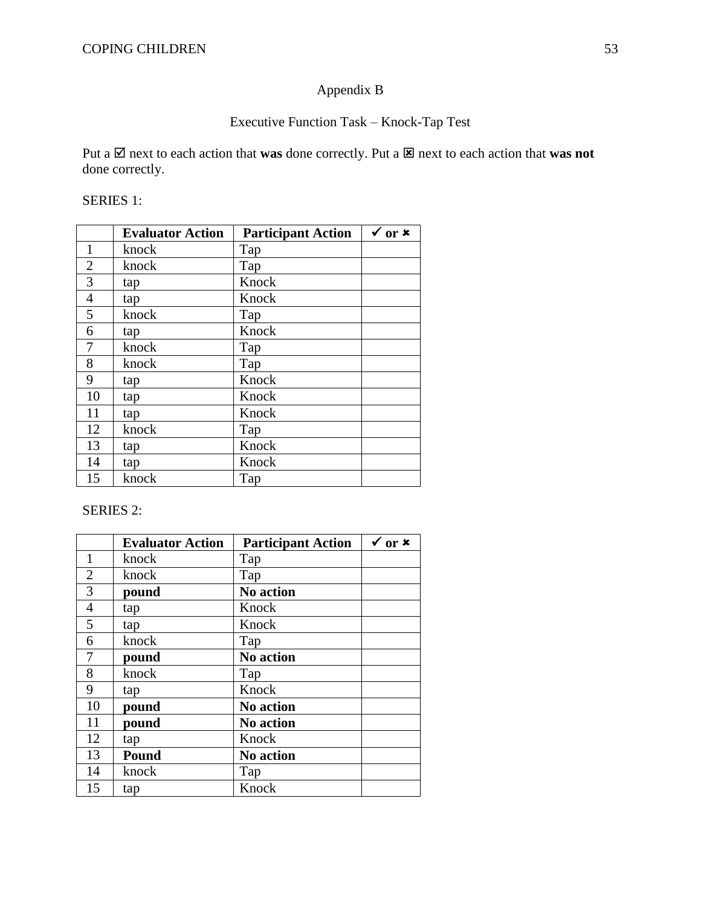# Appendix B

## Executive Function Task – Knock-Tap Test

Put a ☑ next to each action that **was** done correctly. Put a ☒ next to each action that **was not** done correctly.

SERIES 1:

| | **Evaluator Action** | **Participant Action** | **✓ or ✗** |
|---|---|---|---|
| 1 | knock | Tap | |
| 2 | knock | Tap | |
| 3 | tap | Knock | |
| 4 | tap | Knock | |
| 5 | knock | Tap | |
| 6 | tap | Knock | |
| 7 | knock | Tap | |
| 8 | knock | Tap | |
| 9 | tap | Knock | |
| 10 | tap | Knock | |
| 11 | tap | Knock | |
| 12 | knock | Tap | |
| 13 | tap | Knock | |
| 14 | tap | Knock | |
| 15 | knock | Tap | |

SERIES 2:

| | **Evaluator Action** | **Participant Action** | **✓ or ✗** |
|---|---|---|---|
| 1 | knock | Tap | |
| 2 | knock | Tap | |
| 3 | **pound** | **No action** | |
| 4 | tap | Knock | |
| 5 | tap | Knock | |
| 6 | knock | Tap | |
| 7 | **pound** | **No action** | |
| 8 | knock | Tap | |
| 9 | tap | Knock | |
| 10 | **pound** | **No action** | |
| 11 | **pound** | **No action** | |
| 12 | tap | Knock | |
| 13 | **Pound** | **No action** | |
| 14 | knock | Tap | |
| 15 | tap | Knock | |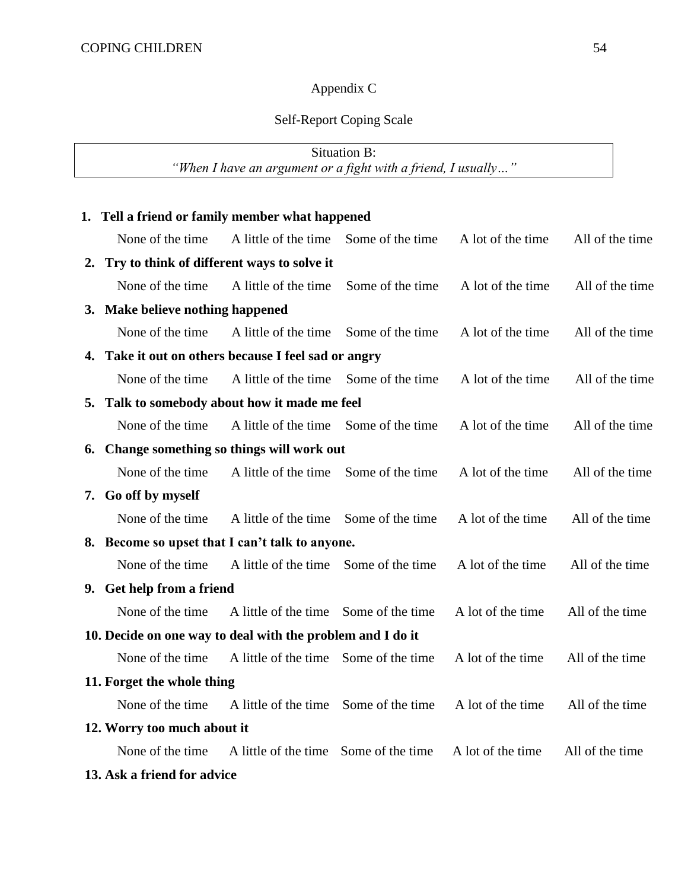Appendix C

Self-Report Coping Scale

Situation B:
*"When I have an argument or a fight with a friend, I usually…"*

**1. Tell a friend or family member what happened**

None of the time  A little of the time  Some of the time  A lot of the time  All of the time

**2. Try to think of different ways to solve it**

None of the time  A little of the time  Some of the time  A lot of the time  All of the time

**3. Make believe nothing happened**

None of the time  A little of the time  Some of the time  A lot of the time  All of the time

**4. Take it out on others because I feel sad or angry**

None of the time  A little of the time  Some of the time  A lot of the time  All of the time

**5. Talk to somebody about how it made me feel**

None of the time  A little of the time  Some of the time  A lot of the time  All of the time

**6. Change something so things will work out**

None of the time  A little of the time  Some of the time  A lot of the time  All of the time

**7. Go off by myself**

None of the time  A little of the time  Some of the time  A lot of the time  All of the time

**8. Become so upset that I can't talk to anyone.**

None of the time  A little of the time  Some of the time  A lot of the time  All of the time

**9. Get help from a friend**

None of the time  A little of the time  Some of the time  A lot of the time  All of the time

**10. Decide on one way to deal with the problem and I do it**

None of the time  A little of the time  Some of the time  A lot of the time  All of the time

**11. Forget the whole thing**

None of the time  A little of the time  Some of the time  A lot of the time  All of the time

**12. Worry too much about it**

None of the time  A little of the time  Some of the time  A lot of the time  All of the time

**13. Ask a friend for advice**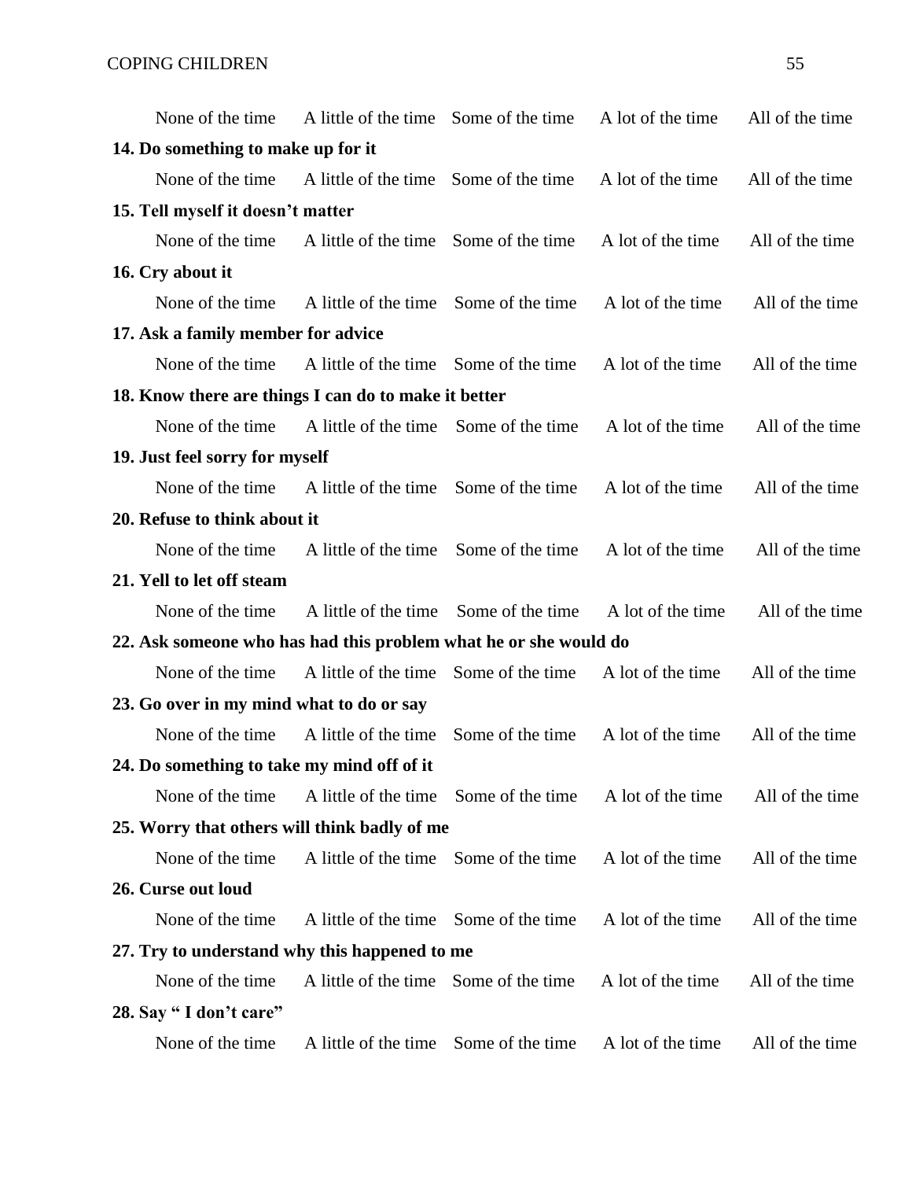None of the time A little of the time Some of the time A lot of the time All of the time

**14. Do something to make up for it**

None of the time A little of the time Some of the time A lot of the time All of the time

**15. Tell myself it doesn't matter**

None of the time A little of the time Some of the time A lot of the time All of the time

**16. Cry about it**

None of the time A little of the time Some of the time A lot of the time All of the time

**17. Ask a family member for advice**

None of the time A little of the time Some of the time A lot of the time All of the time

**18. Know there are things I can do to make it better**

None of the time A little of the time Some of the time A lot of the time All of the time

**19. Just feel sorry for myself**

None of the time A little of the time Some of the time A lot of the time All of the time

**20. Refuse to think about it**

None of the time A little of the time Some of the time A lot of the time All of the time

**21. Yell to let off steam**

None of the time A little of the time Some of the time A lot of the time All of the time

**22. Ask someone who has had this problem what he or she would do**

None of the time A little of the time Some of the time A lot of the time All of the time

**23. Go over in my mind what to do or say**

None of the time A little of the time Some of the time A lot of the time All of the time

**24. Do something to take my mind off of it**

None of the time A little of the time Some of the time A lot of the time All of the time

**25. Worry that others will think badly of me**

None of the time A little of the time Some of the time A lot of the time All of the time

**26. Curse out loud**

None of the time A little of the time Some of the time A lot of the time All of the time

**27. Try to understand why this happened to me**

None of the time A little of the time Some of the time A lot of the time All of the time

**28. Say " I don't care"**

None of the time A little of the time Some of the time A lot of the time All of the time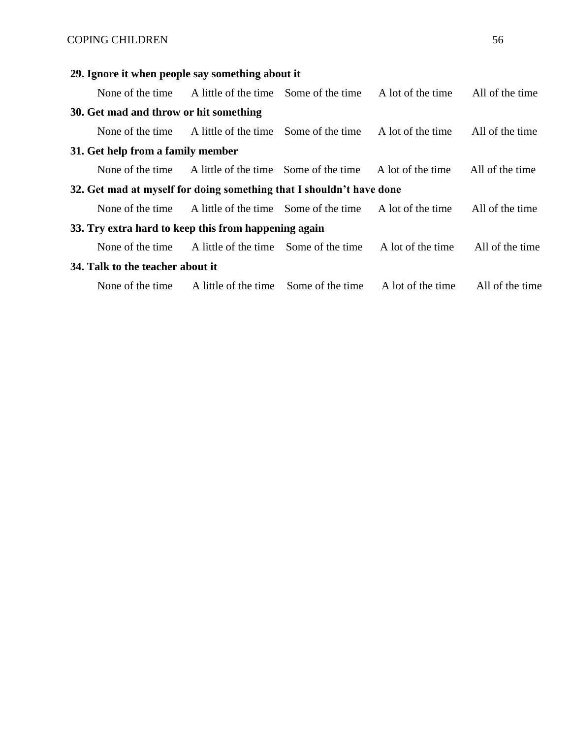**29. Ignore it when people say something about it**

None of the time  A little of the time  Some of the time  A lot of the time  All of the time

**30. Get mad and throw or hit something**

None of the time  A little of the time  Some of the time  A lot of the time  All of the time

**31. Get help from a family member**

None of the time  A little of the time  Some of the time  A lot of the time  All of the time

**32. Get mad at myself for doing something that I shouldn't have done**

None of the time  A little of the time  Some of the time  A lot of the time  All of the time

**33. Try extra hard to keep this from happening again**

None of the time  A little of the time  Some of the time  A lot of the time  All of the time

**34. Talk to the teacher about it**

None of the time  A little of the time  Some of the time  A lot of the time  All of the time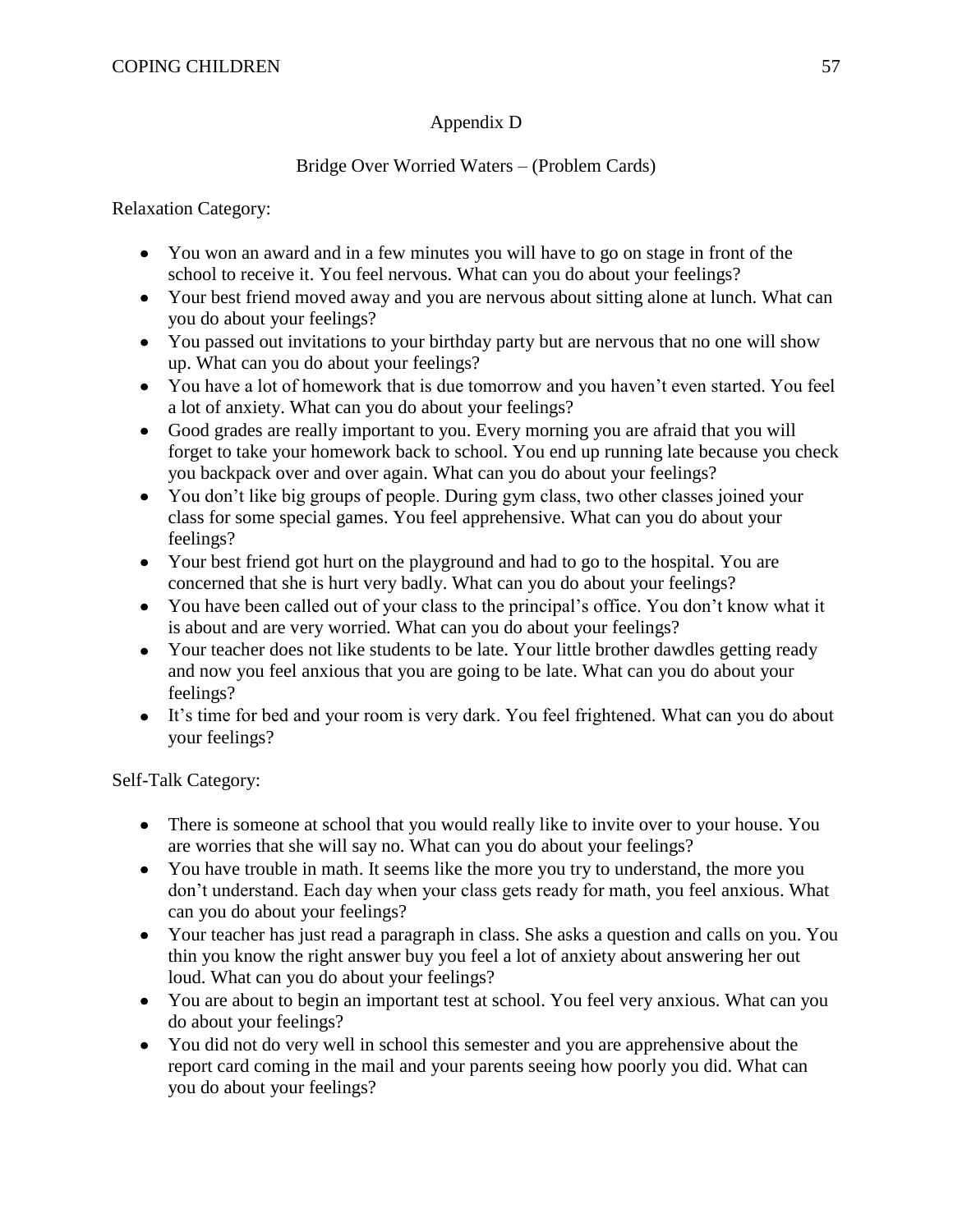# Appendix D

## Bridge Over Worried Waters – (Problem Cards)

Relaxation Category:

- You won an award and in a few minutes you will have to go on stage in front of the school to receive it. You feel nervous. What can you do about your feelings?
- Your best friend moved away and you are nervous about sitting alone at lunch. What can you do about your feelings?
- You passed out invitations to your birthday party but are nervous that no one will show up. What can you do about your feelings?
- You have a lot of homework that is due tomorrow and you haven't even started. You feel a lot of anxiety. What can you do about your feelings?
- Good grades are really important to you. Every morning you are afraid that you will forget to take your homework back to school. You end up running late because you check you backpack over and over again. What can you do about your feelings?
- You don't like big groups of people. During gym class, two other classes joined your class for some special games. You feel apprehensive. What can you do about your feelings?
- Your best friend got hurt on the playground and had to go to the hospital. You are concerned that she is hurt very badly. What can you do about your feelings?
- You have been called out of your class to the principal's office. You don't know what it is about and are very worried. What can you do about your feelings?
- Your teacher does not like students to be late. Your little brother dawdles getting ready and now you feel anxious that you are going to be late. What can you do about your feelings?
- It's time for bed and your room is very dark. You feel frightened. What can you do about your feelings?

Self-Talk Category:

- There is someone at school that you would really like to invite over to your house. You are worries that she will say no. What can you do about your feelings?
- You have trouble in math. It seems like the more you try to understand, the more you don't understand. Each day when your class gets ready for math, you feel anxious. What can you do about your feelings?
- Your teacher has just read a paragraph in class. She asks a question and calls on you. You thin you know the right answer buy you feel a lot of anxiety about answering her out loud. What can you do about your feelings?
- You are about to begin an important test at school. You feel very anxious. What can you do about your feelings?
- You did not do very well in school this semester and you are apprehensive about the report card coming in the mail and your parents seeing how poorly you did. What can you do about your feelings?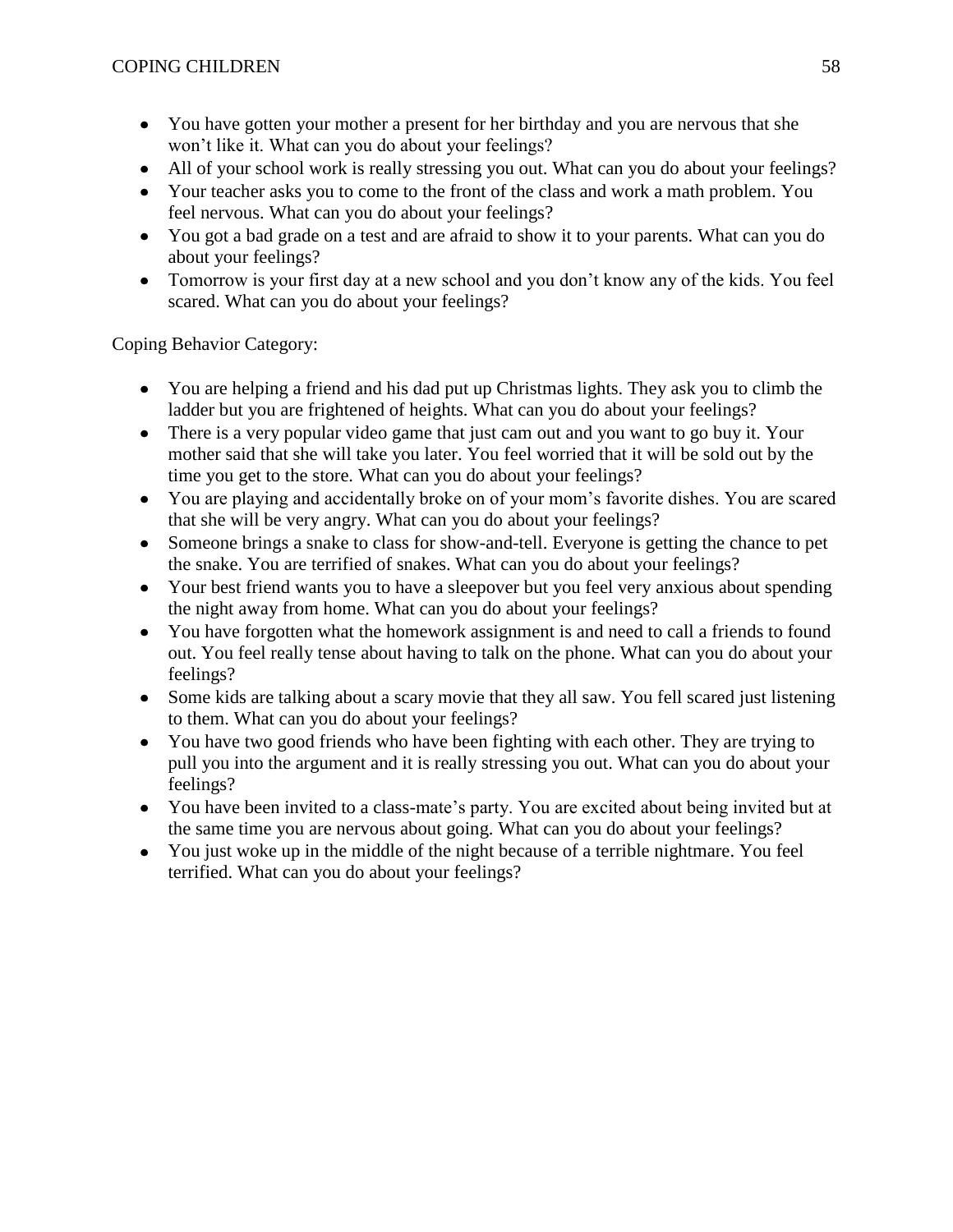- You have gotten your mother a present for her birthday and you are nervous that she won't like it. What can you do about your feelings?
- All of your school work is really stressing you out. What can you do about your feelings?
- Your teacher asks you to come to the front of the class and work a math problem. You feel nervous. What can you do about your feelings?
- You got a bad grade on a test and are afraid to show it to your parents. What can you do about your feelings?
- Tomorrow is your first day at a new school and you don't know any of the kids. You feel scared. What can you do about your feelings?

Coping Behavior Category:

- You are helping a friend and his dad put up Christmas lights. They ask you to climb the ladder but you are frightened of heights. What can you do about your feelings?
- There is a very popular video game that just cam out and you want to go buy it. Your mother said that she will take you later. You feel worried that it will be sold out by the time you get to the store. What can you do about your feelings?
- You are playing and accidentally broke on of your mom's favorite dishes. You are scared that she will be very angry. What can you do about your feelings?
- Someone brings a snake to class for show-and-tell. Everyone is getting the chance to pet the snake. You are terrified of snakes. What can you do about your feelings?
- Your best friend wants you to have a sleepover but you feel very anxious about spending the night away from home. What can you do about your feelings?
- You have forgotten what the homework assignment is and need to call a friends to found out. You feel really tense about having to talk on the phone. What can you do about your feelings?
- Some kids are talking about a scary movie that they all saw. You fell scared just listening to them. What can you do about your feelings?
- You have two good friends who have been fighting with each other. They are trying to pull you into the argument and it is really stressing you out. What can you do about your feelings?
- You have been invited to a class-mate's party. You are excited about being invited but at the same time you are nervous about going. What can you do about your feelings?
- You just woke up in the middle of the night because of a terrible nightmare. You feel terrified. What can you do about your feelings?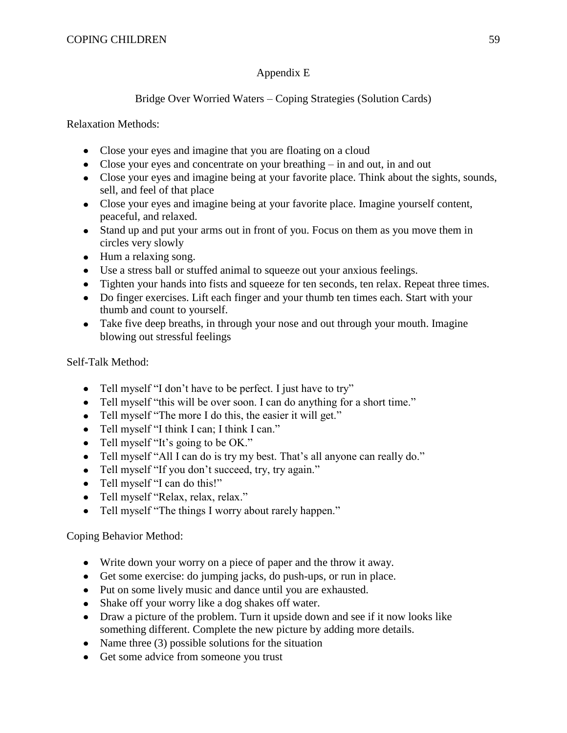# Appendix E

## Bridge Over Worried Waters – Coping Strategies (Solution Cards)

Relaxation Methods:

- Close your eyes and imagine that you are floating on a cloud
- Close your eyes and concentrate on your breathing – in and out, in and out
- Close your eyes and imagine being at your favorite place. Think about the sights, sounds, sell, and feel of that place
- Close your eyes and imagine being at your favorite place. Imagine yourself content, peaceful, and relaxed.
- Stand up and put your arms out in front of you. Focus on them as you move them in circles very slowly
- Hum a relaxing song.
- Use a stress ball or stuffed animal to squeeze out your anxious feelings.
- Tighten your hands into fists and squeeze for ten seconds, ten relax. Repeat three times.
- Do finger exercises. Lift each finger and your thumb ten times each. Start with your thumb and count to yourself.
- Take five deep breaths, in through your nose and out through your mouth. Imagine blowing out stressful feelings

Self-Talk Method:

- Tell myself "I don't have to be perfect. I just have to try"
- Tell myself "this will be over soon. I can do anything for a short time."
- Tell myself "The more I do this, the easier it will get."
- Tell myself "I think I can; I think I can."
- Tell myself "It's going to be OK."
- Tell myself "All I can do is try my best. That's all anyone can really do."
- Tell myself "If you don't succeed, try, try again."
- Tell myself "I can do this!"
- Tell myself "Relax, relax, relax."
- Tell myself "The things I worry about rarely happen."

Coping Behavior Method:

- Write down your worry on a piece of paper and the throw it away.
- Get some exercise: do jumping jacks, do push-ups, or run in place.
- Put on some lively music and dance until you are exhausted.
- Shake off your worry like a dog shakes off water.
- Draw a picture of the problem. Turn it upside down and see if it now looks like something different. Complete the new picture by adding more details.
- Name three (3) possible solutions for the situation
- Get some advice from someone you trust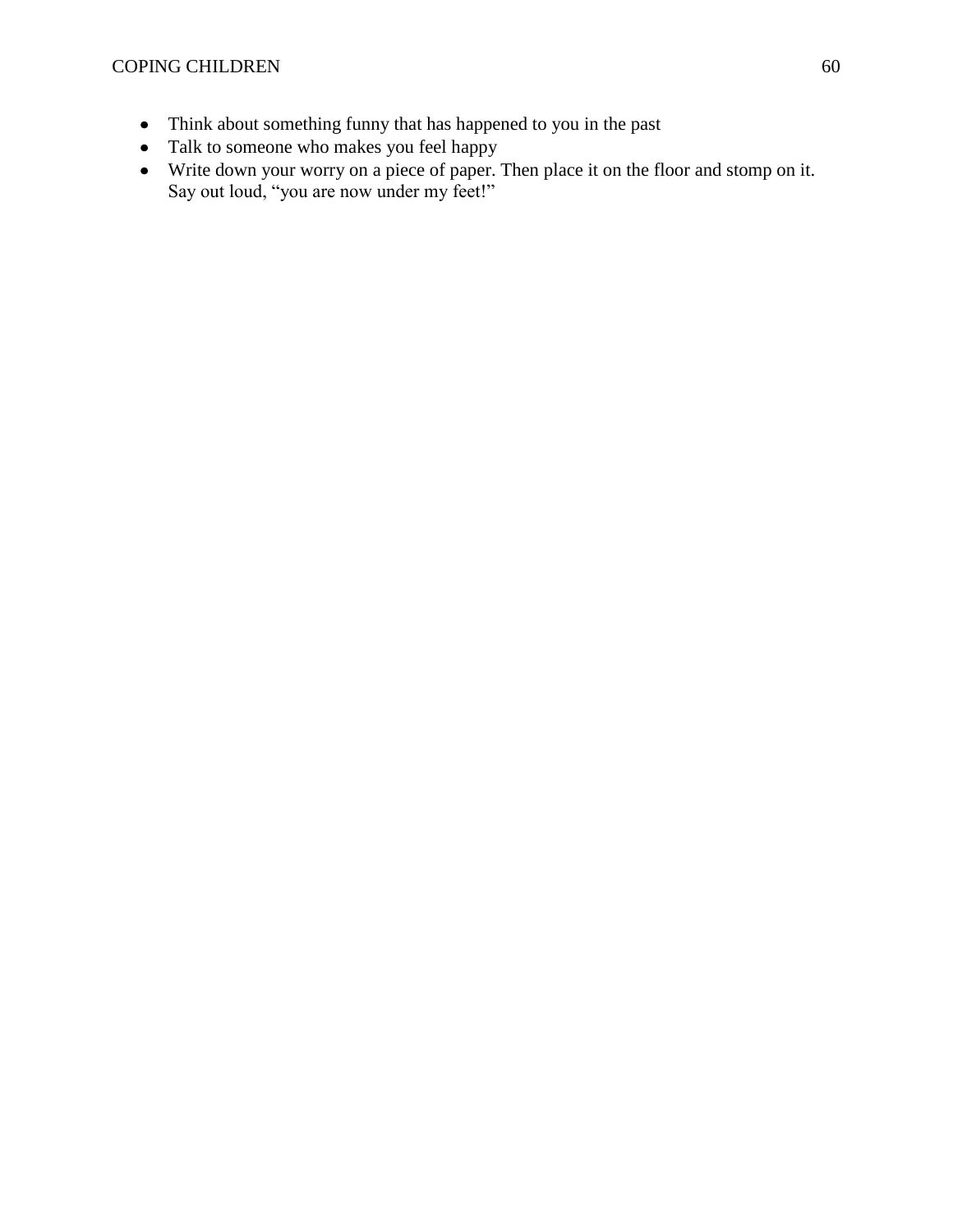- Think about something funny that has happened to you in the past
- Talk to someone who makes you feel happy
- Write down your worry on a piece of paper. Then place it on the floor and stomp on it. Say out loud, "you are now under my feet!"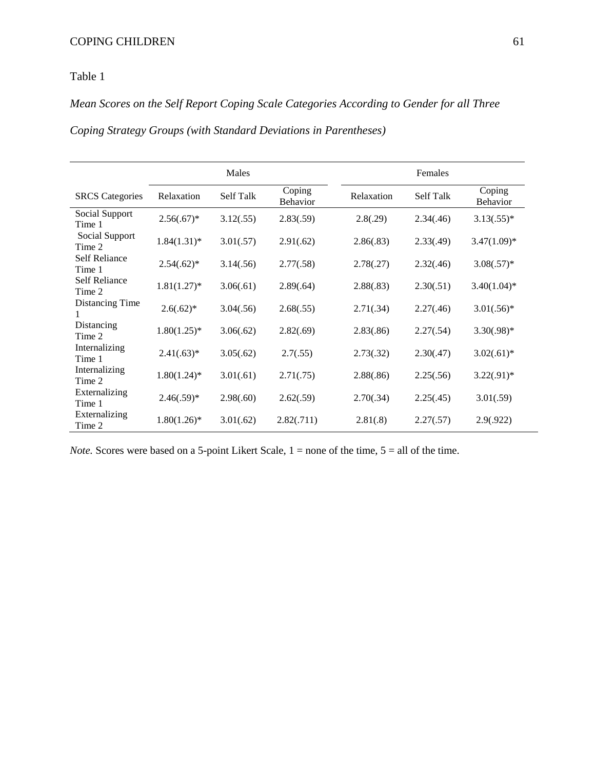Table 1

*Mean Scores on the Self Report Coping Scale Categories According to Gender for all Three Coping Strategy Groups (with Standard Deviations in Parentheses)*

| | Males | | | Females | | |
|---|---|---|---|---|---|---|
| SRCS Categories | Relaxation | Self Talk | Coping Behavior | Relaxation | Self Talk | Coping Behavior |
| Social Support Time 1 | 2.56(.67)* | 3.12(.55) | 2.83(.59) | 2.8(.29) | 2.34(.46) | 3.13(.55)* |
| Social Support Time 2 | 1.84(1.31)* | 3.01(.57) | 2.91(.62) | 2.86(.83) | 2.33(.49) | 3.47(1.09)* |
| Self Reliance Time 1 | 2.54(.62)* | 3.14(.56) | 2.77(.58) | 2.78(.27) | 2.32(.46) | 3.08(.57)* |
| Self Reliance Time 2 | 1.81(1.27)* | 3.06(.61) | 2.89(.64) | 2.88(.83) | 2.30(.51) | 3.40(1.04)* |
| Distancing Time 1 | 2.6(.62)* | 3.04(.56) | 2.68(.55) | 2.71(.34) | 2.27(.46) | 3.01(.56)* |
| Distancing Time 2 | 1.80(1.25)* | 3.06(.62) | 2.82(.69) | 2.83(.86) | 2.27(.54) | 3.30(.98)* |
| Internalizing Time 1 | 2.41(.63)* | 3.05(.62) | 2.7(.55) | 2.73(.32) | 2.30(.47) | 3.02(.61)* |
| Internalizing Time 2 | 1.80(1.24)* | 3.01(.61) | 2.71(.75) | 2.88(.86) | 2.25(.56) | 3.22(.91)* |
| Externalizing Time 1 | 2.46(.59)* | 2.98(.60) | 2.62(.59) | 2.70(.34) | 2.25(.45) | 3.01(.59) |
| Externalizing Time 2 | 1.80(1.26)* | 3.01(.62) | 2.82(.711) | 2.81(.8) | 2.27(.57) | 2.9(.922) |

*Note.* Scores were based on a 5-point Likert Scale, 1 = none of the time, 5 = all of the time.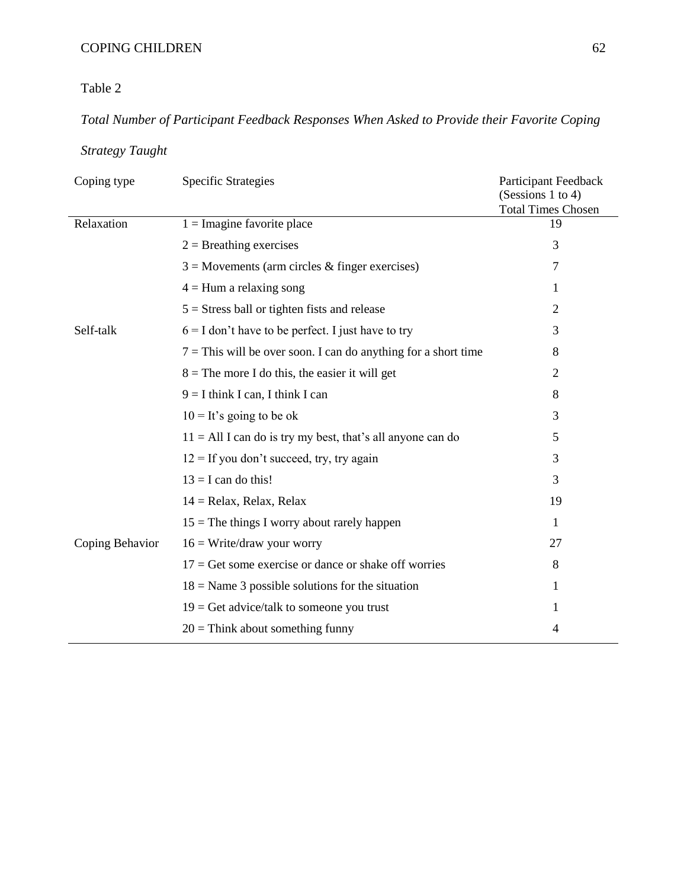Table 2

*Total Number of Participant Feedback Responses When Asked to Provide their Favorite Coping Strategy Taught*

| Coping type | Specific Strategies | Participant Feedback (Sessions 1 to 4) Total Times Chosen |
|---|---|---|
| Relaxation | 1 = Imagine favorite place | 19 |
| | 2 = Breathing exercises | 3 |
| | 3 = Movements (arm circles & finger exercises) | 7 |
| | 4 = Hum a relaxing song | 1 |
| | 5 = Stress ball or tighten fists and release | 2 |
| Self-talk | 6 = I don’t have to be perfect. I just have to try | 3 |
| | 7 = This will be over soon. I can do anything for a short time | 8 |
| | 8 = The more I do this, the easier it will get | 2 |
| | 9 = I think I can, I think I can | 8 |
| | 10 = It’s going to be ok | 3 |
| | 11 = All I can do is try my best, that’s all anyone can do | 5 |
| | 12 = If you don’t succeed, try, try again | 3 |
| | 13 = I can do this! | 3 |
| | 14 = Relax, Relax, Relax | 19 |
| | 15 = The things I worry about rarely happen | 1 |
| Coping Behavior | 16 = Write/draw your worry | 27 |
| | 17 = Get some exercise or dance or shake off worries | 8 |
| | 18 = Name 3 possible solutions for the situation | 1 |
| | 19 = Get advice/talk to someone you trust | 1 |
| | 20 = Think about something funny | 4 |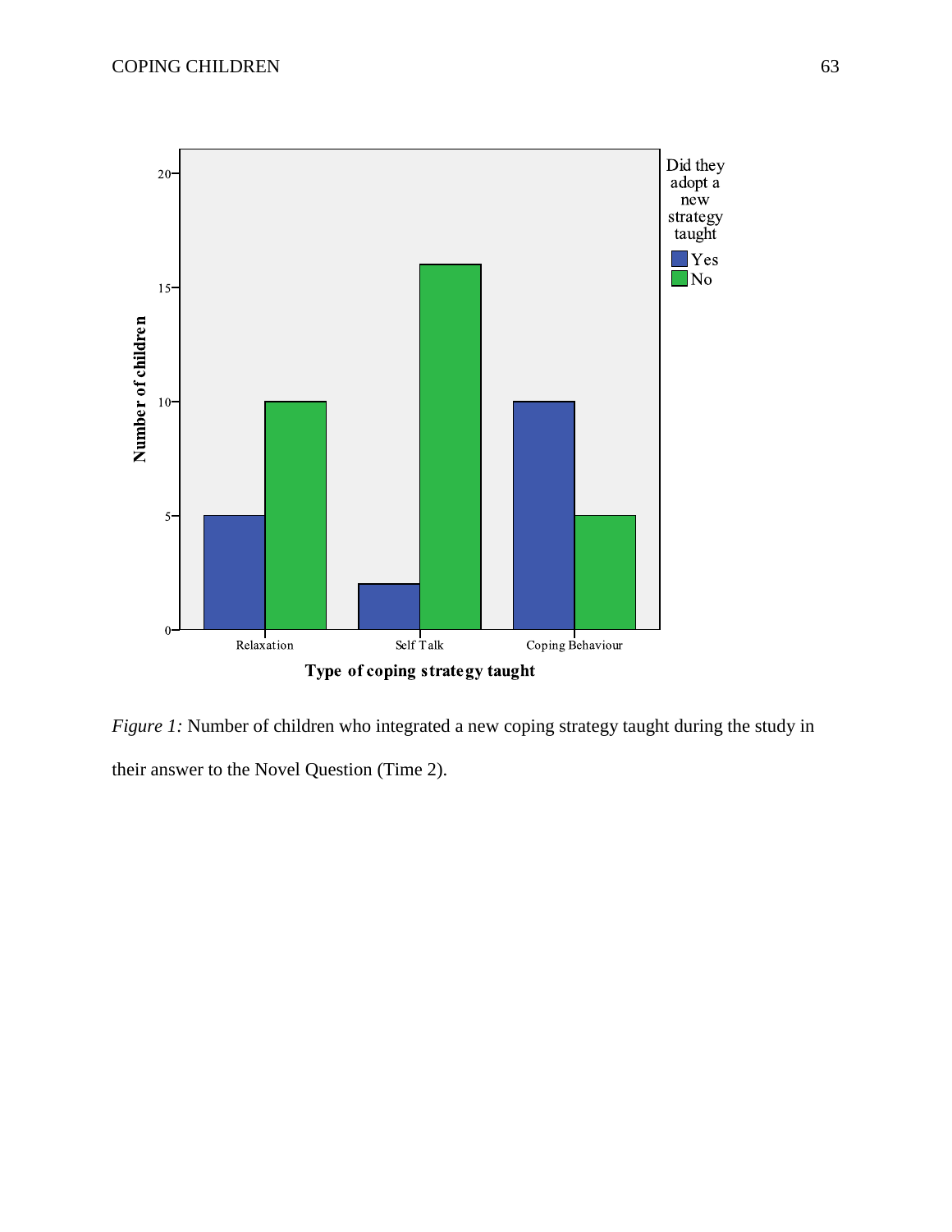*Figure 1:* Number of children who integrated a new coping strategy taught during the study in their answer to the Novel Question (Time 2).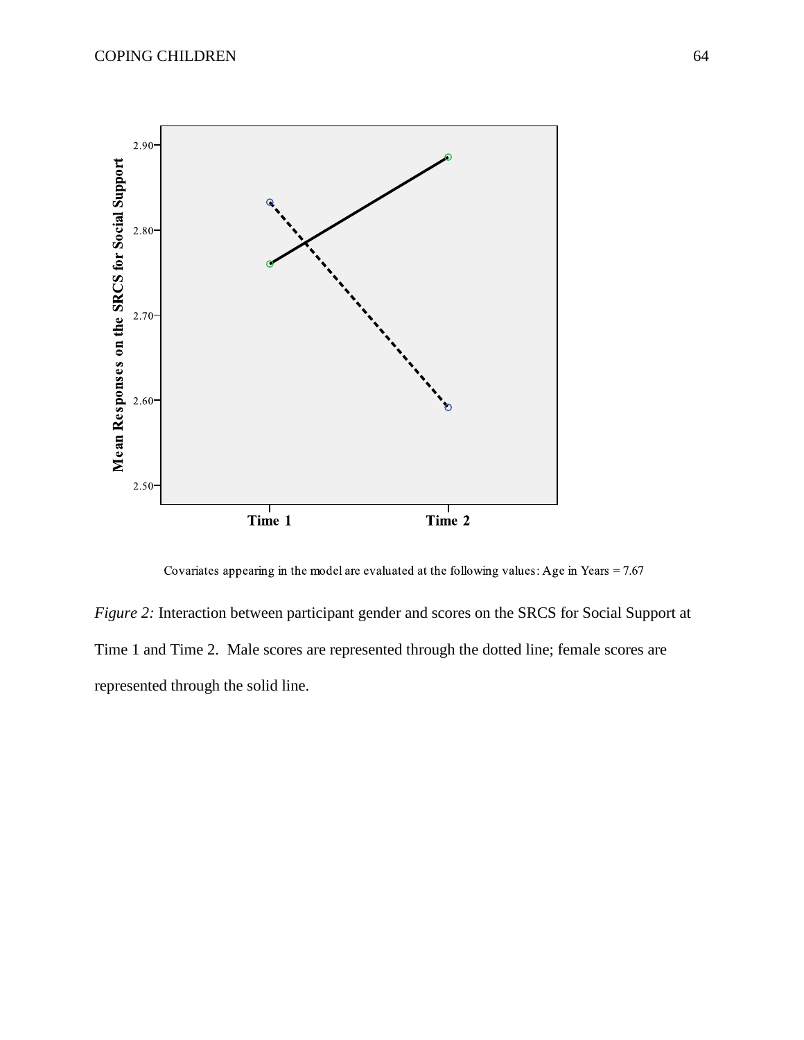Covariates appearing in the model are evaluated at the following values: Age in Years = 7.67

*Figure 2:* Interaction between participant gender and scores on the SRCS for Social Support at Time 1 and Time 2. Male scores are represented through the dotted line; female scores are represented through the solid line.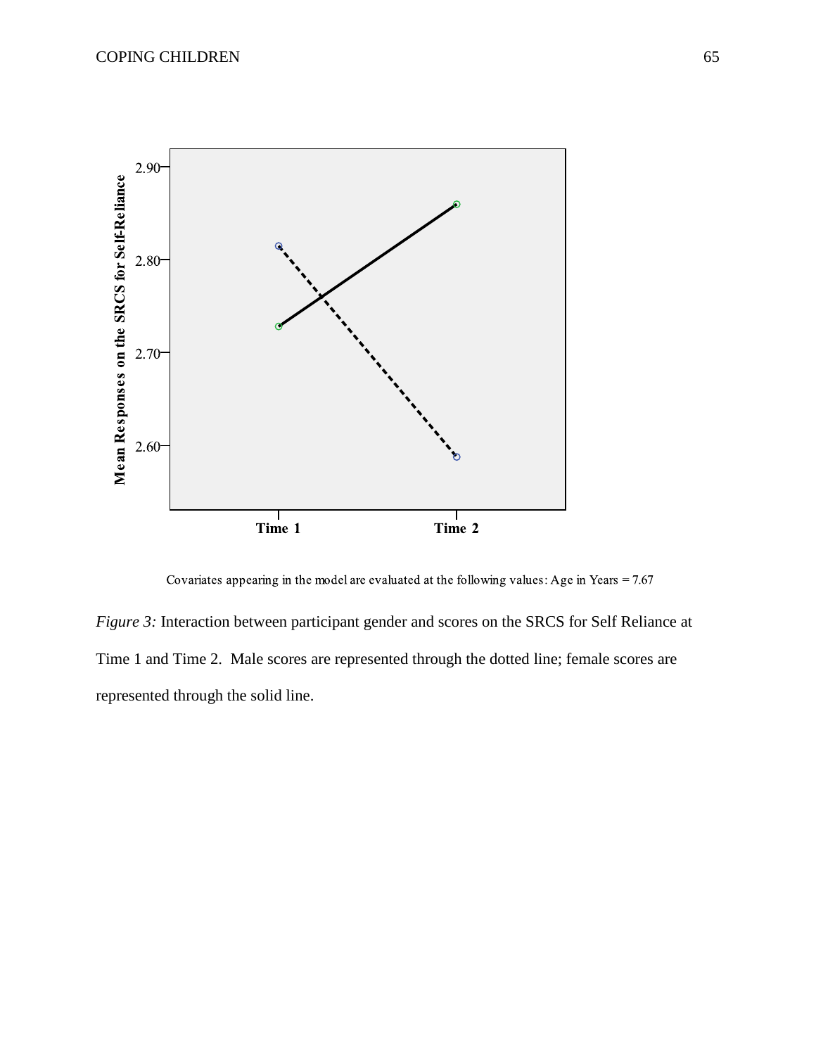Covariates appearing in the model are evaluated at the following values: Age in Years = 7.67

*Figure 3:* Interaction between participant gender and scores on the SRCS for Self Reliance at Time 1 and Time 2. Male scores are represented through the dotted line; female scores are represented through the solid line.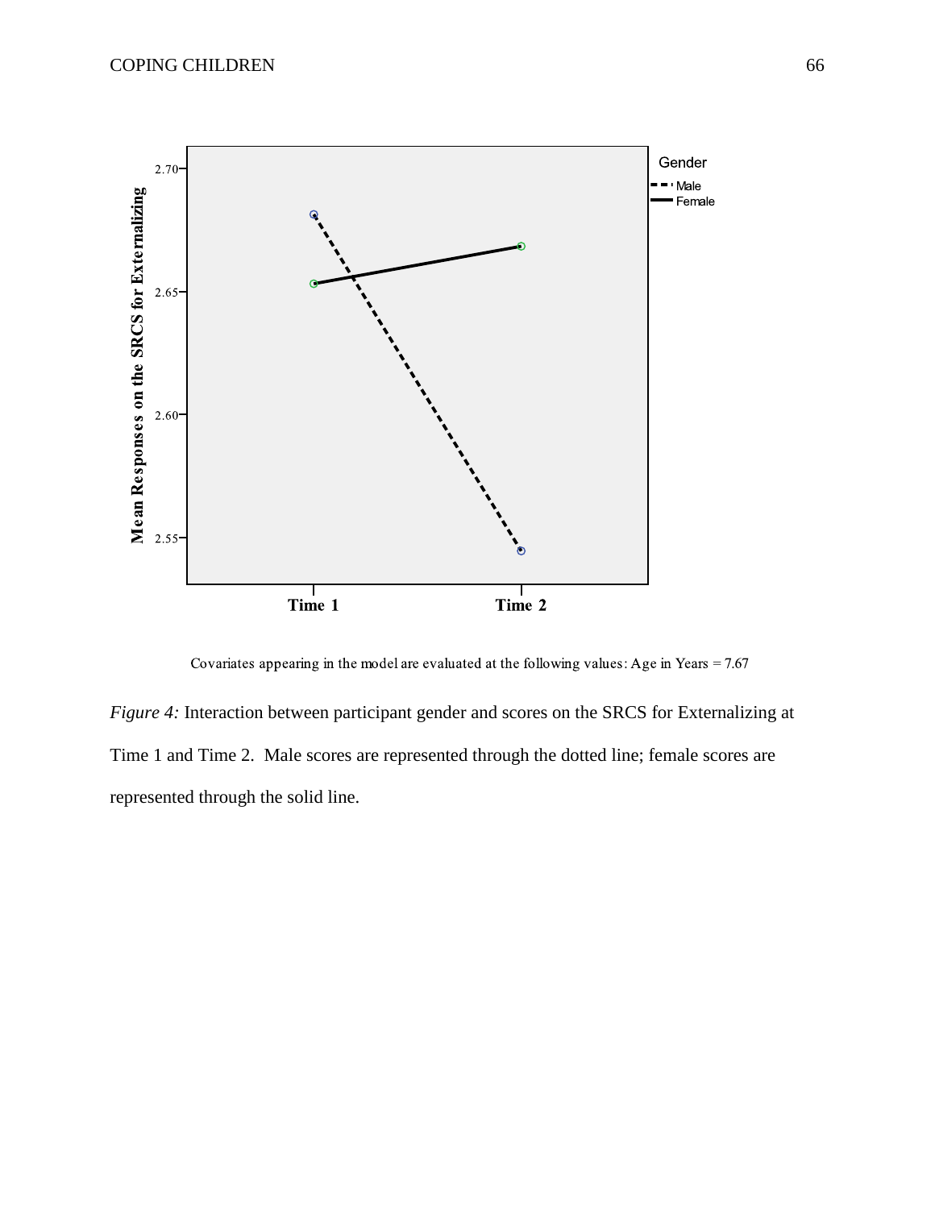Covariates appearing in the model are evaluated at the following values: Age in Years = 7.67

*Figure 4:* Interaction between participant gender and scores on the SRCS for Externalizing at Time 1 and Time 2. Male scores are represented through the dotted line; female scores are represented through the solid line.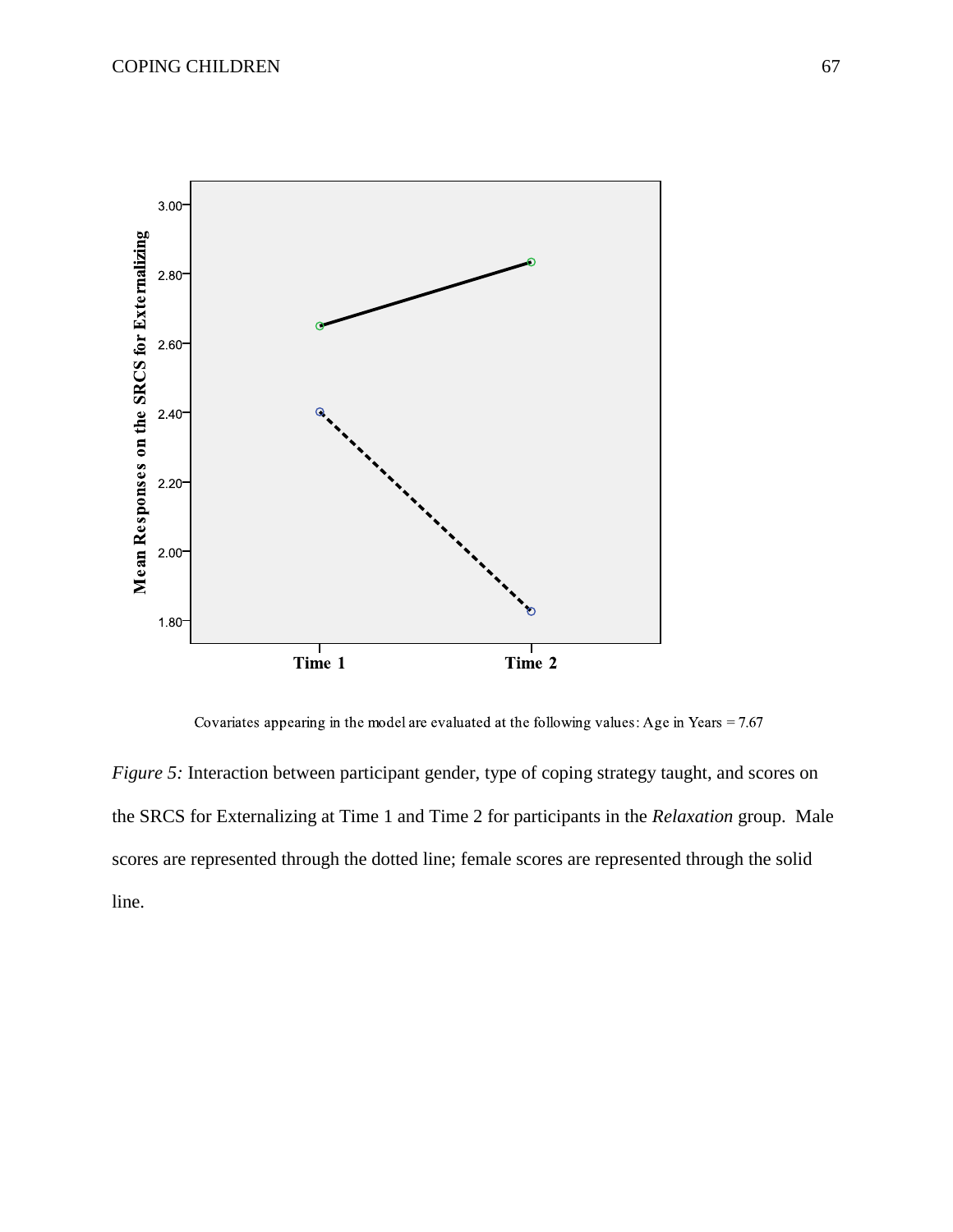Covariates appearing in the model are evaluated at the following values: Age in Years = 7.67

*Figure 5:* Interaction between participant gender, type of coping strategy taught, and scores on the SRCS for Externalizing at Time 1 and Time 2 for participants in the *Relaxation* group. Male scores are represented through the dotted line; female scores are represented through the solid line.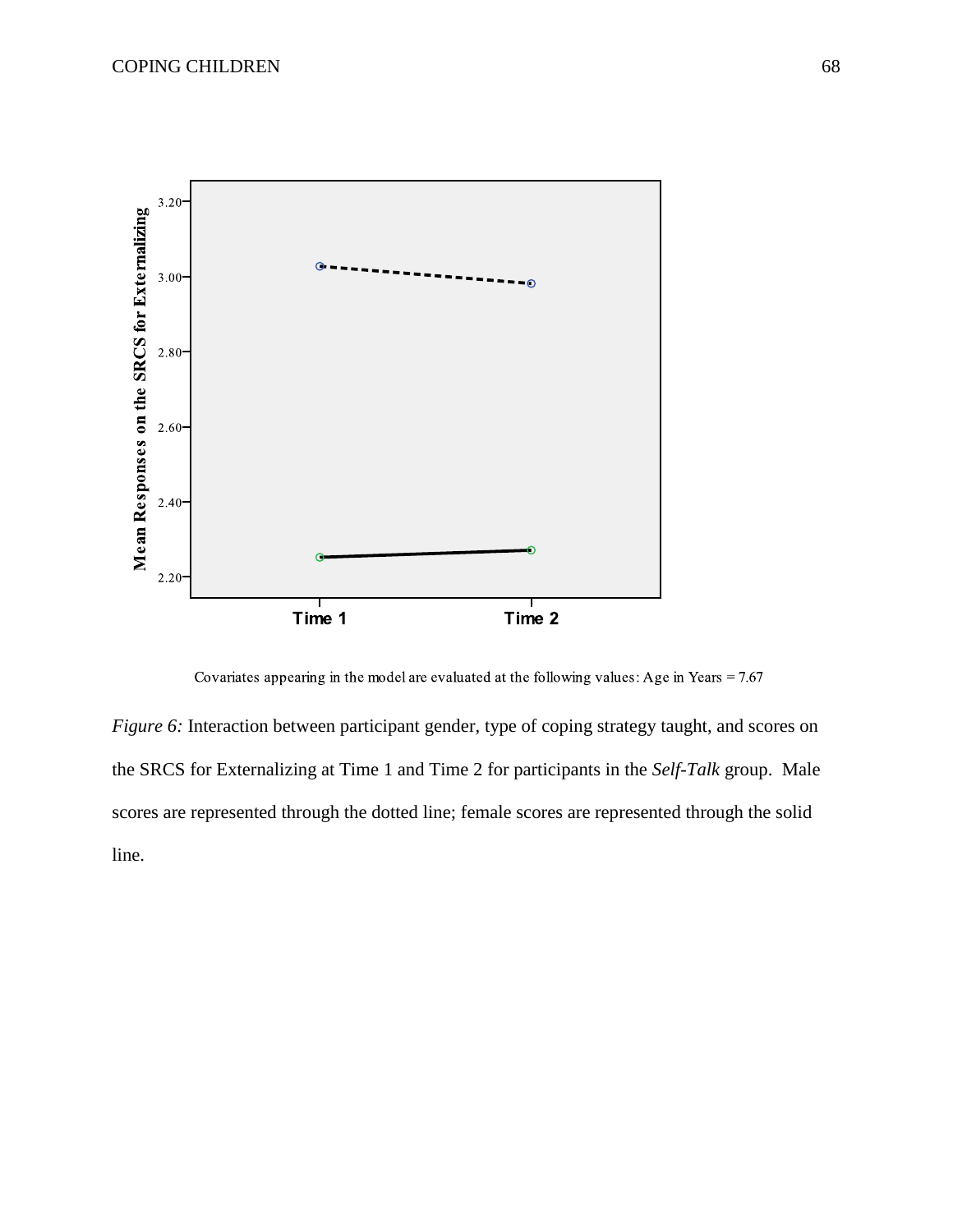Covariates appearing in the model are evaluated at the following values: Age in Years = 7.67

*Figure 6:* Interaction between participant gender, type of coping strategy taught, and scores on the SRCS for Externalizing at Time 1 and Time 2 for participants in the *Self-Talk* group. Male scores are represented through the dotted line; female scores are represented through the solid line.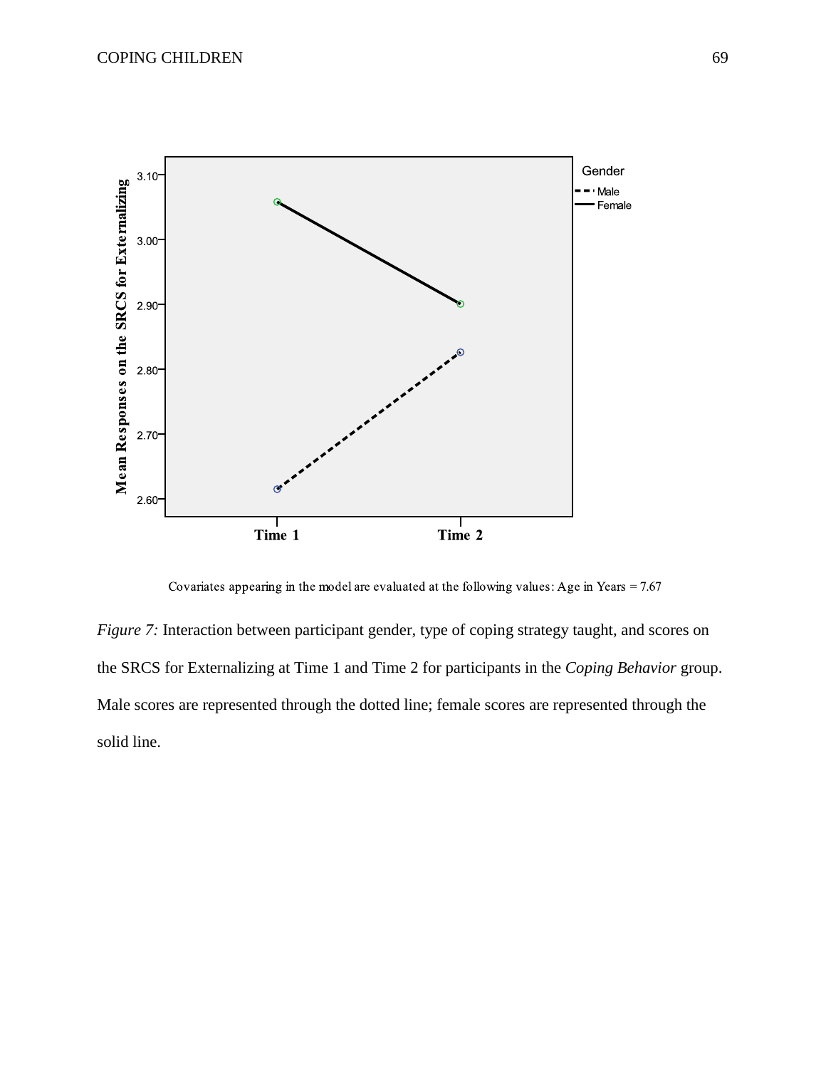Mean Responses on the SRCS for Externalizing

3.10
3.00
2.90
2.80
2.70
2.60

Time 1
Time 2

Gender
Male
Female

Covariates appearing in the model are evaluated at the following values: Age in Years = 7.67

*Figure 7:* Interaction between participant gender, type of coping strategy taught, and scores on the SRCS for Externalizing at Time 1 and Time 2 for participants in the *Coping Behavior* group. Male scores are represented through the dotted line; female scores are represented through the solid line.